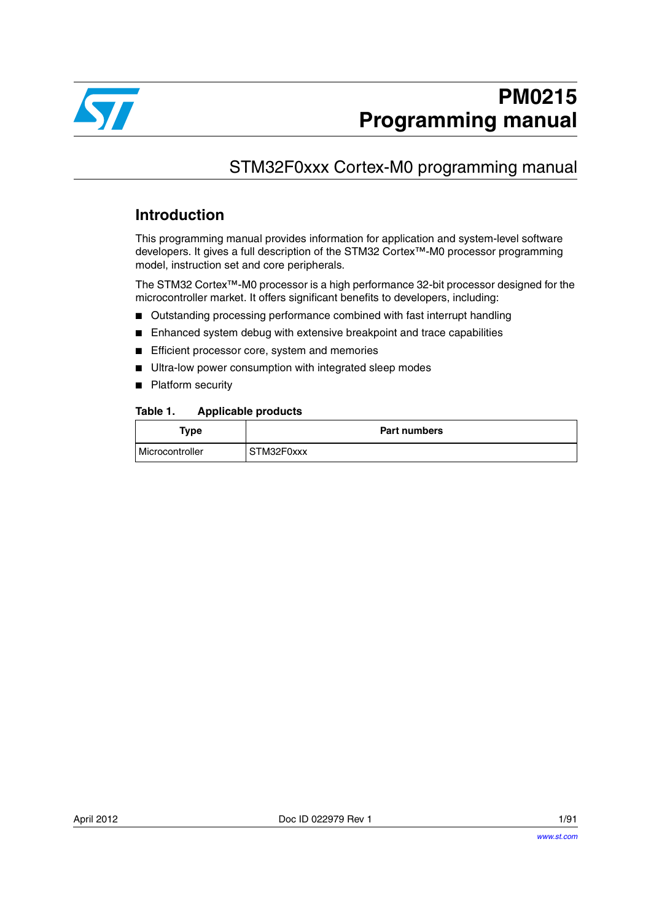# PM0215
# Programming manual

## STM32F0xxx Cortex-M0 programming manual

## Introduction

This programming manual provides information for application and system-level software developers. It gives a full description of the STM32 Cortex™-M0 processor programming model, instruction set and core peripherals.

The STM32 Cortex™-M0 processor is a high performance 32-bit processor designed for the microcontroller market. It offers significant benefits to developers, including:

- Outstanding processing performance combined with fast interrupt handling
- Enhanced system debug with extensive breakpoint and trace capabilities
- Efficient processor core, system and memories
- Ultra-low power consumption with integrated sleep modes
- Platform security

**Table 1. Applicable products**

| Type | Part numbers |
|---|---|
| Microcontroller | STM32F0xxx |

April 2012 Doc ID 022979 Rev 1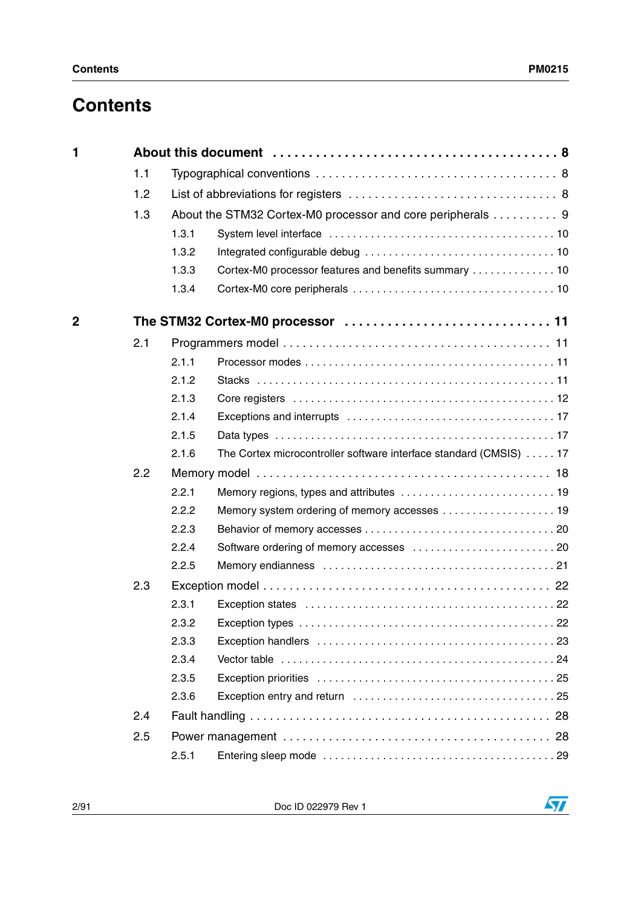# Contents

| | | | |
|---|---|---|---|
| **1** | **About this document** | | **8** |
| | 1.1 | Typographical conventions | 8 |
| | 1.2 | List of abbreviations for registers | 8 |
| | 1.3 | About the STM32 Cortex-M0 processor and core peripherals | 9 |
| | | 1.3.1 System level interface | 10 |
| | | 1.3.2 Integrated configurable debug | 10 |
| | | 1.3.3 Cortex-M0 processor features and benefits summary | 10 |
| | | 1.3.4 Cortex-M0 core peripherals | 10 |
| **2** | **The STM32 Cortex-M0 processor** | | **11** |
| | 2.1 | Programmers model | 11 |
| | | 2.1.1 Processor modes | 11 |
| | | 2.1.2 Stacks | 11 |
| | | 2.1.3 Core registers | 12 |
| | | 2.1.4 Exceptions and interrupts | 17 |
| | | 2.1.5 Data types | 17 |
| | | 2.1.6 The Cortex microcontroller software interface standard (CMSIS) | 17 |
| | 2.2 | Memory model | 18 |
| | | 2.2.1 Memory regions, types and attributes | 19 |
| | | 2.2.2 Memory system ordering of memory accesses | 19 |
| | | 2.2.3 Behavior of memory accesses | 20 |
| | | 2.2.4 Software ordering of memory accesses | 20 |
| | | 2.2.5 Memory endianness | 21 |
| | 2.3 | Exception model | 22 |
| | | 2.3.1 Exception states | 22 |
| | | 2.3.2 Exception types | 22 |
| | | 2.3.3 Exception handlers | 23 |
| | | 2.3.4 Vector table | 24 |
| | | 2.3.5 Exception priorities | 25 |
| | | 2.3.6 Exception entry and return | 25 |
| | 2.4 | Fault handling | 28 |
| | 2.5 | Power management | 28 |
| | | 2.5.1 Entering sleep mode | 29 |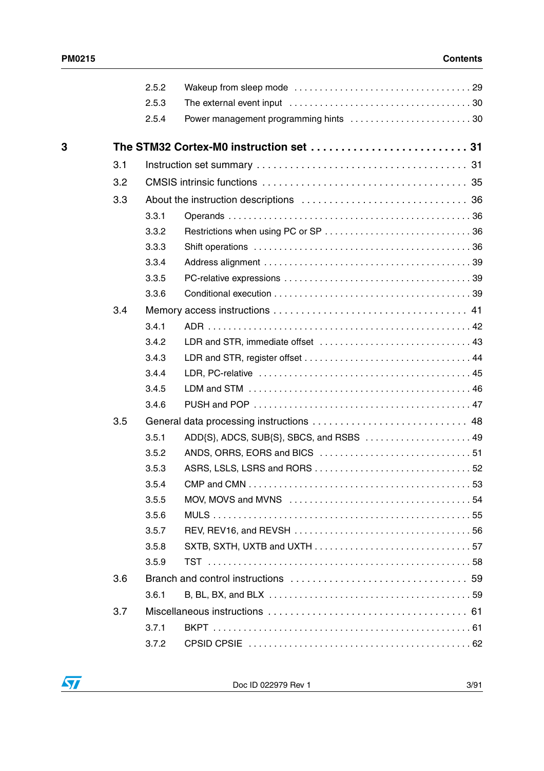2.5.2 Wakeup from sleep mode . . . . . . . . . . . . . . . . . . . . . . . . . . . . . . . . . . 29

2.5.3 The external event input . . . . . . . . . . . . . . . . . . . . . . . . . . . . . . . . . . 30

2.5.4 Power management programming hints . . . . . . . . . . . . . . . . . . . . . . . 30

**3 The STM32 Cortex-M0 instruction set . . . . . . . . . . . . . . . . . . . . . . . . . 31**

3.1 Instruction set summary . . . . . . . . . . . . . . . . . . . . . . . . . . . . . . . . . . . . 31

3.2 CMSIS intrinsic functions . . . . . . . . . . . . . . . . . . . . . . . . . . . . . . . . . . . 35

3.3 About the instruction descriptions . . . . . . . . . . . . . . . . . . . . . . . . . . . . 36

3.3.1 Operands . . . . . . . . . . . . . . . . . . . . . . . . . . . . . . . . . . . . . . . . . . . . . 36

3.3.2 Restrictions when using PC or SP . . . . . . . . . . . . . . . . . . . . . . . . . . . . 36

3.3.3 Shift operations . . . . . . . . . . . . . . . . . . . . . . . . . . . . . . . . . . . . . . . . . 36

3.3.4 Address alignment . . . . . . . . . . . . . . . . . . . . . . . . . . . . . . . . . . . . . . . 39

3.3.5 PC-relative expressions . . . . . . . . . . . . . . . . . . . . . . . . . . . . . . . . . . . 39

3.3.6 Conditional execution . . . . . . . . . . . . . . . . . . . . . . . . . . . . . . . . . . . . . 39

3.4 Memory access instructions . . . . . . . . . . . . . . . . . . . . . . . . . . . . . . . . . 41

3.4.1 ADR . . . . . . . . . . . . . . . . . . . . . . . . . . . . . . . . . . . . . . . . . . . . . . . . . 42

3.4.2 LDR and STR, immediate offset . . . . . . . . . . . . . . . . . . . . . . . . . . . . . 43

3.4.3 LDR and STR, register offset . . . . . . . . . . . . . . . . . . . . . . . . . . . . . . . 44

3.4.4 LDR, PC-relative . . . . . . . . . . . . . . . . . . . . . . . . . . . . . . . . . . . . . . . . 45

3.4.5 LDM and STM . . . . . . . . . . . . . . . . . . . . . . . . . . . . . . . . . . . . . . . . . . 46

3.4.6 PUSH and POP . . . . . . . . . . . . . . . . . . . . . . . . . . . . . . . . . . . . . . . . . 47

3.5 General data processing instructions . . . . . . . . . . . . . . . . . . . . . . . . . . . 48

3.5.1 ADD{S}, ADCS, SUB{S}, SBCS, and RSBS . . . . . . . . . . . . . . . . . . . . . 49

3.5.2 ANDS, ORRS, EORS and BICS . . . . . . . . . . . . . . . . . . . . . . . . . . . . . . 51

3.5.3 ASRS, LSLS, LSRS and RORS . . . . . . . . . . . . . . . . . . . . . . . . . . . . . . 52

3.5.4 CMP and CMN . . . . . . . . . . . . . . . . . . . . . . . . . . . . . . . . . . . . . . . . . 53

3.5.5 MOV, MOVS and MVNS . . . . . . . . . . . . . . . . . . . . . . . . . . . . . . . . . . . 54

3.5.6 MULS . . . . . . . . . . . . . . . . . . . . . . . . . . . . . . . . . . . . . . . . . . . . . . . . 55

3.5.7 REV, REV16, and REVSH . . . . . . . . . . . . . . . . . . . . . . . . . . . . . . . . . 56

3.5.8 SXTB, SXTH, UXTB and UXTH . . . . . . . . . . . . . . . . . . . . . . . . . . . . . 57

3.5.9 TST . . . . . . . . . . . . . . . . . . . . . . . . . . . . . . . . . . . . . . . . . . . . . . . . . 58

3.6 Branch and control instructions . . . . . . . . . . . . . . . . . . . . . . . . . . . . . . . 59

3.6.1 B, BL, BX, and BLX . . . . . . . . . . . . . . . . . . . . . . . . . . . . . . . . . . . . . . 59

3.7 Miscellaneous instructions . . . . . . . . . . . . . . . . . . . . . . . . . . . . . . . . . . . 61

3.7.1 BKPT . . . . . . . . . . . . . . . . . . . . . . . . . . . . . . . . . . . . . . . . . . . . . . . . . 61

3.7.2 CPSID CPSIE . . . . . . . . . . . . . . . . . . . . . . . . . . . . . . . . . . . . . . . . . . 62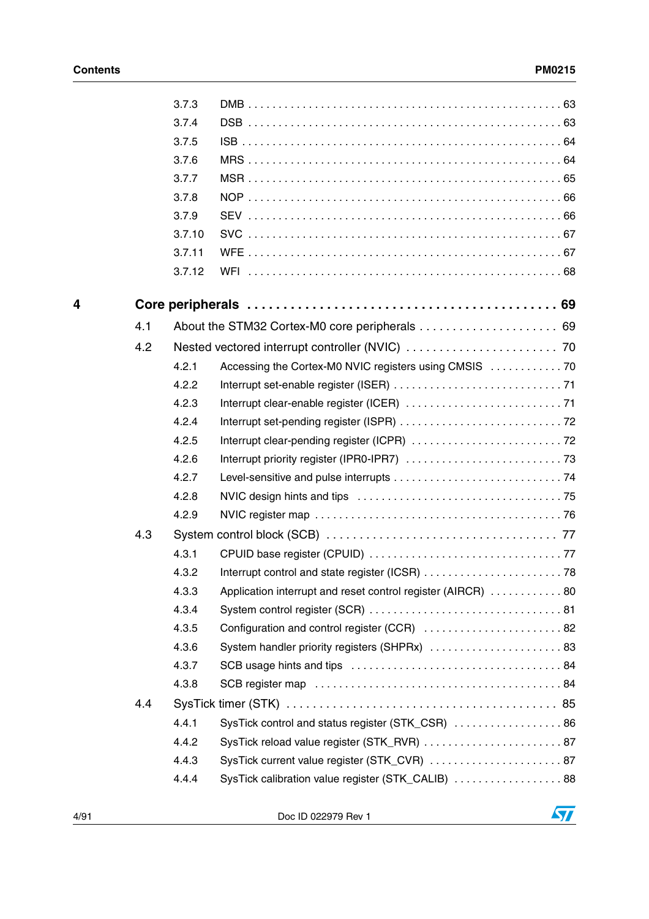3.7.3 DMB . . . . . . . . . . . . . . . . . . . . . . . . . . . . . . . . . . . . . . . . . . . . . . . . 63

3.7.4 DSB . . . . . . . . . . . . . . . . . . . . . . . . . . . . . . . . . . . . . . . . . . . . . . . . 63

3.7.5 ISB . . . . . . . . . . . . . . . . . . . . . . . . . . . . . . . . . . . . . . . . . . . . . . . . . 64

3.7.6 MRS . . . . . . . . . . . . . . . . . . . . . . . . . . . . . . . . . . . . . . . . . . . . . . . . 64

3.7.7 MSR . . . . . . . . . . . . . . . . . . . . . . . . . . . . . . . . . . . . . . . . . . . . . . . . 65

3.7.8 NOP . . . . . . . . . . . . . . . . . . . . . . . . . . . . . . . . . . . . . . . . . . . . . . . . 66

3.7.9 SEV . . . . . . . . . . . . . . . . . . . . . . . . . . . . . . . . . . . . . . . . . . . . . . . . 66

3.7.10 SVC . . . . . . . . . . . . . . . . . . . . . . . . . . . . . . . . . . . . . . . . . . . . . . . . 67

3.7.11 WFE . . . . . . . . . . . . . . . . . . . . . . . . . . . . . . . . . . . . . . . . . . . . . . . . 67

3.7.12 WFI . . . . . . . . . . . . . . . . . . . . . . . . . . . . . . . . . . . . . . . . . . . . . . . . 68

**4 Core peripherals . . . . . . . . . . . . . . . . . . . . . . . . . . . . . . . . . . . . . . . . . 69**

4.1 About the STM32 Cortex-M0 core peripherals . . . . . . . . . . . . . . . . . . . . . 69

4.2 Nested vectored interrupt controller (NVIC) . . . . . . . . . . . . . . . . . . . . . . . 70

4.2.1 Accessing the Cortex-M0 NVIC registers using CMSIS . . . . . . . . . . . . 70

4.2.2 Interrupt set-enable register (ISER) . . . . . . . . . . . . . . . . . . . . . . . . . . . 71

4.2.3 Interrupt clear-enable register (ICER) . . . . . . . . . . . . . . . . . . . . . . . . . 71

4.2.4 Interrupt set-pending register (ISPR) . . . . . . . . . . . . . . . . . . . . . . . . . . 72

4.2.5 Interrupt clear-pending register (ICPR) . . . . . . . . . . . . . . . . . . . . . . . . 72

4.2.6 Interrupt priority register (IPR0-IPR7) . . . . . . . . . . . . . . . . . . . . . . . . . 73

4.2.7 Level-sensitive and pulse interrupts . . . . . . . . . . . . . . . . . . . . . . . . . . . 74

4.2.8 NVIC design hints and tips . . . . . . . . . . . . . . . . . . . . . . . . . . . . . . . . . 75

4.2.9 NVIC register map . . . . . . . . . . . . . . . . . . . . . . . . . . . . . . . . . . . . . . . 76

4.3 System control block (SCB) . . . . . . . . . . . . . . . . . . . . . . . . . . . . . . . . . . 77

4.3.1 CPUID base register (CPUID) . . . . . . . . . . . . . . . . . . . . . . . . . . . . . . . 77

4.3.2 Interrupt control and state register (ICSR) . . . . . . . . . . . . . . . . . . . . . . . 78

4.3.3 Application interrupt and reset control register (AIRCR) . . . . . . . . . . . . 80

4.3.4 System control register (SCR) . . . . . . . . . . . . . . . . . . . . . . . . . . . . . . . 81

4.3.5 Configuration and control register (CCR) . . . . . . . . . . . . . . . . . . . . . . . 82

4.3.6 System handler priority registers (SHPRx) . . . . . . . . . . . . . . . . . . . . . . 83

4.3.7 SCB usage hints and tips . . . . . . . . . . . . . . . . . . . . . . . . . . . . . . . . . . 84

4.3.8 SCB register map . . . . . . . . . . . . . . . . . . . . . . . . . . . . . . . . . . . . . . . . 84

4.4 SysTick timer (STK) . . . . . . . . . . . . . . . . . . . . . . . . . . . . . . . . . . . . . . . . 85

4.4.1 SysTick control and status register (STK_CSR) . . . . . . . . . . . . . . . . . . 86

4.4.2 SysTick reload value register (STK_RVR) . . . . . . . . . . . . . . . . . . . . . . . 87

4.4.3 SysTick current value register (STK_CVR) . . . . . . . . . . . . . . . . . . . . . . 87

4.4.4 SysTick calibration value register (STK_CALIB) . . . . . . . . . . . . . . . . . . 88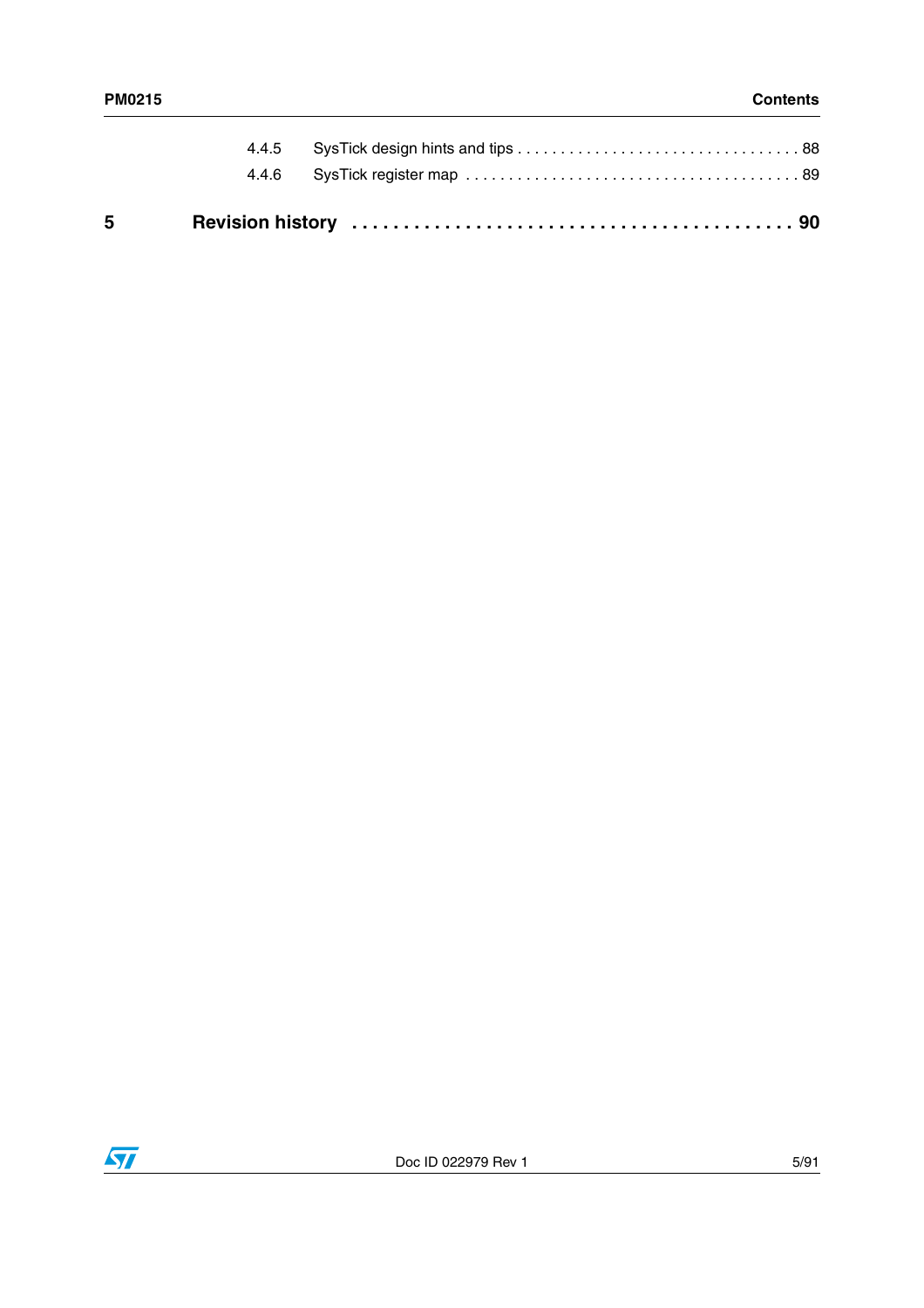4.4.5 SysTick design hints and tips . . . . . . . . . . . . . . . . . . . . . . . . . . . . . . . . . 88

4.4.6 SysTick register map . . . . . . . . . . . . . . . . . . . . . . . . . . . . . . . . . . . . . . 89

**5 Revision history . . . . . . . . . . . . . . . . . . . . . . . . . . . . . . . . . . . . . . . . . . 90**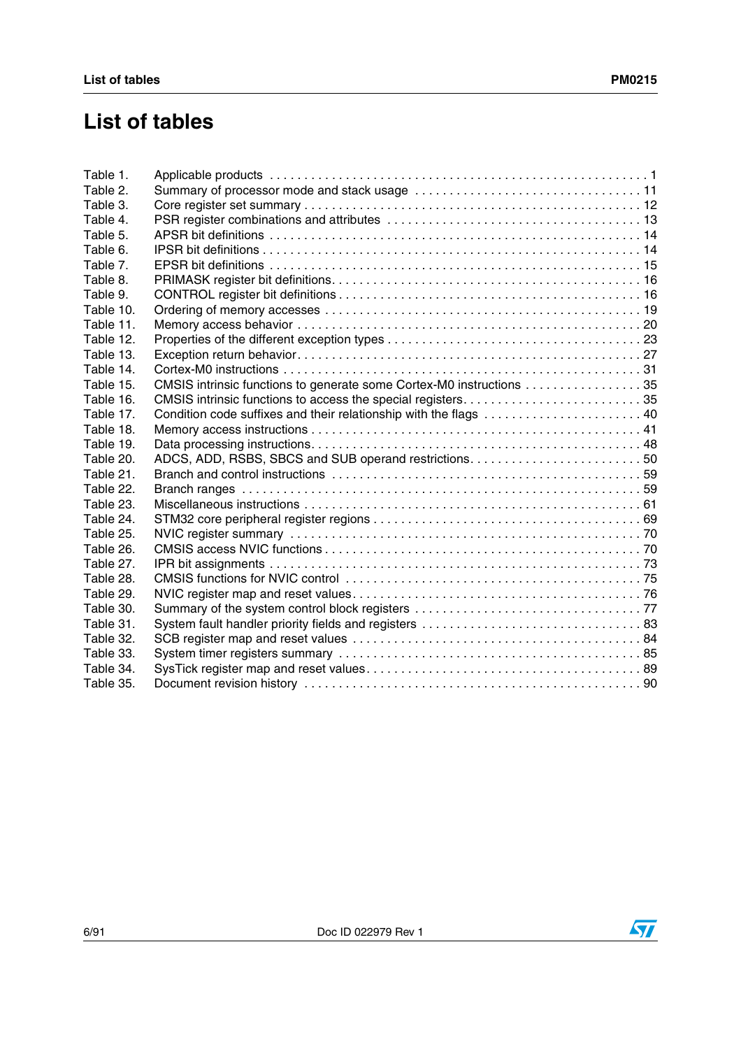# List of tables

| | | |
|---|---|---|
| Table 1. | Applicable products | 1 |
| Table 2. | Summary of processor mode and stack usage | 11 |
| Table 3. | Core register set summary | 12 |
| Table 4. | PSR register combinations and attributes | 13 |
| Table 5. | APSR bit definitions | 14 |
| Table 6. | IPSR bit definitions | 14 |
| Table 7. | EPSR bit definitions | 15 |
| Table 8. | PRIMASK register bit definitions | 16 |
| Table 9. | CONTROL register bit definitions | 16 |
| Table 10. | Ordering of memory accesses | 19 |
| Table 11. | Memory access behavior | 20 |
| Table 12. | Properties of the different exception types | 23 |
| Table 13. | Exception return behavior | 27 |
| Table 14. | Cortex-M0 instructions | 31 |
| Table 15. | CMSIS intrinsic functions to generate some Cortex-M0 instructions | 35 |
| Table 16. | CMSIS intrinsic functions to access the special registers | 35 |
| Table 17. | Condition code suffixes and their relationship with the flags | 40 |
| Table 18. | Memory access instructions | 41 |
| Table 19. | Data processing instructions | 48 |
| Table 20. | ADCS, ADD, RSBS, SBCS and SUB operand restrictions | 50 |
| Table 21. | Branch and control instructions | 59 |
| Table 22. | Branch ranges | 59 |
| Table 23. | Miscellaneous instructions | 61 |
| Table 24. | STM32 core peripheral register regions | 69 |
| Table 25. | NVIC register summary | 70 |
| Table 26. | CMSIS access NVIC functions | 70 |
| Table 27. | IPR bit assignments | 73 |
| Table 28. | CMSIS functions for NVIC control | 75 |
| Table 29. | NVIC register map and reset values | 76 |
| Table 30. | Summary of the system control block registers | 77 |
| Table 31. | System fault handler priority fields and registers | 83 |
| Table 32. | SCB register map and reset values | 84 |
| Table 33. | System timer registers summary | 85 |
| Table 34. | SysTick register map and reset values | 89 |
| Table 35. | Document revision history | 90 |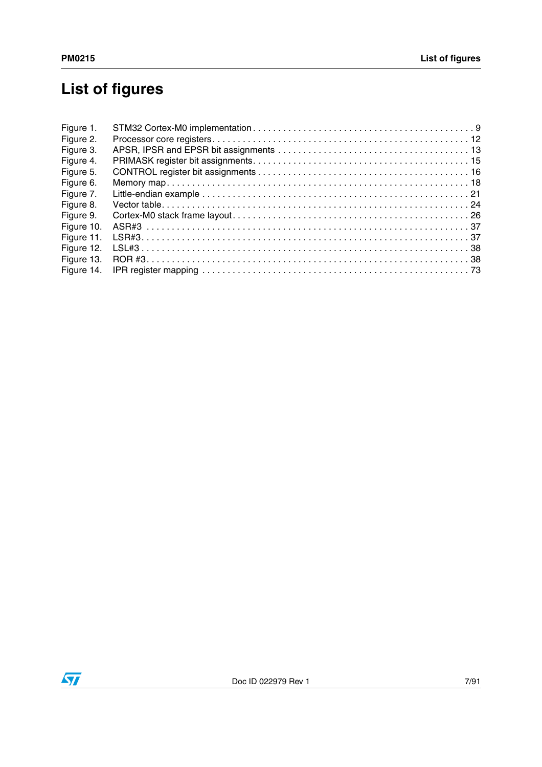# List of figures

Figure 1. STM32 Cortex-M0 implementation . . . . . . . . . . . . . . . . . . . . . . . . . . . . . . . . . . . . . . . . . . 9
Figure 2. Processor core registers . . . . . . . . . . . . . . . . . . . . . . . . . . . . . . . . . . . . . . . . . . . . . . . . . 12
Figure 3. APSR, IPSR and EPSR bit assignments . . . . . . . . . . . . . . . . . . . . . . . . . . . . . . . . . . . . . 13
Figure 4. PRIMASK register bit assignments. . . . . . . . . . . . . . . . . . . . . . . . . . . . . . . . . . . . . . . . . 15
Figure 5. CONTROL register bit assignments . . . . . . . . . . . . . . . . . . . . . . . . . . . . . . . . . . . . . . . . 16
Figure 6. Memory map . . . . . . . . . . . . . . . . . . . . . . . . . . . . . . . . . . . . . . . . . . . . . . . . . . . . . . . . . 18
Figure 7. Little-endian example . . . . . . . . . . . . . . . . . . . . . . . . . . . . . . . . . . . . . . . . . . . . . . . . . . . 21
Figure 8. Vector table. . . . . . . . . . . . . . . . . . . . . . . . . . . . . . . . . . . . . . . . . . . . . . . . . . . . . . . . . . . 24
Figure 9. Cortex-M0 stack frame layout. . . . . . . . . . . . . . . . . . . . . . . . . . . . . . . . . . . . . . . . . . . . . . 26
Figure 10. ASR#3 . . . . . . . . . . . . . . . . . . . . . . . . . . . . . . . . . . . . . . . . . . . . . . . . . . . . . . . . . . . . . . 37
Figure 11. LSR#3. . . . . . . . . . . . . . . . . . . . . . . . . . . . . . . . . . . . . . . . . . . . . . . . . . . . . . . . . . . . . . . 37
Figure 12. LSL#3 . . . . . . . . . . . . . . . . . . . . . . . . . . . . . . . . . . . . . . . . . . . . . . . . . . . . . . . . . . . . . . . 38
Figure 13. ROR #3. . . . . . . . . . . . . . . . . . . . . . . . . . . . . . . . . . . . . . . . . . . . . . . . . . . . . . . . . . . . . . 38
Figure 14. IPR register mapping . . . . . . . . . . . . . . . . . . . . . . . . . . . . . . . . . . . . . . . . . . . . . . . . . . . 73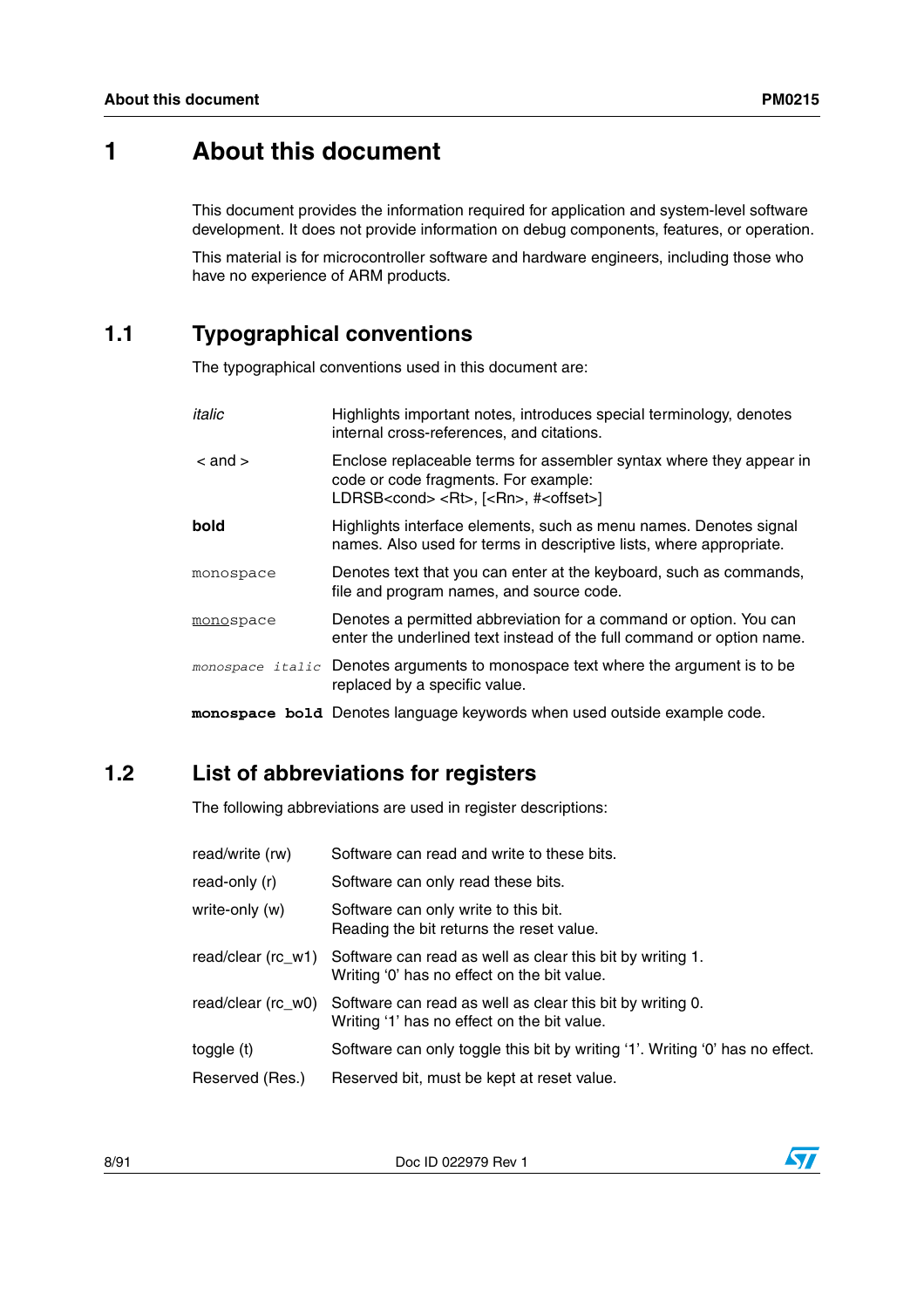# 1 About this document

This document provides the information required for application and system-level software development. It does not provide information on debug components, features, or operation.

This material is for microcontroller software and hardware engineers, including those who have no experience of ARM products.

## 1.1 Typographical conventions

The typographical conventions used in this document are:

| | |
|---|---|
| *italic* | Highlights important notes, introduces special terminology, denotes internal cross-references, and citations. |
| < and > | Enclose replaceable terms for assembler syntax where they appear in code or code fragments. For example: LDRSB<cond> <Rt>, [<Rn>, #<offset>] |
| **bold** | Highlights interface elements, such as menu names. Denotes signal names. Also used for terms in descriptive lists, where appropriate. |
| `monospace` | Denotes text that you can enter at the keyboard, such as commands, file and program names, and source code. |
| <u>`mono`</u>`space` | Denotes a permitted abbreviation for a command or option. You can enter the underlined text instead of the full command or option name. |
| *`monospace italic`* | Denotes arguments to monospace text where the argument is to be replaced by a specific value. |
| **`monospace bold`** | Denotes language keywords when used outside example code. |

## 1.2 List of abbreviations for registers

The following abbreviations are used in register descriptions:

| | |
|---|---|
| read/write (rw) | Software can read and write to these bits. |
| read-only (r) | Software can only read these bits. |
| write-only (w) | Software can only write to this bit. Reading the bit returns the reset value. |
| read/clear (rc_w1) | Software can read as well as clear this bit by writing 1. Writing ‘0’ has no effect on the bit value. |
| read/clear (rc_w0) | Software can read as well as clear this bit by writing 0. Writing ‘1’ has no effect on the bit value. |
| toggle (t) | Software can only toggle this bit by writing ‘1’. Writing ‘0’ has no effect. |
| Reserved (Res.) | Reserved bit, must be kept at reset value. |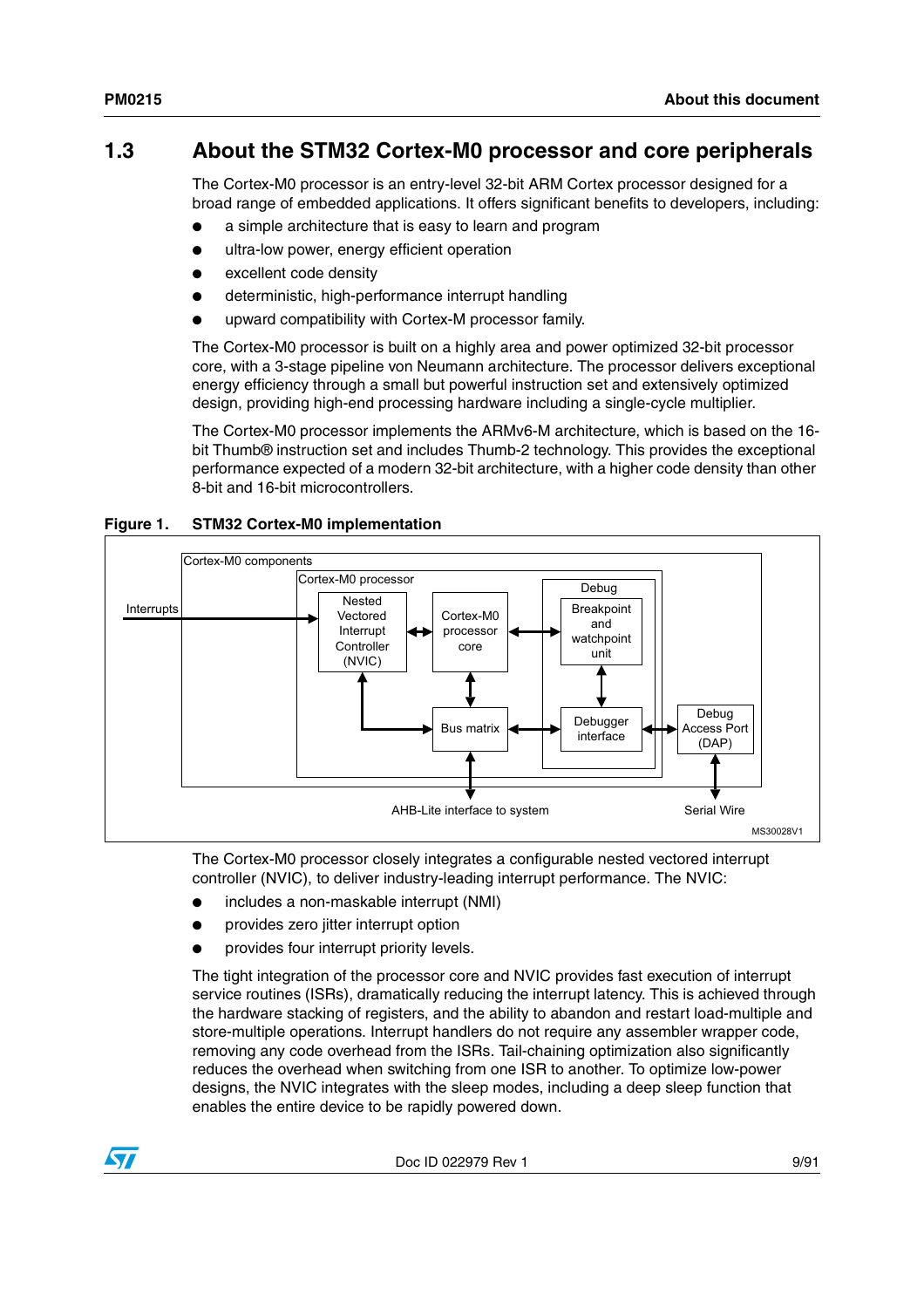## 1.3 About the STM32 Cortex-M0 processor and core peripherals

The Cortex-M0 processor is an entry-level 32-bit ARM Cortex processor designed for a broad range of embedded applications. It offers significant benefits to developers, including:

- a simple architecture that is easy to learn and program
- ultra-low power, energy efficient operation
- excellent code density
- deterministic, high-performance interrupt handling
- upward compatibility with Cortex-M processor family.

The Cortex-M0 processor is built on a highly area and power optimized 32-bit processor core, with a 3-stage pipeline von Neumann architecture. The processor delivers exceptional energy efficiency through a small but powerful instruction set and extensively optimized design, providing high-end processing hardware including a single-cycle multiplier.

The Cortex-M0 processor implements the ARMv6-M architecture, which is based on the 16-bit Thumb® instruction set and includes Thumb-2 technology. This provides the exceptional performance expected of a modern 32-bit architecture, with a higher code density than other 8-bit and 16-bit microcontrollers.

**Figure 1. STM32 Cortex-M0 implementation**

The Cortex-M0 processor closely integrates a configurable nested vectored interrupt controller (NVIC), to deliver industry-leading interrupt performance. The NVIC:

- includes a non-maskable interrupt (NMI)
- provides zero jitter interrupt option
- provides four interrupt priority levels.

The tight integration of the processor core and NVIC provides fast execution of interrupt service routines (ISRs), dramatically reducing the interrupt latency. This is achieved through the hardware stacking of registers, and the ability to abandon and restart load-multiple and store-multiple operations. Interrupt handlers do not require any assembler wrapper code, removing any code overhead from the ISRs. Tail-chaining optimization also significantly reduces the overhead when switching from one ISR to another. To optimize low-power designs, the NVIC integrates with the sleep modes, including a deep sleep function that enables the entire device to be rapidly powered down.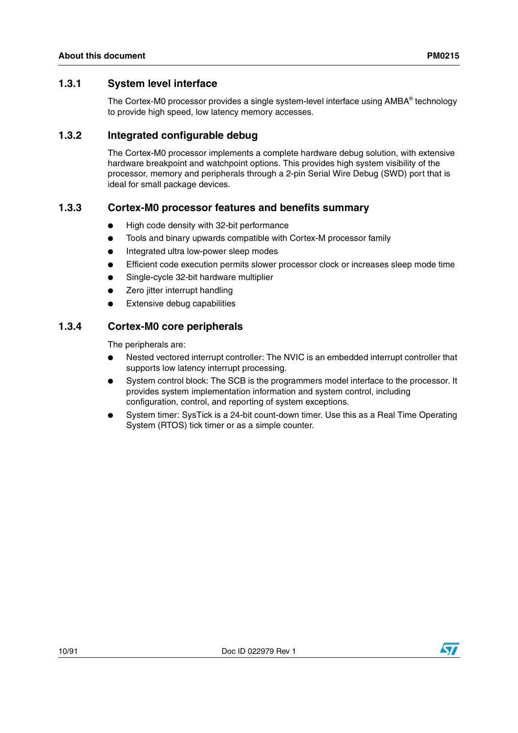### 1.3.1 System level interface

The Cortex-M0 processor provides a single system-level interface using AMBA® technology to provide high speed, low latency memory accesses.

### 1.3.2 Integrated configurable debug

The Cortex-M0 processor implements a complete hardware debug solution, with extensive hardware breakpoint and watchpoint options. This provides high system visibility of the processor, memory and peripherals through a 2-pin Serial Wire Debug (SWD) port that is ideal for small package devices.

### 1.3.3 Cortex-M0 processor features and benefits summary

- High code density with 32-bit performance
- Tools and binary upwards compatible with Cortex-M processor family
- Integrated ultra low-power sleep modes
- Efficient code execution permits slower processor clock or increases sleep mode time
- Single-cycle 32-bit hardware multiplier
- Zero jitter interrupt handling
- Extensive debug capabilities

### 1.3.4 Cortex-M0 core peripherals

The peripherals are:

- Nested vectored interrupt controller: The NVIC is an embedded interrupt controller that supports low latency interrupt processing.
- System control block: The SCB is the programmers model interface to the processor. It provides system implementation information and system control, including configuration, control, and reporting of system exceptions.
- System timer: SysTick is a 24-bit count-down timer. Use this as a Real Time Operating System (RTOS) tick timer or as a simple counter.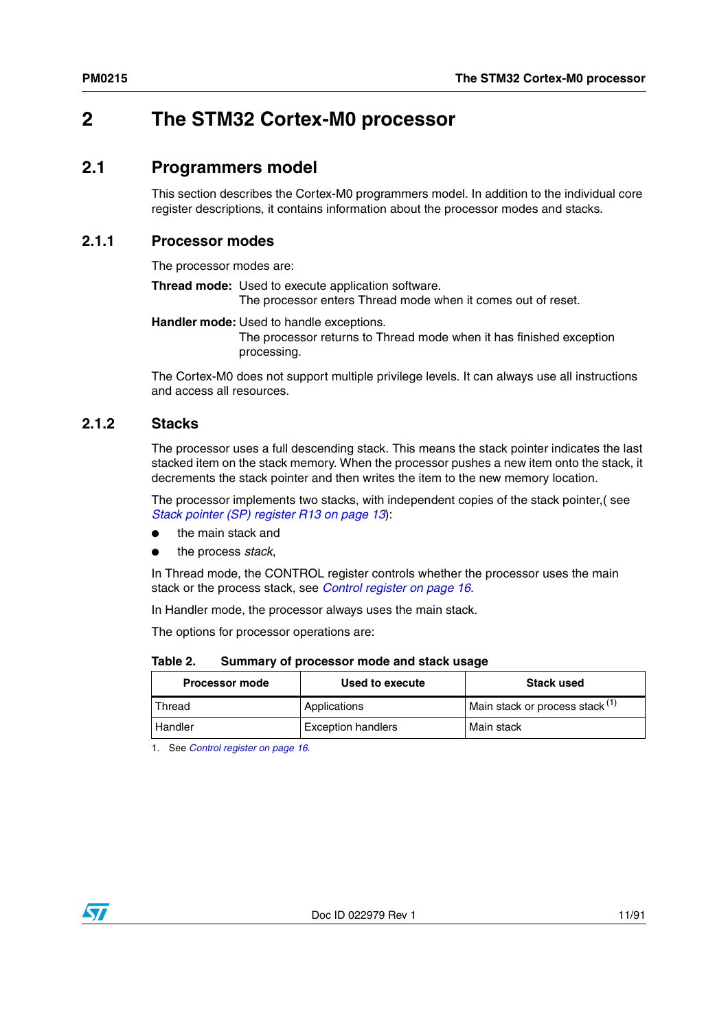# 2 The STM32 Cortex-M0 processor

## 2.1 Programmers model

This section describes the Cortex-M0 programmers model. In addition to the individual core register descriptions, it contains information about the processor modes and stacks.

### 2.1.1 Processor modes

The processor modes are:

**Thread mode:** Used to execute application software.
The processor enters Thread mode when it comes out of reset.

**Handler mode:** Used to handle exceptions.
The processor returns to Thread mode when it has finished exception processing.

The Cortex-M0 does not support multiple privilege levels. It can always use all instructions and access all resources.

### 2.1.2 Stacks

The processor uses a full descending stack. This means the stack pointer indicates the last stacked item on the stack memory. When the processor pushes a new item onto the stack, it decrements the stack pointer and then writes the item to the new memory location.

The processor implements two stacks, with independent copies of the stack pointer,( see *Stack pointer (SP) register R13 on page 13*):

- the main stack and
- the process *stack*,

In Thread mode, the CONTROL register controls whether the processor uses the main stack or the process stack, see *Control register on page 16*.

In Handler mode, the processor always uses the main stack.

The options for processor operations are:

**Table 2. Summary of processor mode and stack usage**

| Processor mode | Used to execute | Stack used |
|---|---|---|
| Thread | Applications | Main stack or process stack [1] |
| Handler | Exception handlers | Main stack |

1. See *Control register on page 16*.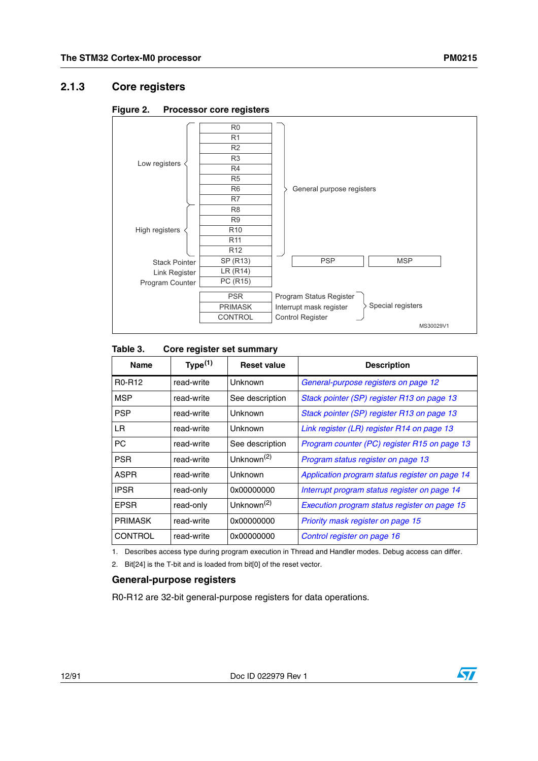### 2.1.3 Core registers

**Figure 2. Processor core registers**

| | Register | | |
|---|---|---|---|
| Low registers | R0 | General purpose registers | |
| | R1 | | |
| | R2 | | |
| | R3 | | |
| | R4 | | |
| | R5 | | |
| | R6 | | |
| | R7 | | |
| High registers | R8 | | |
| | R9 | | |
| | R10 | | |
| | R11 | | |
| | R12 | | |
| Stack Pointer | SP (R13) | PSP | MSP |
| Link Register | LR (R14) | | |
| Program Counter | PC (R15) | | |
| | PSR | Program Status Register | Special registers |
| | PRIMASK | Interrupt mask register | |
| | CONTROL | Control Register | |

MS30029V1

**Table 3. Core register set summary**

| Name | Type[1] | Reset value | Description |
|---|---|---|---|
| R0-R12 | read-write | Unknown | *General-purpose registers on page 12* |
| MSP | read-write | See description | *Stack pointer (SP) register R13 on page 13* |
| PSP | read-write | Unknown | *Stack pointer (SP) register R13 on page 13* |
| LR | read-write | Unknown | *Link register (LR) register R14 on page 13* |
| PC | read-write | See description | *Program counter (PC) register R15 on page 13* |
| PSR | read-write | Unknown[2] | *Program status register on page 13* |
| ASPR | read-write | Unknown | *Application program status register on page 14* |
| IPSR | read-only | 0x00000000 | *Interrupt program status register on page 14* |
| EPSR | read-only | Unknown[2] | *Execution program status register on page 15* |
| PRIMASK | read-write | 0x00000000 | *Priority mask register on page 15* |
| CONTROL | read-write | 0x00000000 | *Control register on page 16* |

1. Describes access type during program execution in Thread and Handler modes. Debug access can differ.
2. Bit[24] is the T-bit and is loaded from bit[0] of the reset vector.

#### General-purpose registers

R0-R12 are 32-bit general-purpose registers for data operations.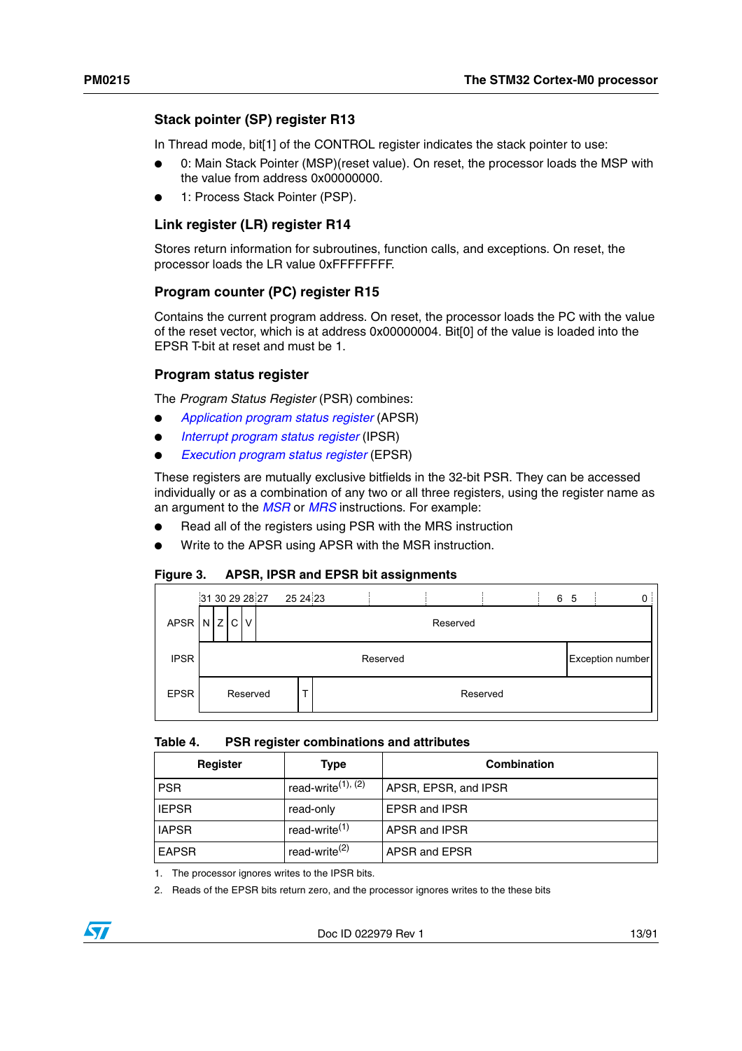### Stack pointer (SP) register R13

In Thread mode, bit[1] of the CONTROL register indicates the stack pointer to use:

- 0: Main Stack Pointer (MSP)(reset value). On reset, the processor loads the MSP with the value from address 0x00000000.
- 1: Process Stack Pointer (PSP).

### Link register (LR) register R14

Stores return information for subroutines, function calls, and exceptions. On reset, the processor loads the LR value 0xFFFFFFFF.

### Program counter (PC) register R15

Contains the current program address. On reset, the processor loads the PC with the value of the reset vector, which is at address 0x00000004. Bit[0] of the value is loaded into the EPSR T-bit at reset and must be 1.

### Program status register

The *Program Status Register* (PSR) combines:

- *Application program status register* (APSR)
- *Interrupt program status register* (IPSR)
- *Execution program status register* (EPSR)

These registers are mutually exclusive bitfields in the 32-bit PSR. They can be accessed individually or as a combination of any two or all three registers, using the register name as an argument to the *MSR* or *MRS* instructions. For example:

- Read all of the registers using PSR with the MRS instruction
- Write to the APSR using APSR with the MSR instruction.

**Figure 3. APSR, IPSR and EPSR bit assignments**

| | 31 | 30 | 29 | 28 | 27 ... 25 | 24 | 23 ... 6 | 5 ... 0 |
|---|---|---|---|---|---|---|---|---|
| APSR | N | Z | C | V | Reserved | | | |
| IPSR | Reserved | | | | | | | Exception number |
| EPSR | Reserved | | | | | T | Reserved | |

**Table 4. PSR register combinations and attributes**

| Register | Type | Combination |
|---|---|---|
| PSR | read-write[(1), (2)] | APSR, EPSR, and IPSR |
| IEPSR | read-only | EPSR and IPSR |
| IAPSR | read-write[(1)] | APSR and IPSR |
| EAPSR | read-write[(2)] | APSR and EPSR |

1. The processor ignores writes to the IPSR bits.
2. Reads of the EPSR bits return zero, and the processor ignores writes to the these bits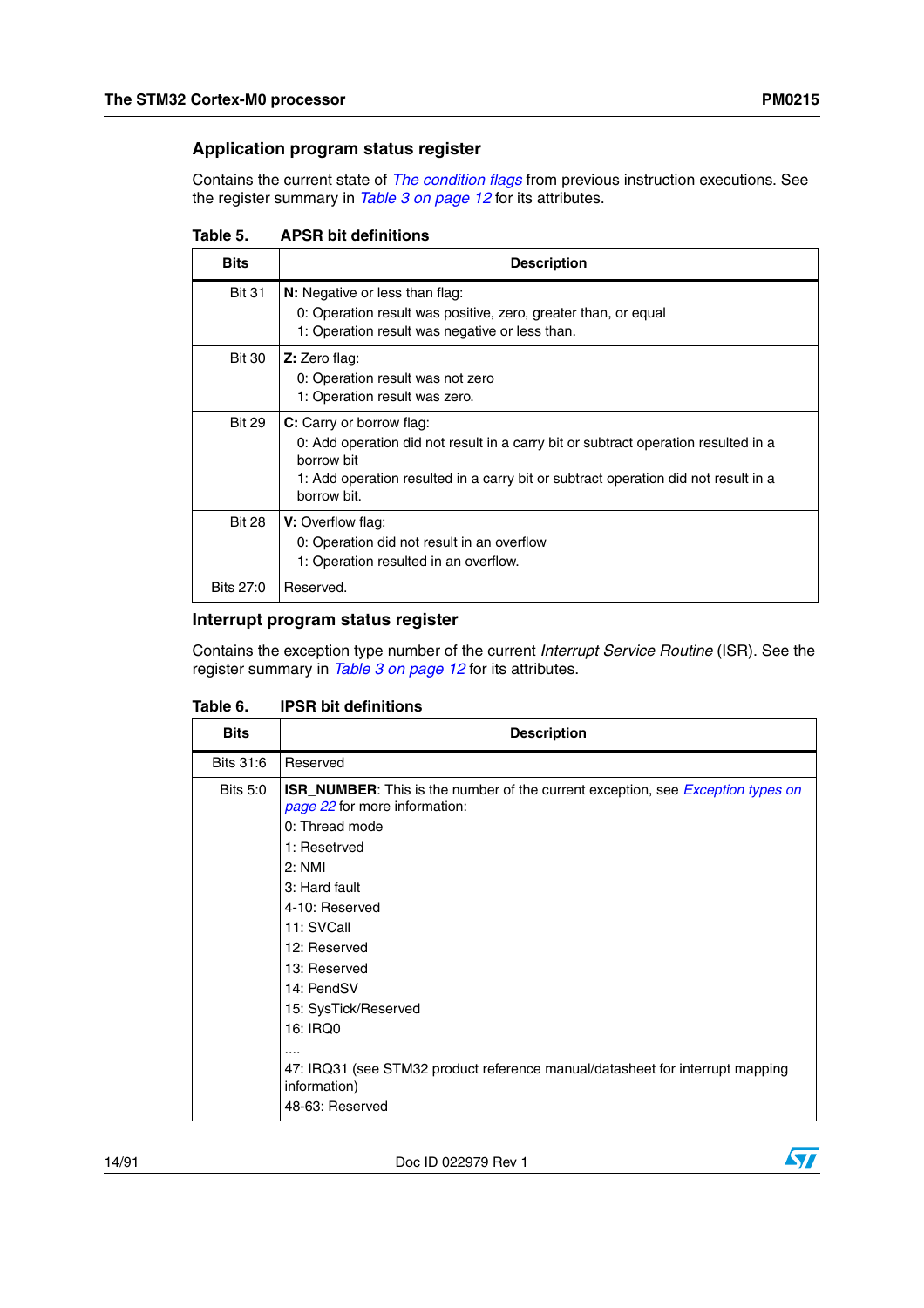### Application program status register

Contains the current state of *The condition flags* from previous instruction executions. See the register summary in *Table 3 on page 12* for its attributes.

**Table 5. APSR bit definitions**

| Bits | Description |
|---|---|
| Bit 31 | **N:** Negative or less than flag:<br>0: Operation result was positive, zero, greater than, or equal<br>1: Operation result was negative or less than. |
| Bit 30 | **Z:** Zero flag:<br>0: Operation result was not zero<br>1: Operation result was zero. |
| Bit 29 | **C:** Carry or borrow flag:<br>0: Add operation did not result in a carry bit or subtract operation resulted in a borrow bit<br>1: Add operation resulted in a carry bit or subtract operation did not result in a borrow bit. |
| Bit 28 | **V:** Overflow flag:<br>0: Operation did not result in an overflow<br>1: Operation resulted in an overflow. |
| Bits 27:0 | Reserved. |

### Interrupt program status register

Contains the exception type number of the current *Interrupt Service Routine* (ISR). See the register summary in *Table 3 on page 12* for its attributes.

**Table 6. IPSR bit definitions**

| Bits | Description |
|---|---|
| Bits 31:6 | Reserved |
| Bits 5:0 | **ISR_NUMBER**: This is the number of the current exception, see *Exception types on page 22* for more information:<br>0: Thread mode<br>1: Resetrved<br>2: NMI<br>3: Hard fault<br>4-10: Reserved<br>11: SVCall<br>12: Reserved<br>13: Reserved<br>14: PendSV<br>15: SysTick/Reserved<br>16: IRQ0<br>....<br>47: IRQ31 (see STM32 product reference manual/datasheet for interrupt mapping information)<br>48-63: Reserved |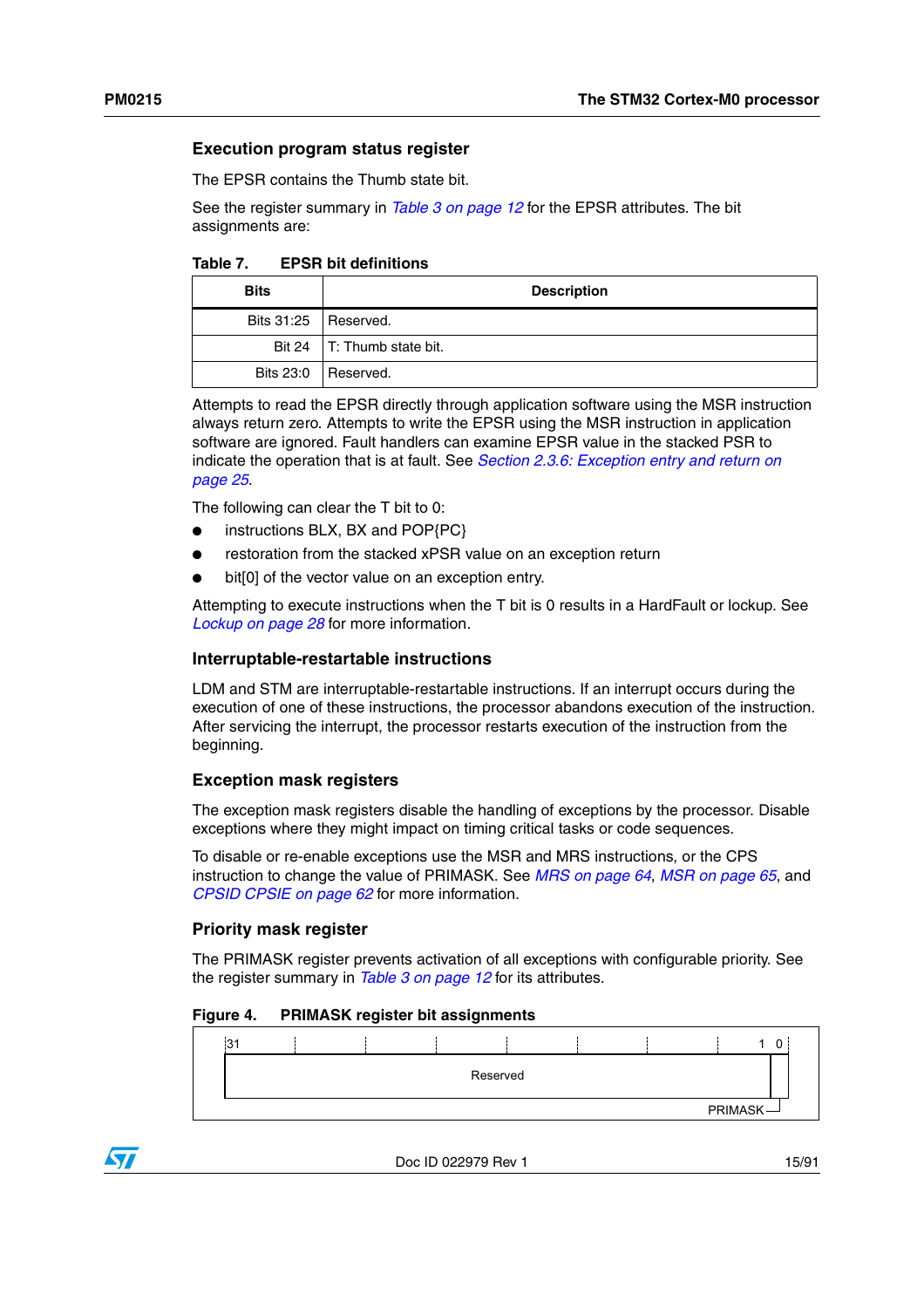### Execution program status register

The EPSR contains the Thumb state bit.

See the register summary in *Table 3 on page 12* for the EPSR attributes. The bit assignments are:

**Table 7. EPSR bit definitions**

| Bits | Description |
|---|---|
| Bits 31:25 | Reserved. |
| Bit 24 | T: Thumb state bit. |
| Bits 23:0 | Reserved. |

Attempts to read the EPSR directly through application software using the MSR instruction always return zero. Attempts to write the EPSR using the MSR instruction in application software are ignored. Fault handlers can examine EPSR value in the stacked PSR to indicate the operation that is at fault. See *Section 2.3.6: Exception entry and return on page 25*.

The following can clear the T bit to 0:

- instructions BLX, BX and POP{PC}
- restoration from the stacked xPSR value on an exception return
- bit[0] of the vector value on an exception entry.

Attempting to execute instructions when the T bit is 0 results in a HardFault or lockup. See *Lockup on page 28* for more information.

### Interruptable-restartable instructions

LDM and STM are interruptable-restartable instructions. If an interrupt occurs during the execution of one of these instructions, the processor abandons execution of the instruction. After servicing the interrupt, the processor restarts execution of the instruction from the beginning.

### Exception mask registers

The exception mask registers disable the handling of exceptions by the processor. Disable exceptions where they might impact on timing critical tasks or code sequences.

To disable or re-enable exceptions use the MSR and MRS instructions, or the CPS instruction to change the value of PRIMASK. See *MRS on page 64*, *MSR on page 65*, and *CPSID CPSIE on page 62* for more information.

### Priority mask register

The PRIMASK register prevents activation of all exceptions with configurable priority. See the register summary in *Table 3 on page 12* for its attributes.

**Figure 4. PRIMASK register bit assignments**

| 31 ... 1 | 0 |
|---|---|
| Reserved | PRIMASK |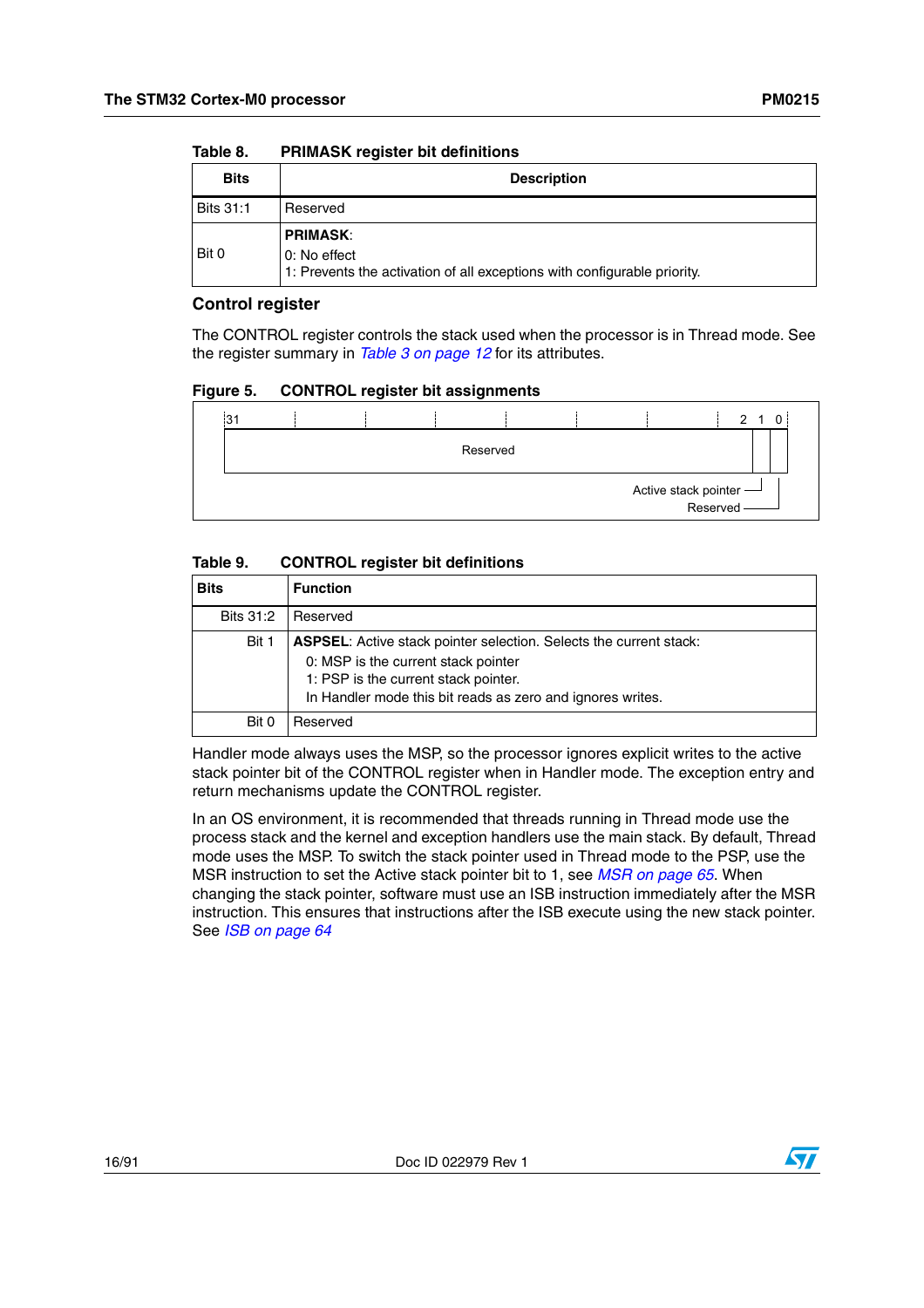Table 8. PRIMASK register bit definitions

| Bits | Description |
|---|---|
| Bits 31:1 | Reserved |
| Bit 0 | **PRIMASK**:<br>0: No effect<br>1: Prevents the activation of all exceptions with configurable priority. |

### Control register

The CONTROL register controls the stack used when the processor is in Thread mode. See the register summary in *Table 3 on page 12* for its attributes.

Figure 5. CONTROL register bit assignments

| 31 ... 2 | 1 | 0 |
|---|---|---|
| Reserved | Active stack pointer | Reserved |

Table 9. CONTROL register bit definitions

| Bits | Function |
|---|---|
| Bits 31:2 | Reserved |
| Bit 1 | **ASPSEL**: Active stack pointer selection. Selects the current stack:<br>0: MSP is the current stack pointer<br>1: PSP is the current stack pointer.<br>In Handler mode this bit reads as zero and ignores writes. |
| Bit 0 | Reserved |

Handler mode always uses the MSP, so the processor ignores explicit writes to the active stack pointer bit of the CONTROL register when in Handler mode. The exception entry and return mechanisms update the CONTROL register.

In an OS environment, it is recommended that threads running in Thread mode use the process stack and the kernel and exception handlers use the main stack. By default, Thread mode uses the MSP. To switch the stack pointer used in Thread mode to the PSP, use the MSR instruction to set the Active stack pointer bit to 1, see *MSR on page 65*. When changing the stack pointer, software must use an ISB instruction immediately after the MSR instruction. This ensures that instructions after the ISB execute using the new stack pointer. See *ISB on page 64*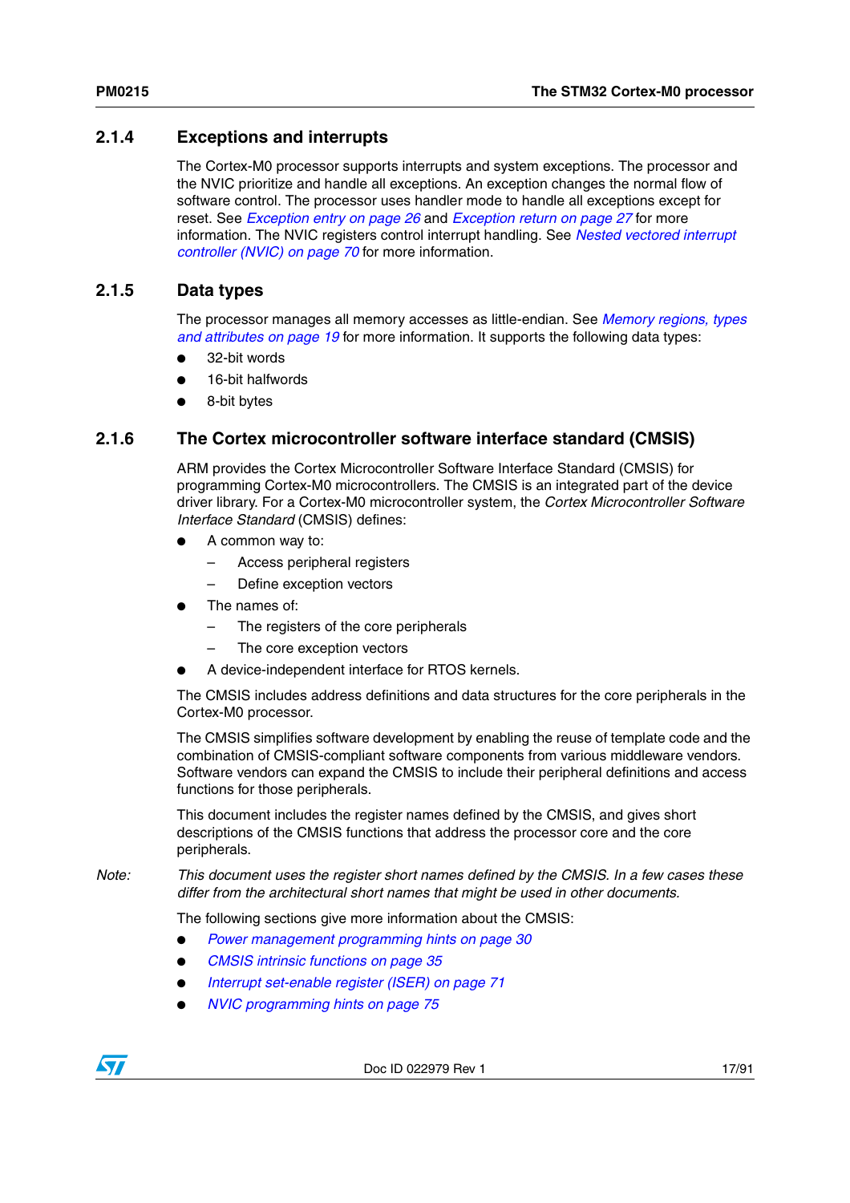### 2.1.4 Exceptions and interrupts

The Cortex-M0 processor supports interrupts and system exceptions. The processor and the NVIC prioritize and handle all exceptions. An exception changes the normal flow of software control. The processor uses handler mode to handle all exceptions except for reset. See *Exception entry on page 26* and *Exception return on page 27* for more information. The NVIC registers control interrupt handling. See *Nested vectored interrupt controller (NVIC) on page 70* for more information.

### 2.1.5 Data types

The processor manages all memory accesses as little-endian. See *Memory regions, types and attributes on page 19* for more information. It supports the following data types:

- 32-bit words
- 16-bit halfwords
- 8-bit bytes

### 2.1.6 The Cortex microcontroller software interface standard (CMSIS)

ARM provides the Cortex Microcontroller Software Interface Standard (CMSIS) for programming Cortex-M0 microcontrollers. The CMSIS is an integrated part of the device driver library. For a Cortex-M0 microcontroller system, the *Cortex Microcontroller Software Interface Standard* (CMSIS) defines:

- A common way to:
  – Access peripheral registers
  – Define exception vectors
- The names of:
  – The registers of the core peripherals
  – The core exception vectors
- A device-independent interface for RTOS kernels.

The CMSIS includes address definitions and data structures for the core peripherals in the Cortex-M0 processor.

The CMSIS simplifies software development by enabling the reuse of template code and the combination of CMSIS-compliant software components from various middleware vendors. Software vendors can expand the CMSIS to include their peripheral definitions and access functions for those peripherals.

This document includes the register names defined by the CMSIS, and gives short descriptions of the CMSIS functions that address the processor core and the core peripherals.

*Note: This document uses the register short names defined by the CMSIS. In a few cases these differ from the architectural short names that might be used in other documents.*

The following sections give more information about the CMSIS:

- *Power management programming hints on page 30*
- *CMSIS intrinsic functions on page 35*
- *Interrupt set-enable register (ISER) on page 71*
- *NVIC programming hints on page 75*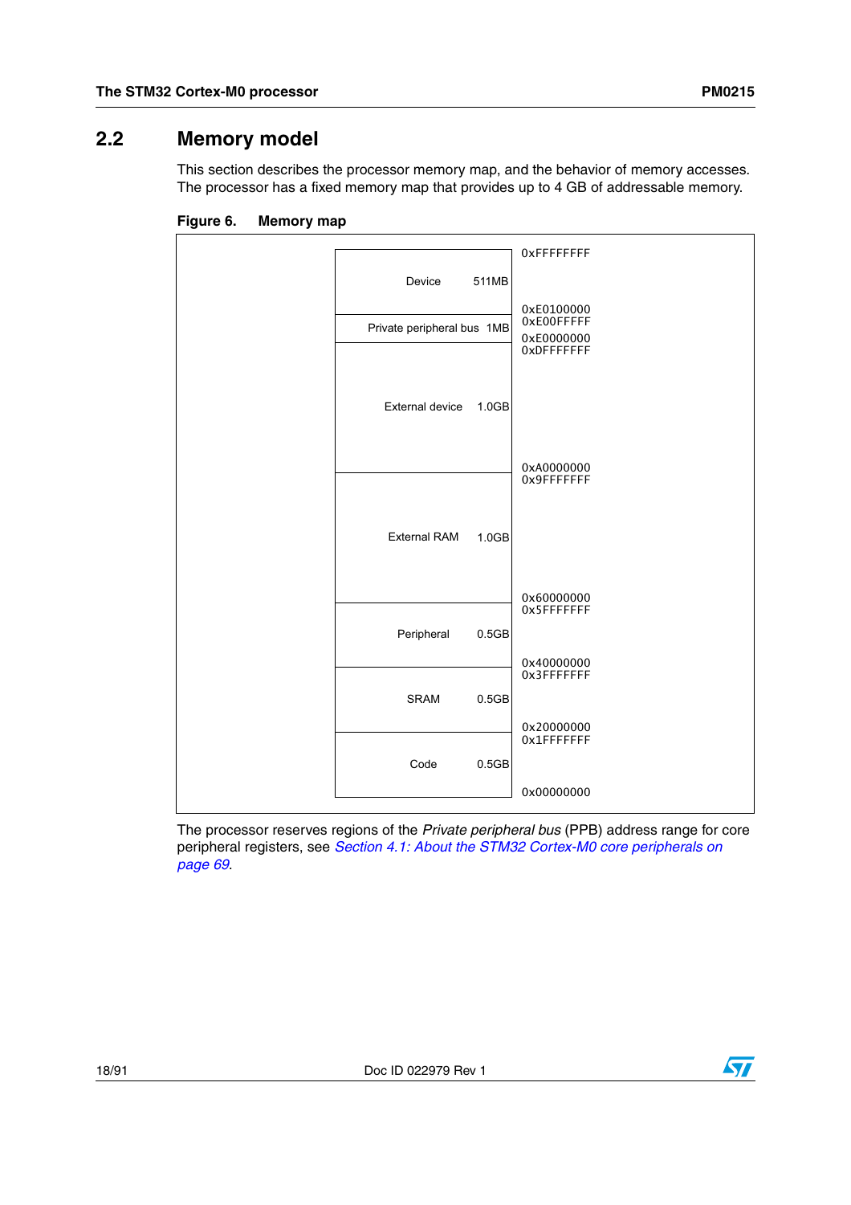## 2.2 Memory model

This section describes the processor memory map, and the behavior of memory accesses. The processor has a fixed memory map that provides up to 4 GB of addressable memory.

**Figure 6. Memory map**

| Region | Size | Address range |
|---|---|---|
| Device | 511MB | 0xE0100000 – 0xFFFFFFFF |
| Private peripheral bus | 1MB | 0xE0000000 – 0xE00FFFFF |
| External device | 1.0GB | 0xA0000000 – 0xDFFFFFFF |
| External RAM | 1.0GB | 0x60000000 – 0x9FFFFFFF |
| Peripheral | 0.5GB | 0x40000000 – 0x5FFFFFFF |
| SRAM | 0.5GB | 0x20000000 – 0x3FFFFFFF |
| Code | 0.5GB | 0x00000000 – 0x1FFFFFFF |

The processor reserves regions of the *Private peripheral bus* (PPB) address range for core peripheral registers, see *Section 4.1: About the STM32 Cortex-M0 core peripherals on page 69*.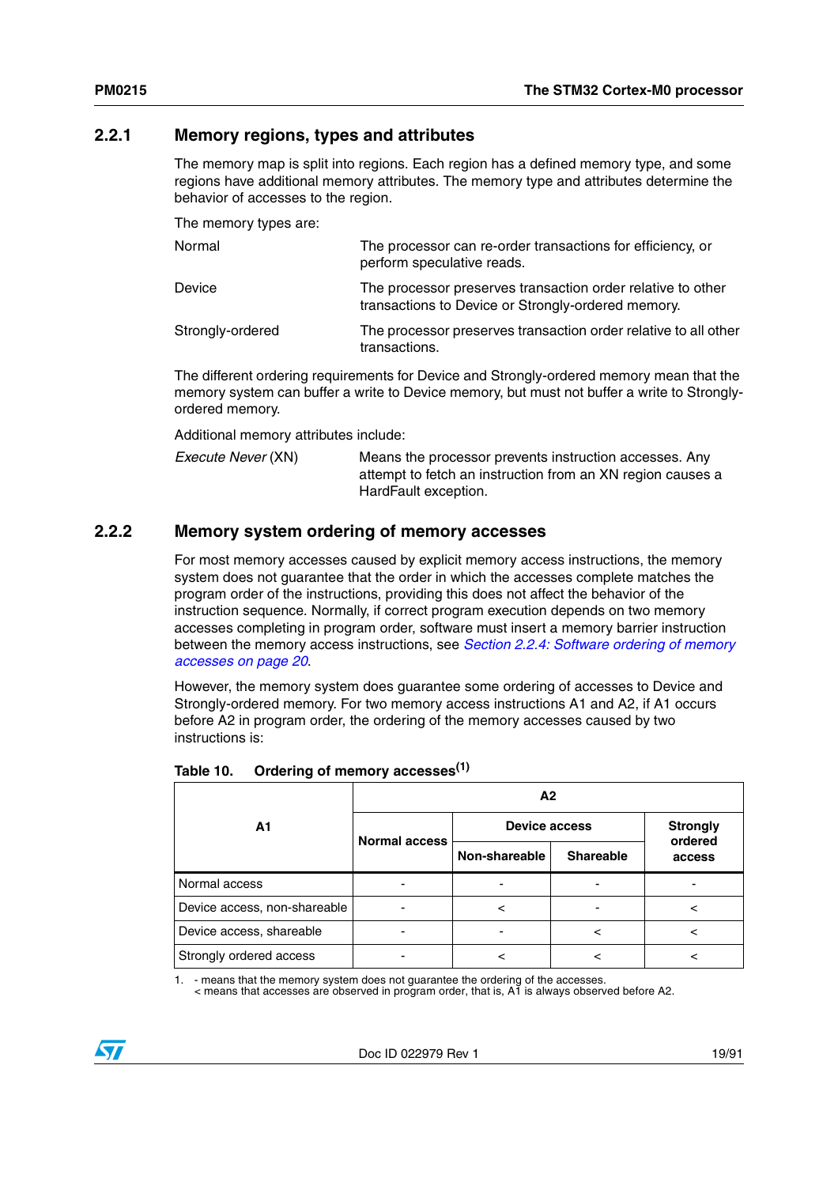### 2.2.1 Memory regions, types and attributes

The memory map is split into regions. Each region has a defined memory type, and some regions have additional memory attributes. The memory type and attributes determine the behavior of accesses to the region.

The memory types are:

| | |
|---|---|
| Normal | The processor can re-order transactions for efficiency, or perform speculative reads. |
| Device | The processor preserves transaction order relative to other transactions to Device or Strongly-ordered memory. |
| Strongly-ordered | The processor preserves transaction order relative to all other transactions. |

The different ordering requirements for Device and Strongly-ordered memory mean that the memory system can buffer a write to Device memory, but must not buffer a write to Strongly-ordered memory.

Additional memory attributes include:

| | |
|---|---|
| *Execute Never* (XN) | Means the processor prevents instruction accesses. Any attempt to fetch an instruction from an XN region causes a HardFault exception. |

### 2.2.2 Memory system ordering of memory accesses

For most memory accesses caused by explicit memory access instructions, the memory system does not guarantee that the order in which the accesses complete matches the program order of the instructions, providing this does not affect the behavior of the instruction sequence. Normally, if correct program execution depends on two memory accesses completing in program order, software must insert a memory barrier instruction between the memory access instructions, see *Section 2.2.4: Software ordering of memory accesses on page 20*.

However, the memory system does guarantee some ordering of accesses to Device and Strongly-ordered memory. For two memory access instructions A1 and A2, if A1 occurs before A2 in program order, the ordering of the memory accesses caused by two instructions is:

**Table 10. Ordering of memory accesses(1)**

| A1 | A2 | | | |
|---|---|---|---|---|
| | Normal access | Device access | | Strongly ordered access |
| | | Non-shareable | Shareable | |
| Normal access | - | - | - | - |
| Device access, non-shareable | - | < | - | < |
| Device access, shareable | - | - | < | < |
| Strongly ordered access | - | < | < | < |

1. - means that the memory system does not guarantee the ordering of the accesses.
   < means that accesses are observed in program order, that is, A1 is always observed before A2.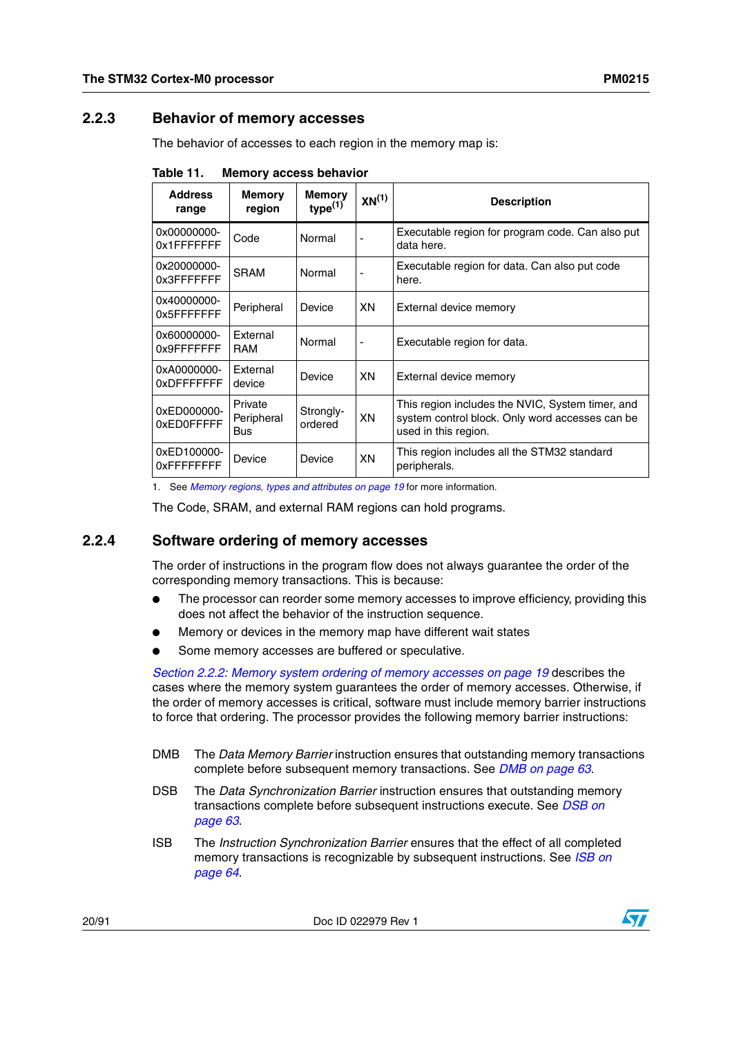### 2.2.3 Behavior of memory accesses

The behavior of accesses to each region in the memory map is:

**Table 11. Memory access behavior**

| Address range | Memory region | Memory type[1] | XN[1] | Description |
|---|---|---|---|---|
| 0x00000000-0x1FFFFFFF | Code | Normal | - | Executable region for program code. Can also put data here. |
| 0x20000000-0x3FFFFFFF | SRAM | Normal | - | Executable region for data. Can also put code here. |
| 0x40000000-0x5FFFFFFF | Peripheral | Device | XN | External device memory |
| 0x60000000-0x9FFFFFFF | External RAM | Normal | - | Executable region for data. |
| 0xA0000000-0xDFFFFFFF | External device | Device | XN | External device memory |
| 0xED000000-0xED0FFFFF | Private Peripheral Bus | Strongly-ordered | XN | This region includes the NVIC, System timer, and system control block. Only word accesses can be used in this region. |
| 0xED100000-0xFFFFFFFF | Device | Device | XN | This region includes all the STM32 standard peripherals. |

1. See *Memory regions, types and attributes on page 19* for more information.

The Code, SRAM, and external RAM regions can hold programs.

### 2.2.4 Software ordering of memory accesses

The order of instructions in the program flow does not always guarantee the order of the corresponding memory transactions. This is because:

- The processor can reorder some memory accesses to improve efficiency, providing this does not affect the behavior of the instruction sequence.
- Memory or devices in the memory map have different wait states
- Some memory accesses are buffered or speculative.

*Section 2.2.2: Memory system ordering of memory accesses on page 19* describes the cases where the memory system guarantees the order of memory accesses. Otherwise, if the order of memory accesses is critical, software must include memory barrier instructions to force that ordering. The processor provides the following memory barrier instructions:

DMB The *Data Memory Barrier* instruction ensures that outstanding memory transactions complete before subsequent memory transactions. See *DMB on page 63*.

DSB The *Data Synchronization Barrier* instruction ensures that outstanding memory transactions complete before subsequent instructions execute. See *DSB on page 63*.

ISB The *Instruction Synchronization Barrier* ensures that the effect of all completed memory transactions is recognizable by subsequent instructions. See *ISB on page 64*.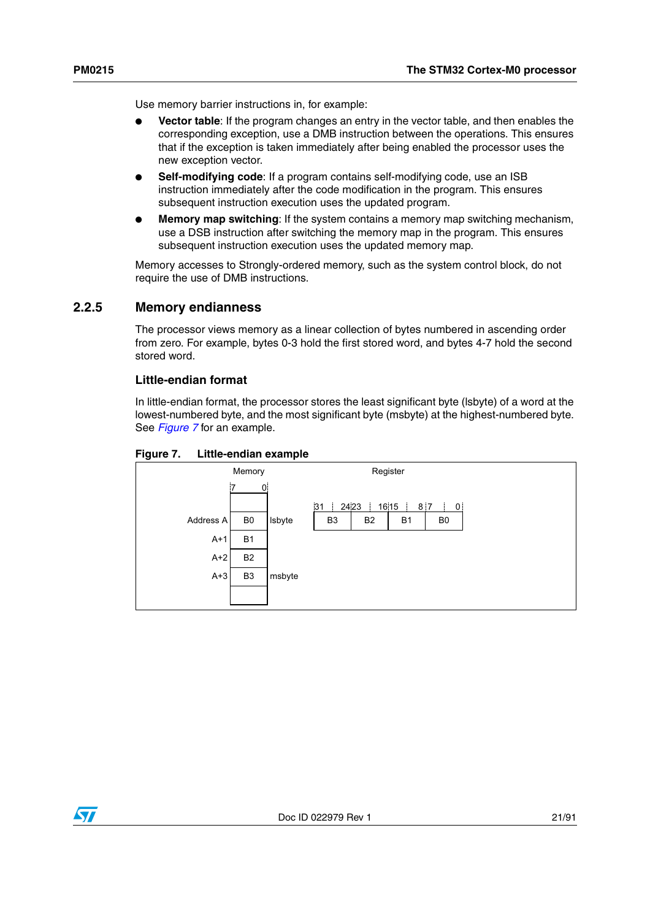Use memory barrier instructions in, for example:

- **Vector table**: If the program changes an entry in the vector table, and then enables the corresponding exception, use a DMB instruction between the operations. This ensures that if the exception is taken immediately after being enabled the processor uses the new exception vector.
- **Self-modifying code**: If a program contains self-modifying code, use an ISB instruction immediately after the code modification in the program. This ensures subsequent instruction execution uses the updated program.
- **Memory map switching**: If the system contains a memory map switching mechanism, use a DSB instruction after switching the memory map in the program. This ensures subsequent instruction execution uses the updated memory map.

Memory accesses to Strongly-ordered memory, such as the system control block, do not require the use of DMB instructions.

## 2.2.5 Memory endianness

The processor views memory as a linear collection of bytes numbered in ascending order from zero. For example, bytes 0-3 hold the first stored word, and bytes 4-7 hold the second stored word.

### Little-endian format

In little-endian format, the processor stores the least significant byte (lsbyte) of a word at the lowest-numbered byte, and the most significant byte (msbyte) at the highest-numbered byte. See *Figure 7* for an example.

**Figure 7. Little-endian example**

Memory (bits 7–0):

| Address | Byte | |
|---|---|---|
| Address A | B0 | lsbyte |
| A+1 | B1 | |
| A+2 | B2 | |
| A+3 | B3 | msbyte |

Register:

| 31–24 | 23–16 | 15–8 | 7–0 |
|---|---|---|---|
| B3 | B2 | B1 | B0 |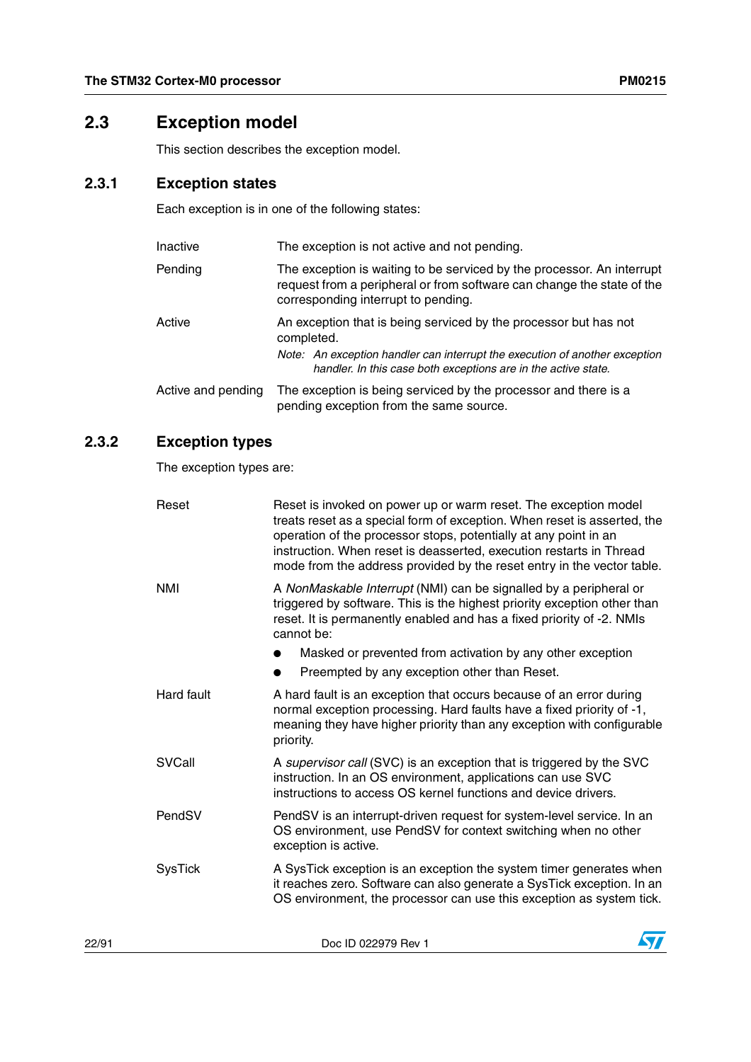## 2.3 Exception model

This section describes the exception model.

### 2.3.1 Exception states

Each exception is in one of the following states:

**Inactive** The exception is not active and not pending.

**Pending** The exception is waiting to be serviced by the processor. An interrupt request from a peripheral or from software can change the state of the corresponding interrupt to pending.

**Active** An exception that is being serviced by the processor but has not completed.

*Note: An exception handler can interrupt the execution of another exception handler. In this case both exceptions are in the active state.*

**Active and pending** The exception is being serviced by the processor and there is a pending exception from the same source.

### 2.3.2 Exception types

The exception types are:

**Reset** Reset is invoked on power up or warm reset. The exception model treats reset as a special form of exception. When reset is asserted, the operation of the processor stops, potentially at any point in an instruction. When reset is deasserted, execution restarts in Thread mode from the address provided by the reset entry in the vector table.

**NMI** A *NonMaskable Interrupt* (NMI) can be signalled by a peripheral or triggered by software. This is the highest priority exception other than reset. It is permanently enabled and has a fixed priority of -2. NMIs cannot be:

- Masked or prevented from activation by any other exception
- Preempted by any exception other than Reset.

**Hard fault** A hard fault is an exception that occurs because of an error during normal exception processing. Hard faults have a fixed priority of -1, meaning they have higher priority than any exception with configurable priority.

**SVCall** A *supervisor call* (SVC) is an exception that is triggered by the SVC instruction. In an OS environment, applications can use SVC instructions to access OS kernel functions and device drivers.

**PendSV** PendSV is an interrupt-driven request for system-level service. In an OS environment, use PendSV for context switching when no other exception is active.

**SysTick** A SysTick exception is an exception the system timer generates when it reaches zero. Software can also generate a SysTick exception. In an OS environment, the processor can use this exception as system tick.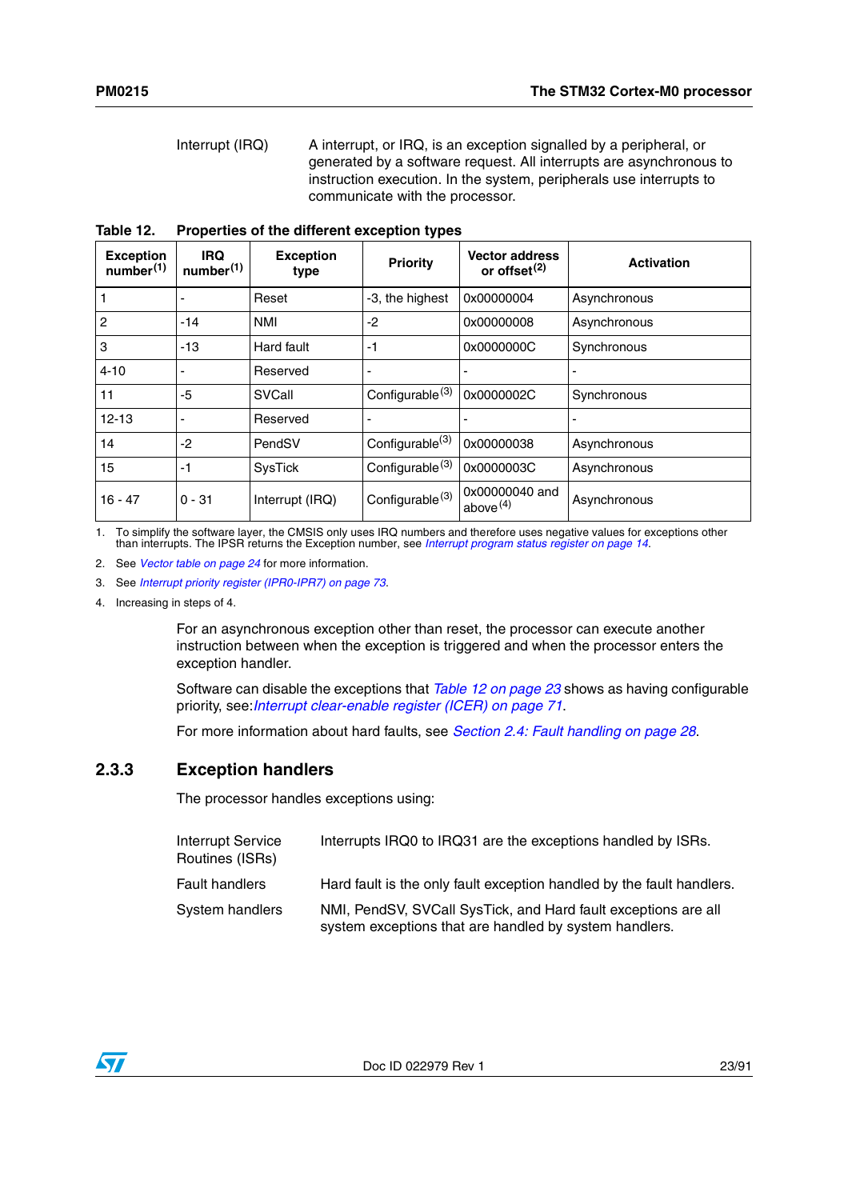Interrupt (IRQ) A interrupt, or IRQ, is an exception signalled by a peripheral, or generated by a software request. All interrupts are asynchronous to instruction execution. In the system, peripherals use interrupts to communicate with the processor.

**Table 12. Properties of the different exception types**

| Exception number[1] | IRQ number[1] | Exception type | Priority | Vector address or offset[2] | Activation |
|---|---|---|---|---|---|
| 1 | - | Reset | -3, the highest | 0x00000004 | Asynchronous |
| 2 | -14 | NMI | -2 | 0x00000008 | Asynchronous |
| 3 | -13 | Hard fault | -1 | 0x0000000C | Synchronous |
| 4-10 | - | Reserved | - | - | - |
| 11 | -5 | SVCall | Configurable[3] | 0x0000002C | Synchronous |
| 12-13 | - | Reserved | - | - | - |
| 14 | -2 | PendSV | Configurable[3] | 0x00000038 | Asynchronous |
| 15 | -1 | SysTick | Configurable[3] | 0x0000003C | Asynchronous |
| 16 - 47 | 0 - 31 | Interrupt (IRQ) | Configurable[3] | 0x00000040 and above[4] | Asynchronous |

1. To simplify the software layer, the CMSIS only uses IRQ numbers and therefore uses negative values for exceptions other than interrupts. The IPSR returns the Exception number, see *Interrupt program status register on page 14*.
2. See *Vector table on page 24* for more information.
3. See *Interrupt priority register (IPR0-IPR7) on page 73*.
4. Increasing in steps of 4.

For an asynchronous exception other than reset, the processor can execute another instruction between when the exception is triggered and when the processor enters the exception handler.

Software can disable the exceptions that *Table 12 on page 23* shows as having configurable priority, see:*Interrupt clear-enable register (ICER) on page 71*.

For more information about hard faults, see *Section 2.4: Fault handling on page 28*.

### 2.3.3 Exception handlers

The processor handles exceptions using:

Interrupt Service Routines (ISRs) Interrupts IRQ0 to IRQ31 are the exceptions handled by ISRs.

Fault handlers Hard fault is the only fault exception handled by the fault handlers.

System handlers NMI, PendSV, SVCall SysTick, and Hard fault exceptions are all system exceptions that are handled by system handlers.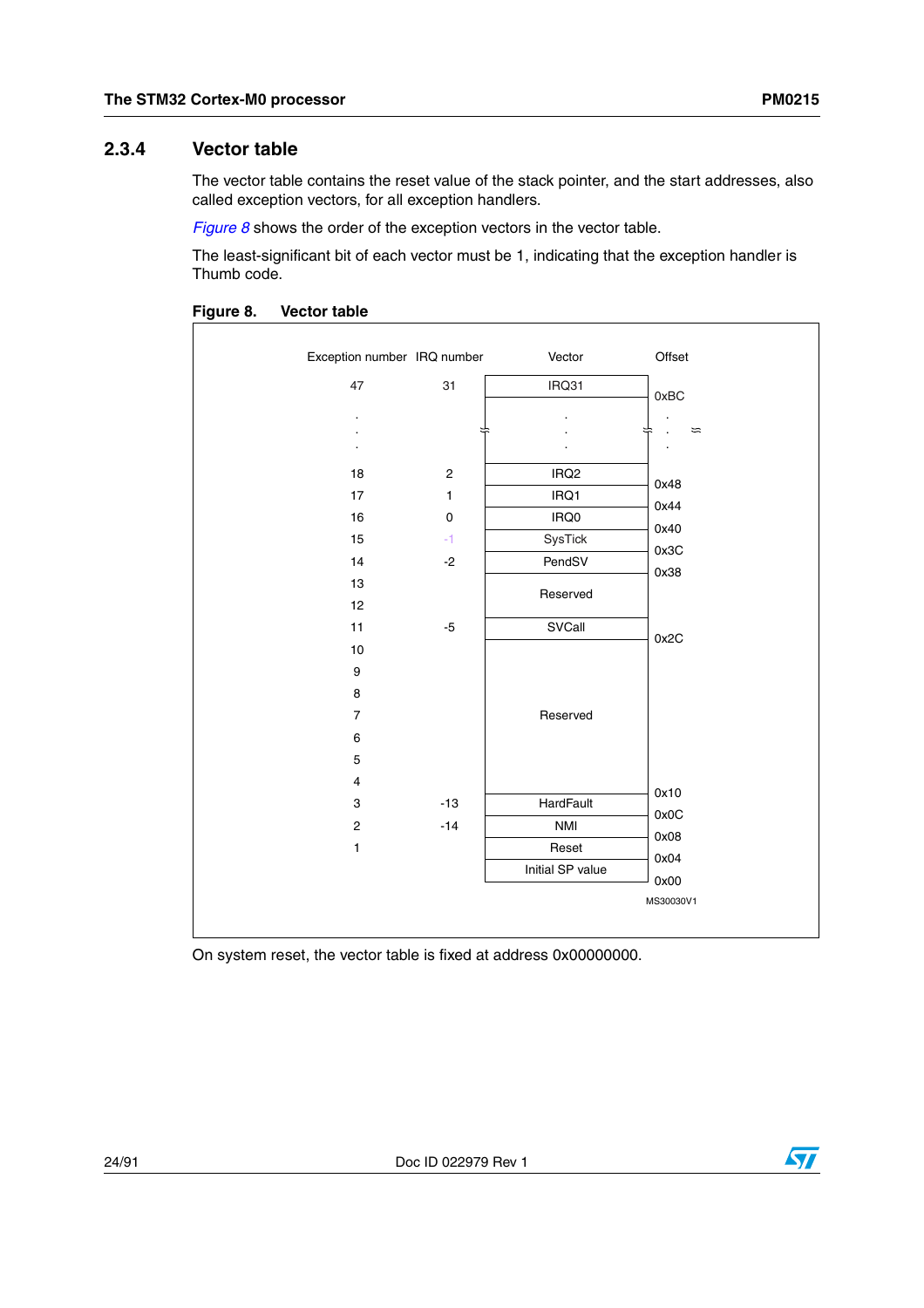### 2.3.4 Vector table

The vector table contains the reset value of the stack pointer, and the start addresses, also called exception vectors, for all exception handlers.

*Figure 8* shows the order of the exception vectors in the vector table.

The least-significant bit of each vector must be 1, indicating that the exception handler is Thumb code.

**Figure 8. Vector table**

| Exception number | IRQ number | Vector | Offset |
|---|---|---|---|
| 47 | 31 | IRQ31 | 0xBC |
| . | | . | . |
| . | | . | . |
| . | | . | . |
| 18 | 2 | IRQ2 | 0x48 |
| 17 | 1 | IRQ1 | 0x44 |
| 16 | 0 | IRQ0 | 0x40 |
| 15 | -1 | SysTick | 0x3C |
| 14 | -2 | PendSV | 0x38 |
| 13 | | Reserved | |
| 12 | | | |
| 11 | -5 | SVCall | 0x2C |
| 10 | | Reserved | |
| 9 | | | |
| 8 | | | |
| 7 | | | |
| 6 | | | |
| 5 | | | |
| 4 | | | 0x10 |
| 3 | -13 | HardFault | 0x0C |
| 2 | -14 | NMI | 0x08 |
| 1 | | Reset | 0x04 |
| | | Initial SP value | 0x00 |

MS30030V1

On system reset, the vector table is fixed at address 0x00000000.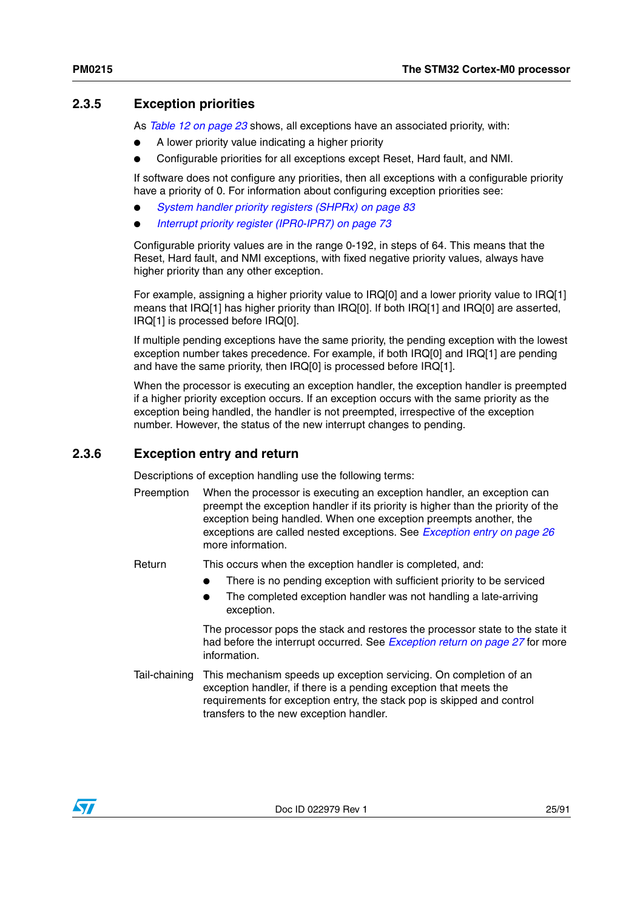### 2.3.5 Exception priorities

As *Table 12 on page 23* shows, all exceptions have an associated priority, with:

- A lower priority value indicating a higher priority
- Configurable priorities for all exceptions except Reset, Hard fault, and NMI.

If software does not configure any priorities, then all exceptions with a configurable priority have a priority of 0. For information about configuring exception priorities see:

- *System handler priority registers (SHPRx) on page 83*
- *Interrupt priority register (IPR0-IPR7) on page 73*

Configurable priority values are in the range 0-192, in steps of 64. This means that the Reset, Hard fault, and NMI exceptions, with fixed negative priority values, always have higher priority than any other exception.

For example, assigning a higher priority value to IRQ[0] and a lower priority value to IRQ[1] means that IRQ[1] has higher priority than IRQ[0]. If both IRQ[1] and IRQ[0] are asserted, IRQ[1] is processed before IRQ[0].

If multiple pending exceptions have the same priority, the pending exception with the lowest exception number takes precedence. For example, if both IRQ[0] and IRQ[1] are pending and have the same priority, then IRQ[0] is processed before IRQ[1].

When the processor is executing an exception handler, the exception handler is preempted if a higher priority exception occurs. If an exception occurs with the same priority as the exception being handled, the handler is not preempted, irrespective of the exception number. However, the status of the new interrupt changes to pending.

### 2.3.6 Exception entry and return

Descriptions of exception handling use the following terms:

**Preemption** When the processor is executing an exception handler, an exception can preempt the exception handler if its priority is higher than the priority of the exception being handled. When one exception preempts another, the exceptions are called nested exceptions. See *Exception entry on page 26* more information.

**Return** This occurs when the exception handler is completed, and:

- There is no pending exception with sufficient priority to be serviced
- The completed exception handler was not handling a late-arriving exception.

The processor pops the stack and restores the processor state to the state it had before the interrupt occurred. See *Exception return on page 27* for more information.

**Tail-chaining** This mechanism speeds up exception servicing. On completion of an exception handler, if there is a pending exception that meets the requirements for exception entry, the stack pop is skipped and control transfers to the new exception handler.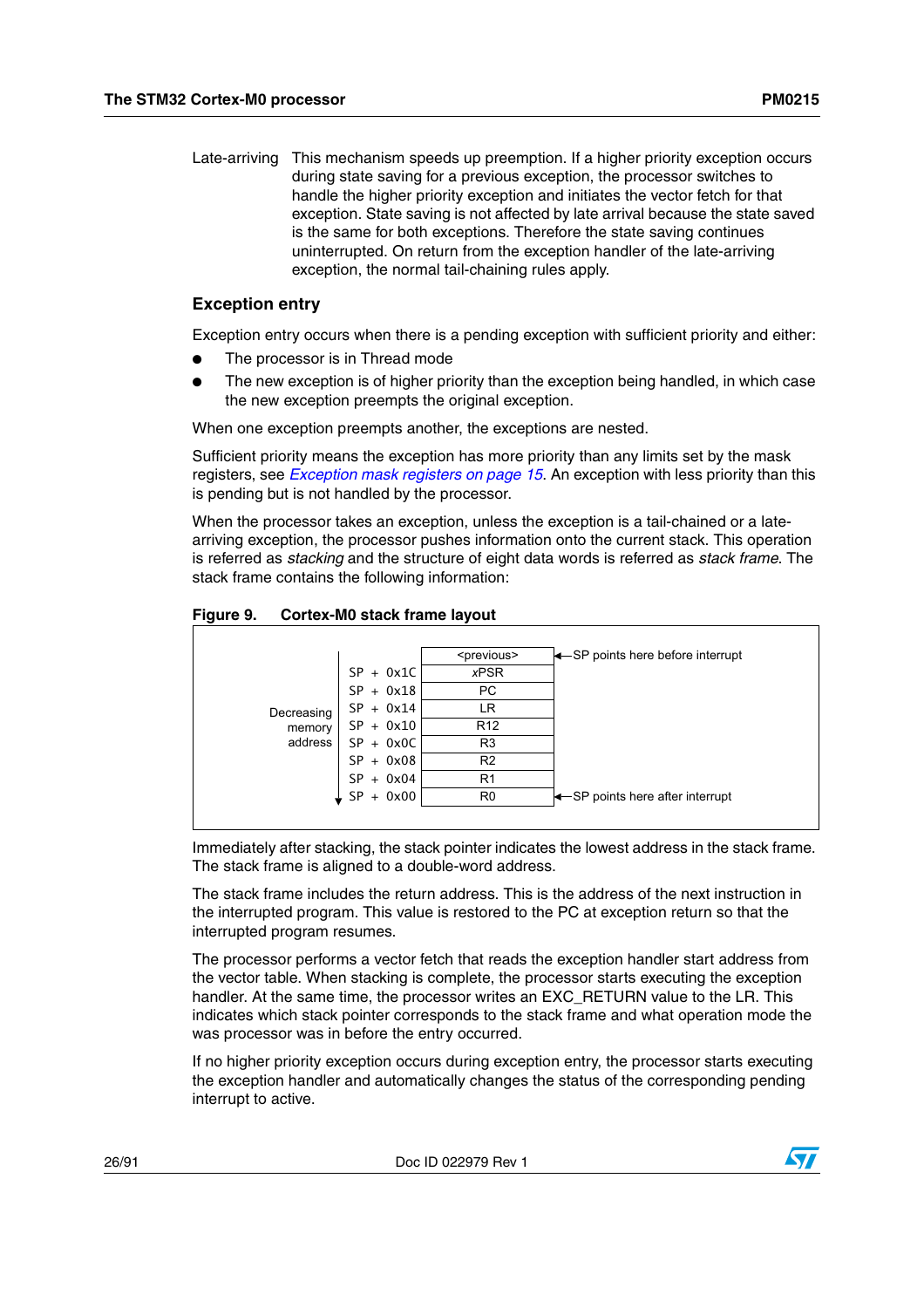Late-arriving This mechanism speeds up preemption. If a higher priority exception occurs during state saving for a previous exception, the processor switches to handle the higher priority exception and initiates the vector fetch for that exception. State saving is not affected by late arrival because the state saved is the same for both exceptions. Therefore the state saving continues uninterrupted. On return from the exception handler of the late-arriving exception, the normal tail-chaining rules apply.

### Exception entry

Exception entry occurs when there is a pending exception with sufficient priority and either:

- The processor is in Thread mode
- The new exception is of higher priority than the exception being handled, in which case the new exception preempts the original exception.

When one exception preempts another, the exceptions are nested.

Sufficient priority means the exception has more priority than any limits set by the mask registers, see *Exception mask registers on page 15*. An exception with less priority than this is pending but is not handled by the processor.

When the processor takes an exception, unless the exception is a tail-chained or a late-arriving exception, the processor pushes information onto the current stack. This operation is referred to as *stacking* and the structure of eight data words is referred to as *stack frame*. The stack frame contains the following information:

**Figure 9. Cortex-M0 stack frame layout**

Decreasing memory address (downward arrow)

| Offset | Contents | Note |
|---|---|---|
| | <previous> | ← SP points here before interrupt |
| SP + 0x1C | *x*PSR | |
| SP + 0x18 | PC | |
| SP + 0x14 | LR | |
| SP + 0x10 | R12 | |
| SP + 0x0C | R3 | |
| SP + 0x08 | R2 | |
| SP + 0x04 | R1 | |
| SP + 0x00 | R0 | ← SP points here after interrupt |

Immediately after stacking, the stack pointer indicates the lowest address in the stack frame. The stack frame is aligned to a double-word address.

The stack frame includes the return address. This is the address of the next instruction in the interrupted program. This value is restored to the PC at exception return so that the interrupted program resumes.

The processor performs a vector fetch that reads the exception handler start address from the vector table. When stacking is complete, the processor starts executing the exception handler. At the same time, the processor writes an EXC_RETURN value to the LR. This indicates which stack pointer corresponds to the stack frame and what operation mode the was processor was in before the entry occurred.

If no higher priority exception occurs during exception entry, the processor starts executing the exception handler and automatically changes the status of the corresponding pending interrupt to active.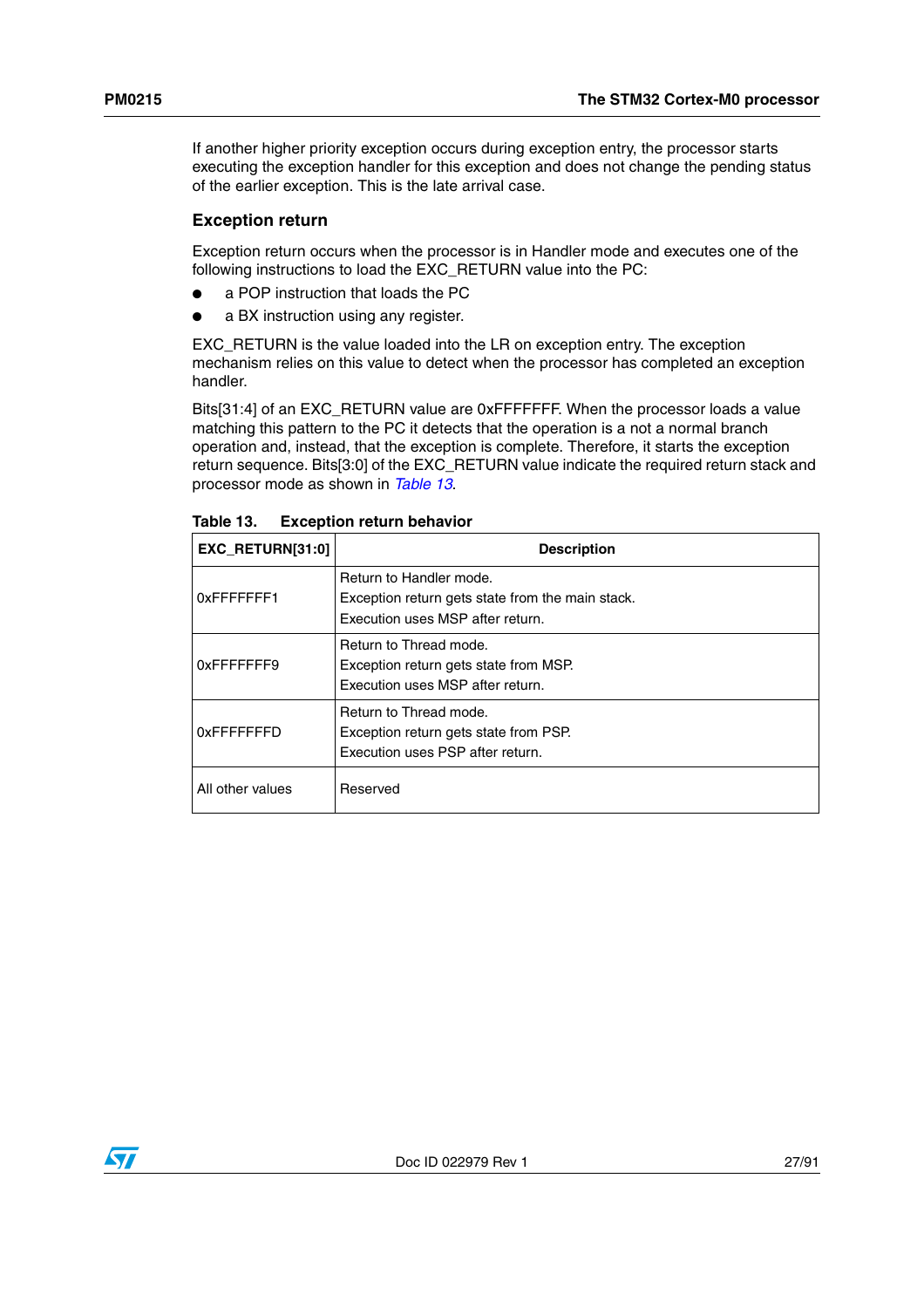If another higher priority exception occurs during exception entry, the processor starts executing the exception handler for this exception and does not change the pending status of the earlier exception. This is the late arrival case.

### Exception return

Exception return occurs when the processor is in Handler mode and executes one of the following instructions to load the EXC_RETURN value into the PC:

- a POP instruction that loads the PC
- a BX instruction using any register.

EXC_RETURN is the value loaded into the LR on exception entry. The exception mechanism relies on this value to detect when the processor has completed an exception handler.

Bits[31:4] of an EXC_RETURN value are 0xFFFFFFF. When the processor loads a value matching this pattern to the PC it detects that the operation is a not a normal branch operation and, instead, that the exception is complete. Therefore, it starts the exception return sequence. Bits[3:0] of the EXC_RETURN value indicate the required return stack and processor mode as shown in *Table 13*.

**Table 13. Exception return behavior**

| EXC_RETURN[31:0] | Description |
|---|---|
| 0xFFFFFFF1 | Return to Handler mode.<br>Exception return gets state from the main stack.<br>Execution uses MSP after return. |
| 0xFFFFFFF9 | Return to Thread mode.<br>Exception return gets state from MSP.<br>Execution uses MSP after return. |
| 0xFFFFFFFD | Return to Thread mode.<br>Exception return gets state from PSP.<br>Execution uses PSP after return. |
| All other values | Reserved |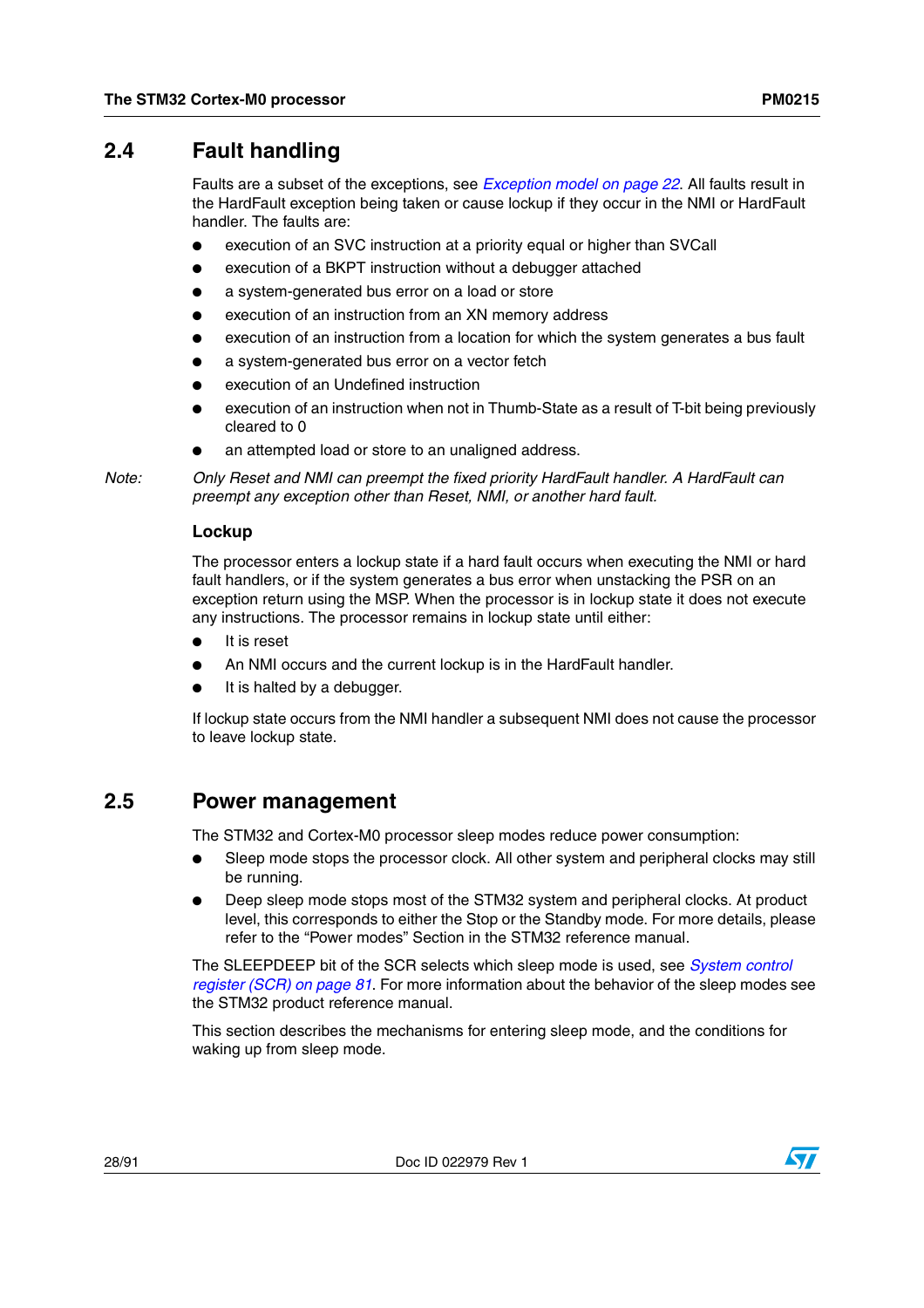## 2.4 Fault handling

Faults are a subset of the exceptions, see *Exception model on page 22*. All faults result in the HardFault exception being taken or cause lockup if they occur in the NMI or HardFault handler. The faults are:

- execution of an SVC instruction at a priority equal or higher than SVCall
- execution of a BKPT instruction without a debugger attached
- a system-generated bus error on a load or store
- execution of an instruction from an XN memory address
- execution of an instruction from a location for which the system generates a bus fault
- a system-generated bus error on a vector fetch
- execution of an Undefined instruction
- execution of an instruction when not in Thumb-State as a result of T-bit being previously cleared to 0
- an attempted load or store to an unaligned address.

*Note: Only Reset and NMI can preempt the fixed priority HardFault handler. A HardFault can preempt any exception other than Reset, NMI, or another hard fault.*

### Lockup

The processor enters a lockup state if a hard fault occurs when executing the NMI or hard fault handlers, or if the system generates a bus error when unstacking the PSR on an exception return using the MSP. When the processor is in lockup state it does not execute any instructions. The processor remains in lockup state until either:

- It is reset
- An NMI occurs and the current lockup is in the HardFault handler.
- It is halted by a debugger.

If lockup state occurs from the NMI handler a subsequent NMI does not cause the processor to leave lockup state.

## 2.5 Power management

The STM32 and Cortex-M0 processor sleep modes reduce power consumption:

- Sleep mode stops the processor clock. All other system and peripheral clocks may still be running.
- Deep sleep mode stops most of the STM32 system and peripheral clocks. At product level, this corresponds to either the Stop or the Standby mode. For more details, please refer to the “Power modes” Section in the STM32 reference manual.

The SLEEPDEEP bit of the SCR selects which sleep mode is used, see *System control register (SCR) on page 81*. For more information about the behavior of the sleep modes see the STM32 product reference manual.

This section describes the mechanisms for entering sleep mode, and the conditions for waking up from sleep mode.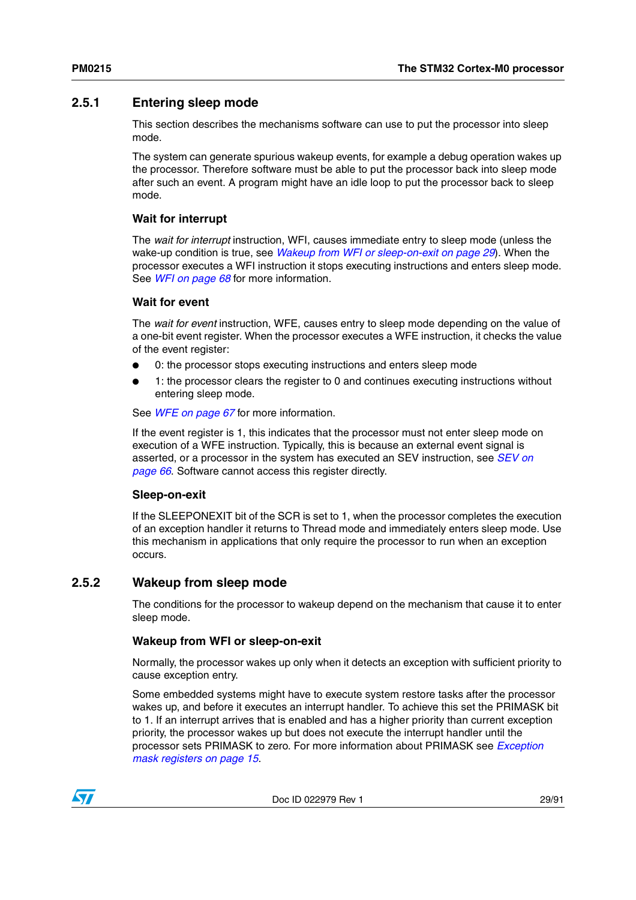### 2.5.1 Entering sleep mode

This section describes the mechanisms software can use to put the processor into sleep mode.

The system can generate spurious wakeup events, for example a debug operation wakes up the processor. Therefore software must be able to put the processor back into sleep mode after such an event. A program might have an idle loop to put the processor back to sleep mode.

#### Wait for interrupt

The *wait for interrupt* instruction, WFI, causes immediate entry to sleep mode (unless the wake-up condition is true, see *Wakeup from WFI or sleep-on-exit on page 29*). When the processor executes a WFI instruction it stops executing instructions and enters sleep mode. See *WFI on page 68* for more information.

#### Wait for event

The *wait for event* instruction, WFE, causes entry to sleep mode depending on the value of a one-bit event register. When the processor executes a WFE instruction, it checks the value of the event register:

- 0: the processor stops executing instructions and enters sleep mode
- 1: the processor clears the register to 0 and continues executing instructions without entering sleep mode.

See *WFE on page 67* for more information.

If the event register is 1, this indicates that the processor must not enter sleep mode on execution of a WFE instruction. Typically, this is because an external event signal is asserted, or a processor in the system has executed an SEV instruction, see *SEV on page 66*. Software cannot access this register directly.

#### Sleep-on-exit

If the SLEEPONEXIT bit of the SCR is set to 1, when the processor completes the execution of an exception handler it returns to Thread mode and immediately enters sleep mode. Use this mechanism in applications that only require the processor to run when an exception occurs.

### 2.5.2 Wakeup from sleep mode

The conditions for the processor to wakeup depend on the mechanism that cause it to enter sleep mode.

#### Wakeup from WFI or sleep-on-exit

Normally, the processor wakes up only when it detects an exception with sufficient priority to cause exception entry.

Some embedded systems might have to execute system restore tasks after the processor wakes up, and before it executes an interrupt handler. To achieve this set the PRIMASK bit to 1. If an interrupt arrives that is enabled and has a higher priority than current exception priority, the processor wakes up but does not execute the interrupt handler until the processor sets PRIMASK to zero. For more information about PRIMASK see *Exception mask registers on page 15*.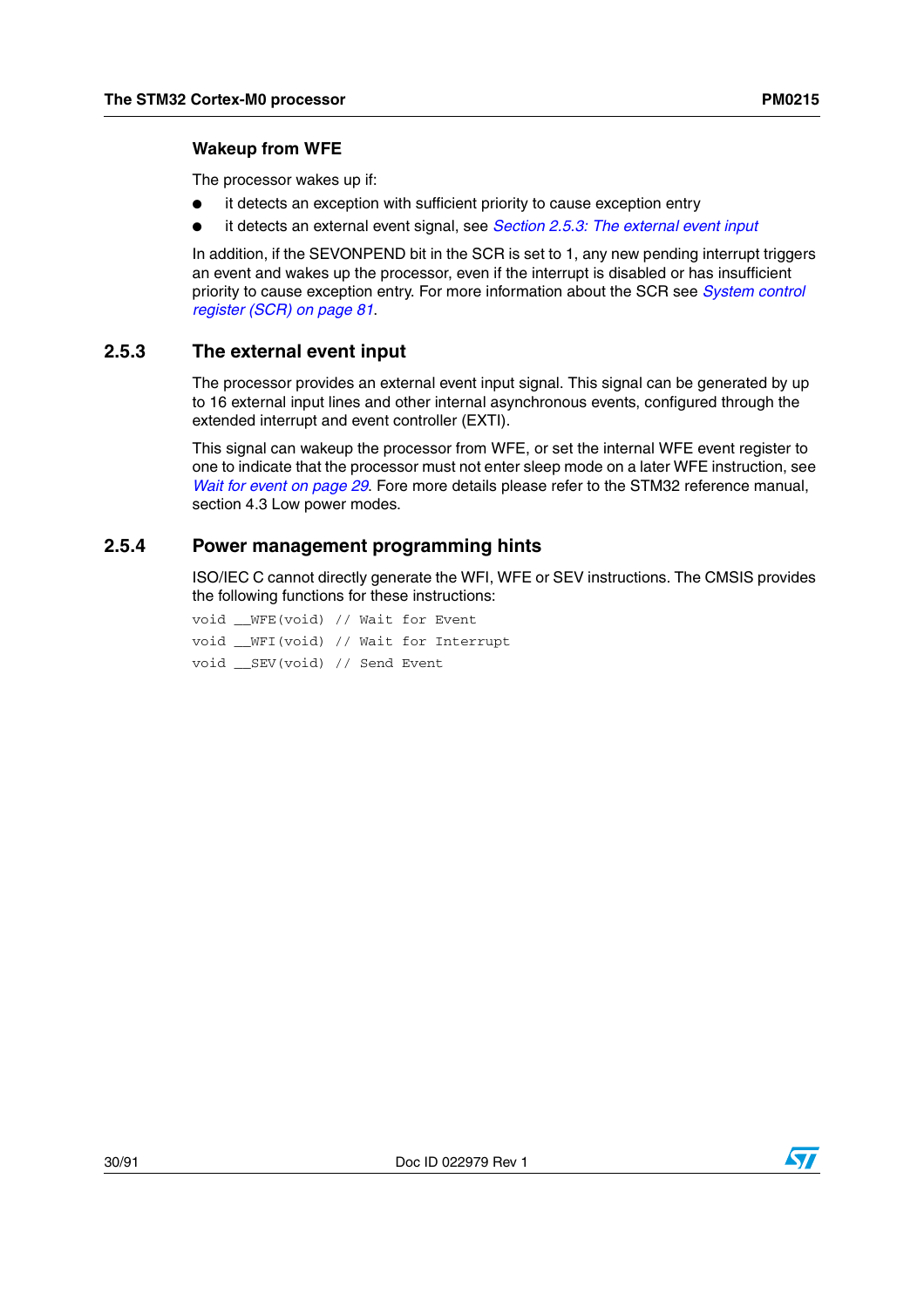#### Wakeup from WFE

The processor wakes up if:

- it detects an exception with sufficient priority to cause exception entry
- it detects an external event signal, see *Section 2.5.3: The external event input*

In addition, if the SEVONPEND bit in the SCR is set to 1, any new pending interrupt triggers an event and wakes up the processor, even if the interrupt is disabled or has insufficient priority to cause exception entry. For more information about the SCR see *System control register (SCR) on page 81*.

### 2.5.3 The external event input

The processor provides an external event input signal. This signal can be generated by up to 16 external input lines and other internal asynchronous events, configured through the extended interrupt and event controller (EXTI).

This signal can wakeup the processor from WFE, or set the internal WFE event register to one to indicate that the processor must not enter sleep mode on a later WFE instruction, see *Wait for event on page 29*. Fore more details please refer to the STM32 reference manual, section 4.3 Low power modes.

### 2.5.4 Power management programming hints

ISO/IEC C cannot directly generate the WFI, WFE or SEV instructions. The CMSIS provides the following functions for these instructions:

```
void __WFE(void) // Wait for Event
void __WFI(void) // Wait for Interrupt
void __SEV(void) // Send Event
```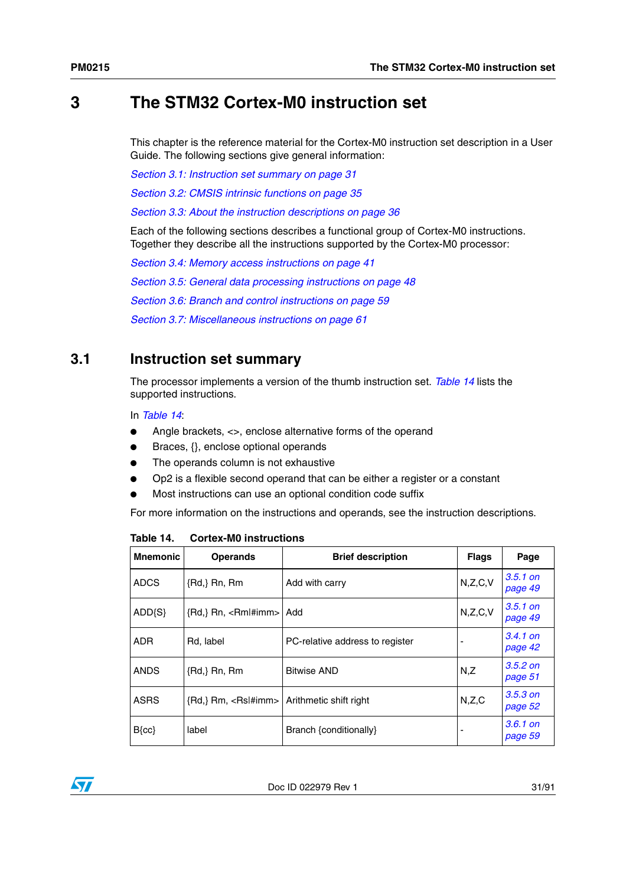# 3 The STM32 Cortex-M0 instruction set

This chapter is the reference material for the Cortex-M0 instruction set description in a User Guide. The following sections give general information:

*Section 3.1: Instruction set summary on page 31*

*Section 3.2: CMSIS intrinsic functions on page 35*

*Section 3.3: About the instruction descriptions on page 36*

Each of the following sections describes a functional group of Cortex-M0 instructions. Together they describe all the instructions supported by the Cortex-M0 processor:

*Section 3.4: Memory access instructions on page 41*

*Section 3.5: General data processing instructions on page 48*

*Section 3.6: Branch and control instructions on page 59*

*Section 3.7: Miscellaneous instructions on page 61*

## 3.1 Instruction set summary

The processor implements a version of the thumb instruction set. *Table 14* lists the supported instructions.

In *Table 14*:

- Angle brackets, <>, enclose alternative forms of the operand
- Braces, {}, enclose optional operands
- The operands column is not exhaustive
- Op2 is a flexible second operand that can be either a register or a constant
- Most instructions can use an optional condition code suffix

For more information on the instructions and operands, see the instruction descriptions.

**Table 14. Cortex-M0 instructions**

| Mnemonic | Operands | Brief description | Flags | Page |
|---|---|---|---|---|
| ADCS | {Rd,} Rn, Rm | Add with carry | N,Z,C,V | *3.5.1 on page 49* |
| ADD{S} | {Rd,} Rn, <Rm\|#imm> | Add | N,Z,C,V | *3.5.1 on page 49* |
| ADR | Rd, label | PC-relative address to register | - | *3.4.1 on page 42* |
| ANDS | {Rd,} Rn, Rm | Bitwise AND | N,Z | *3.5.2 on page 51* |
| ASRS | {Rd,} Rm, <Rs\|#imm> | Arithmetic shift right | N,Z,C | *3.5.3 on page 52* |
| B{cc} | label | Branch {conditionally} | - | *3.6.1 on page 59* |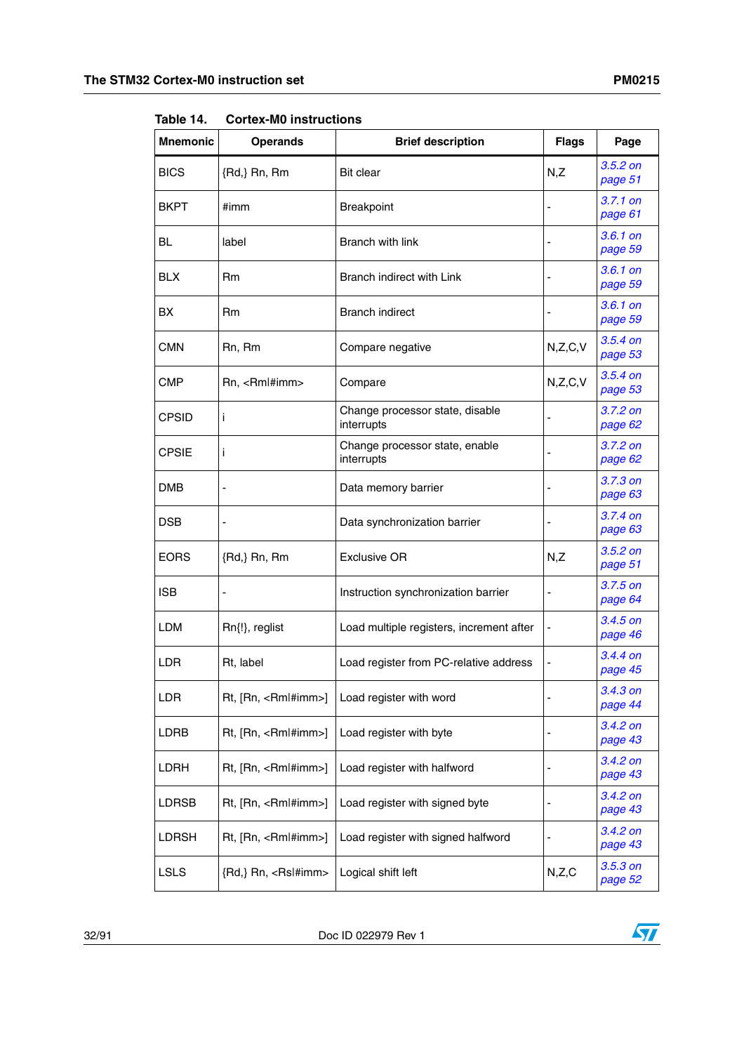Table 14. Cortex-M0 instructions

| Mnemonic | Operands | Brief description | Flags | Page |
|---|---|---|---|---|
| BICS | {Rd,} Rn, Rm | Bit clear | N,Z | 3.5.2 on page 51 |
| BKPT | #imm | Breakpoint | - | 3.7.1 on page 61 |
| BL | label | Branch with link | - | 3.6.1 on page 59 |
| BLX | Rm | Branch indirect with Link | - | 3.6.1 on page 59 |
| BX | Rm | Branch indirect | - | 3.6.1 on page 59 |
| CMN | Rn, Rm | Compare negative | N,Z,C,V | 3.5.4 on page 53 |
| CMP | Rn, <Rm\|#imm> | Compare | N,Z,C,V | 3.5.4 on page 53 |
| CPSID | i | Change processor state, disable interrupts | - | 3.7.2 on page 62 |
| CPSIE | i | Change processor state, enable interrupts | - | 3.7.2 on page 62 |
| DMB | - | Data memory barrier | - | 3.7.3 on page 63 |
| DSB | - | Data synchronization barrier | - | 3.7.4 on page 63 |
| EORS | {Rd,} Rn, Rm | Exclusive OR | N,Z | 3.5.2 on page 51 |
| ISB | - | Instruction synchronization barrier | - | 3.7.5 on page 64 |
| LDM | Rn{!}, reglist | Load multiple registers, increment after | - | 3.4.5 on page 46 |
| LDR | Rt, label | Load register from PC-relative address | - | 3.4.4 on page 45 |
| LDR | Rt, [Rn, <Rm\|#imm>] | Load register with word | - | 3.4.3 on page 44 |
| LDRB | Rt, [Rn, <Rm\|#imm>] | Load register with byte | - | 3.4.2 on page 43 |
| LDRH | Rt, [Rn, <Rm\|#imm>] | Load register with halfword | - | 3.4.2 on page 43 |
| LDRSB | Rt, [Rn, <Rm\|#imm>] | Load register with signed byte | - | 3.4.2 on page 43 |
| LDRSH | Rt, [Rn, <Rm\|#imm>] | Load register with signed halfword | - | 3.4.2 on page 43 |
| LSLS | {Rd,} Rn, <Rs\|#imm> | Logical shift left | N,Z,C | 3.5.3 on page 52 |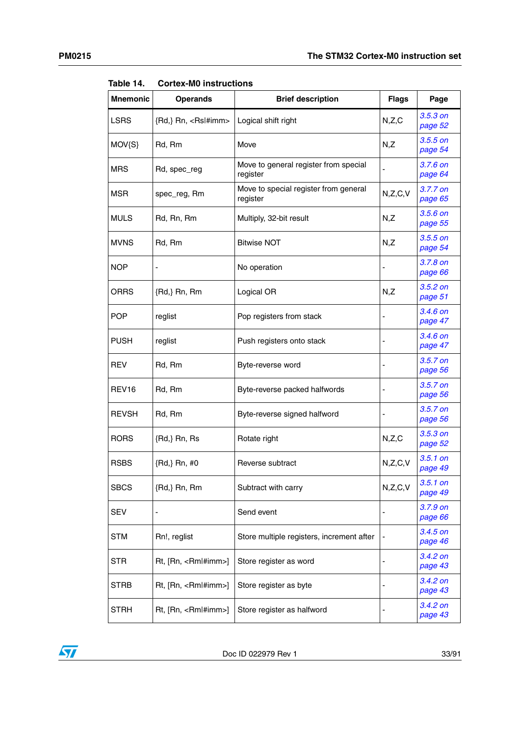Table 14. Cortex-M0 instructions

| Mnemonic | Operands | Brief description | Flags | Page |
|---|---|---|---|---|
| LSRS | {Rd,} Rn, <Rs\|#imm> | Logical shift right | N,Z,C | 3.5.3 on page 52 |
| MOV{S} | Rd, Rm | Move | N,Z | 3.5.5 on page 54 |
| MRS | Rd, spec_reg | Move to general register from special register | - | 3.7.6 on page 64 |
| MSR | spec_reg, Rm | Move to special register from general register | N,Z,C,V | 3.7.7 on page 65 |
| MULS | Rd, Rn, Rm | Multiply, 32-bit result | N,Z | 3.5.6 on page 55 |
| MVNS | Rd, Rm | Bitwise NOT | N,Z | 3.5.5 on page 54 |
| NOP | - | No operation | - | 3.7.8 on page 66 |
| ORRS | {Rd,} Rn, Rm | Logical OR | N,Z | 3.5.2 on page 51 |
| POP | reglist | Pop registers from stack | - | 3.4.6 on page 47 |
| PUSH | reglist | Push registers onto stack | - | 3.4.6 on page 47 |
| REV | Rd, Rm | Byte-reverse word | - | 3.5.7 on page 56 |
| REV16 | Rd, Rm | Byte-reverse packed halfwords | - | 3.5.7 on page 56 |
| REVSH | Rd, Rm | Byte-reverse signed halfword | - | 3.5.7 on page 56 |
| RORS | {Rd,} Rn, Rs | Rotate right | N,Z,C | 3.5.3 on page 52 |
| RSBS | {Rd,} Rn, #0 | Reverse subtract | N,Z,C,V | 3.5.1 on page 49 |
| SBCS | {Rd,} Rn, Rm | Subtract with carry | N,Z,C,V | 3.5.1 on page 49 |
| SEV | - | Send event | - | 3.7.9 on page 66 |
| STM | Rn!, reglist | Store multiple registers, increment after | - | 3.4.5 on page 46 |
| STR | Rt, [Rn, <Rm\|#imm>] | Store register as word | - | 3.4.2 on page 43 |
| STRB | Rt, [Rn, <Rm\|#imm>] | Store register as byte | - | 3.4.2 on page 43 |
| STRH | Rt, [Rn, <Rm\|#imm>] | Store register as halfword | - | 3.4.2 on page 43 |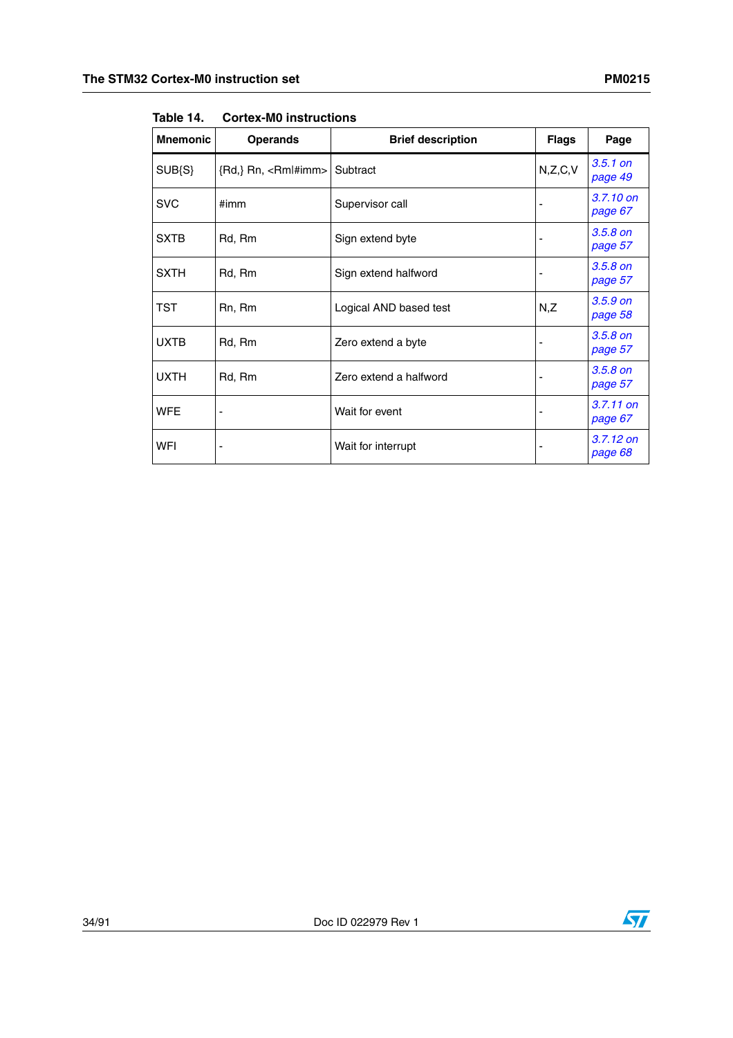Table 14. Cortex-M0 instructions

| Mnemonic | Operands | Brief description | Flags | Page |
|---|---|---|---|---|
| SUB{S} | {Rd,} Rn, <Rm\|#imm> | Subtract | N,Z,C,V | *3.5.1 on page 49* |
| SVC | #imm | Supervisor call | - | *3.7.10 on page 67* |
| SXTB | Rd, Rm | Sign extend byte | - | *3.5.8 on page 57* |
| SXTH | Rd, Rm | Sign extend halfword | - | *3.5.8 on page 57* |
| TST | Rn, Rm | Logical AND based test | N,Z | *3.5.9 on page 58* |
| UXTB | Rd, Rm | Zero extend a byte | - | *3.5.8 on page 57* |
| UXTH | Rd, Rm | Zero extend a halfword | - | *3.5.8 on page 57* |
| WFE | - | Wait for event | - | *3.7.11 on page 67* |
| WFI | - | Wait for interrupt | - | *3.7.12 on page 68* |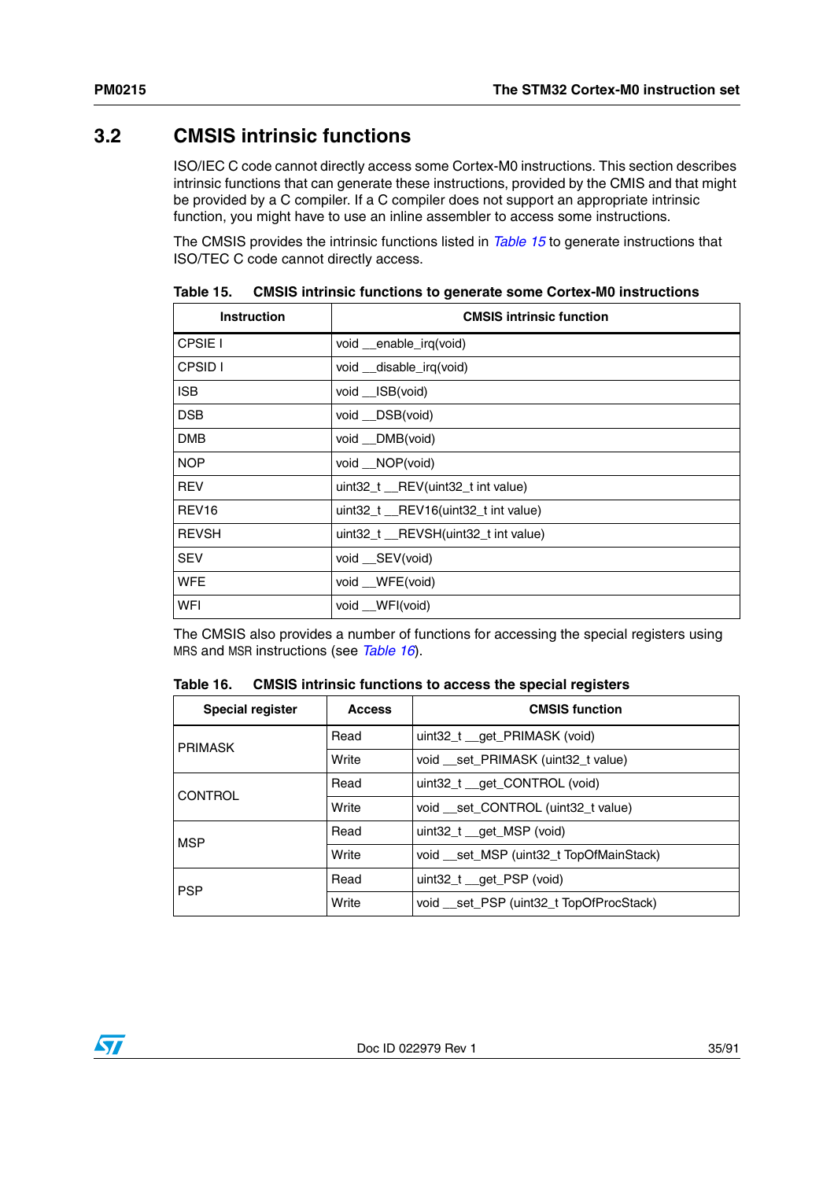## 3.2 CMSIS intrinsic functions

ISO/IEC C code cannot directly access some Cortex-M0 instructions. This section describes intrinsic functions that can generate these instructions, provided by the CMIS and that might be provided by a C compiler. If a C compiler does not support an appropriate intrinsic function, you might have to use an inline assembler to access some instructions.

The CMSIS provides the intrinsic functions listed in *Table 15* to generate instructions that ISO/TEC C code cannot directly access.

**Table 15. CMSIS intrinsic functions to generate some Cortex-M0 instructions**

| Instruction | CMSIS intrinsic function |
|---|---|
| CPSIE I | void __enable_irq(void) |
| CPSID I | void __disable_irq(void) |
| ISB | void __ISB(void) |
| DSB | void __DSB(void) |
| DMB | void __DMB(void) |
| NOP | void __NOP(void) |
| REV | uint32_t __REV(uint32_t int value) |
| REV16 | uint32_t __REV16(uint32_t int value) |
| REVSH | uint32_t __REVSH(uint32_t int value) |
| SEV | void __SEV(void) |
| WFE | void __WFE(void) |
| WFI | void __WFI(void) |

The CMSIS also provides a number of functions for accessing the special registers using MRS and MSR instructions (see *Table 16*).

**Table 16. CMSIS intrinsic functions to access the special registers**

| Special register | Access | CMSIS function |
|---|---|---|
| PRIMASK | Read | uint32_t __get_PRIMASK (void) |
| | Write | void __set_PRIMASK (uint32_t value) |
| CONTROL | Read | uint32_t __get_CONTROL (void) |
| | Write | void __set_CONTROL (uint32_t value) |
| MSP | Read | uint32_t __get_MSP (void) |
| | Write | void __set_MSP (uint32_t TopOfMainStack) |
| PSP | Read | uint32_t __get_PSP (void) |
| | Write | void __set_PSP (uint32_t TopOfProcStack) |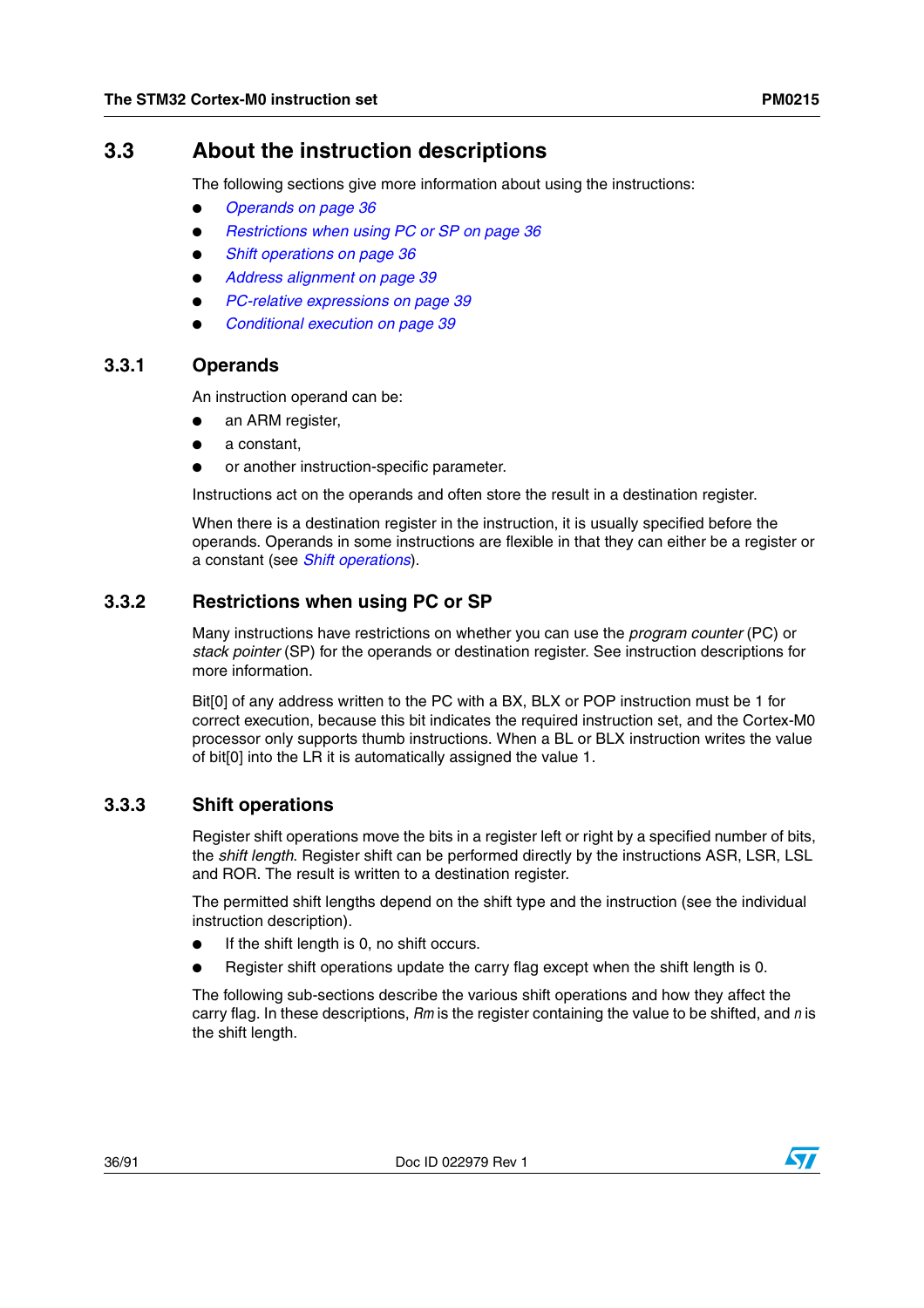## 3.3 About the instruction descriptions

The following sections give more information about using the instructions:

- *Operands on page 36*
- *Restrictions when using PC or SP on page 36*
- *Shift operations on page 36*
- *Address alignment on page 39*
- *PC-relative expressions on page 39*
- *Conditional execution on page 39*

### 3.3.1 Operands

An instruction operand can be:

- an ARM register,
- a constant,
- or another instruction-specific parameter.

Instructions act on the operands and often store the result in a destination register.

When there is a destination register in the instruction, it is usually specified before the operands. Operands in some instructions are flexible in that they can either be a register or a constant (see *Shift operations*).

### 3.3.2 Restrictions when using PC or SP

Many instructions have restrictions on whether you can use the *program counter* (PC) or *stack pointer* (SP) for the operands or destination register. See instruction descriptions for more information.

Bit[0] of any address written to the PC with a BX, BLX or POP instruction must be 1 for correct execution, because this bit indicates the required instruction set, and the Cortex-M0 processor only supports thumb instructions. When a BL or BLX instruction writes the value of bit[0] into the LR it is automatically assigned the value 1.

### 3.3.3 Shift operations

Register shift operations move the bits in a register left or right by a specified number of bits, the *shift length*. Register shift can be performed directly by the instructions ASR, LSR, LSL and ROR. The result is written to a destination register.

The permitted shift lengths depend on the shift type and the instruction (see the individual instruction description).

- If the shift length is 0, no shift occurs.
- Register shift operations update the carry flag except when the shift length is 0.

The following sub-sections describe the various shift operations and how they affect the carry flag. In these descriptions, *Rm* is the register containing the value to be shifted, and *n* is the shift length.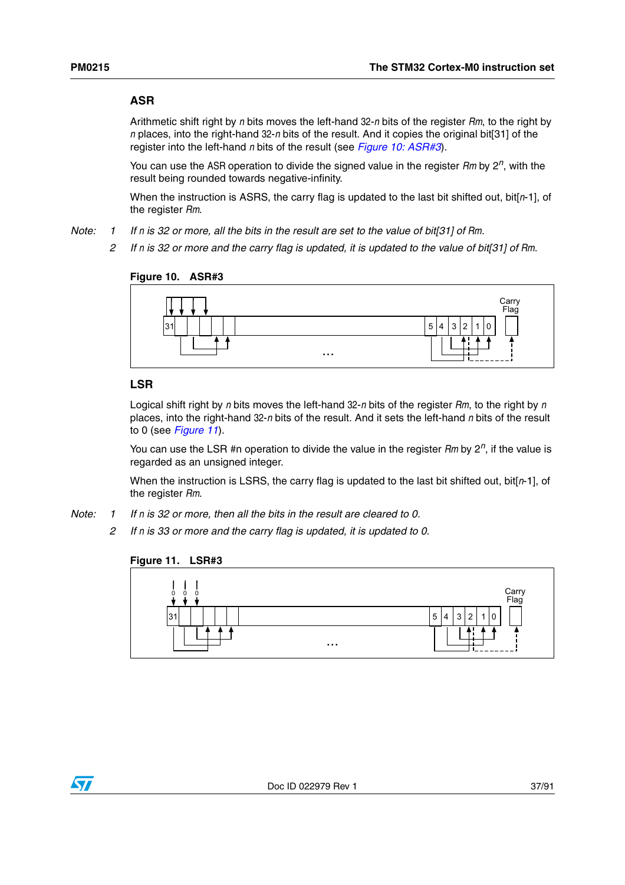## ASR

Arithmetic shift right by *n* bits moves the left-hand 32-*n* bits of the register *Rm*, to the right by *n* places, into the right-hand 32-*n* bits of the result. And it copies the original bit[31] of the register into the left-hand *n* bits of the result (see *Figure 10: ASR#3*).

You can use the ASR operation to divide the signed value in the register *Rm* by $2^n$, with the result being rounded towards negative-infinity.

When the instruction is ASRS, the carry flag is updated to the last bit shifted out, bit[*n*-1], of the register *Rm*.

*Note:*
1. *If n is 32 or more, all the bits in the result are set to the value of bit[31] of Rm.*
2. *If n is 32 or more and the carry flag is updated, it is updated to the value of bit[31] of Rm.*

**Figure 10. ASR#3**

## LSR

Logical shift right by *n* bits moves the left-hand 32-*n* bits of the register *Rm*, to the right by *n* places, into the right-hand 32-*n* bits of the result. And it sets the left-hand *n* bits of the result to 0 (see *Figure 11*).

You can use the LSR #n operation to divide the value in the register *Rm* by $2^n$, if the value is regarded as an unsigned integer.

When the instruction is LSRS, the carry flag is updated to the last bit shifted out, bit[*n*-1], of the register *Rm*.

*Note:*
1. *If n is 32 or more, then all the bits in the result are cleared to 0.*
2. *If n is 33 or more and the carry flag is updated, it is updated to 0.*

**Figure 11. LSR#3**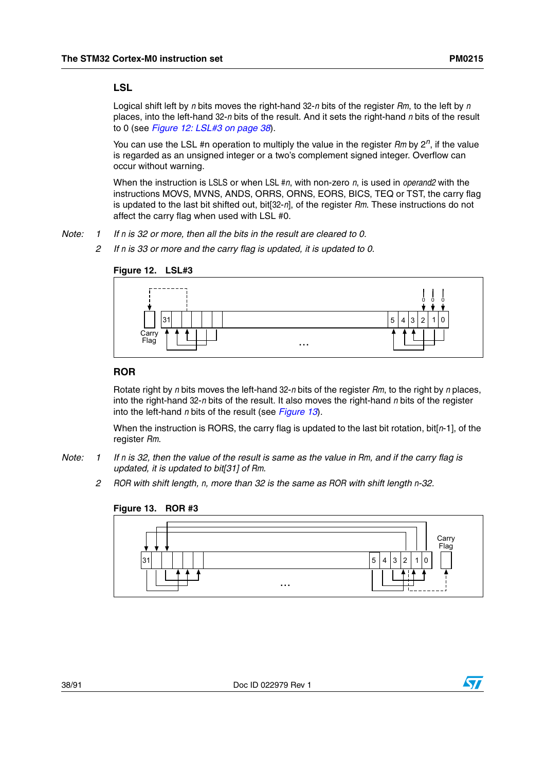### LSL

Logical shift left by *n* bits moves the right-hand 32-*n* bits of the register *Rm*, to the left by *n* places, into the left-hand 32-*n* bits of the result. And it sets the right-hand *n* bits of the result to 0 (see *Figure 12: LSL#3 on page 38*).

You can use the LSL #n operation to multiply the value in the register *Rm* by $2^n$, if the value is regarded as an unsigned integer or a two's complement signed integer. Overflow can occur without warning.

When the instruction is LSLS or when LSL #*n*, with non-zero *n*, is used in *operand2* with the instructions MOVS, MVNS, ANDS, ORRS, ORNS, EORS, BICS, TEQ or TST, the carry flag is updated to the last bit shifted out, bit[32-*n*], of the register *Rm*. These instructions do not affect the carry flag when used with LSL #0.

*Note: 1 If n is 32 or more, then all the bits in the result are cleared to 0.*

*2 If n is 33 or more and the carry flag is updated, it is updated to 0.*

**Figure 12. LSL#3**

### ROR

Rotate right by *n* bits moves the left-hand 32-*n* bits of the register *Rm*, to the right by *n* places, into the right-hand 32-*n* bits of the result. It also moves the right-hand *n* bits of the register into the left-hand *n* bits of the result (see *Figure 13*).

When the instruction is RORS, the carry flag is updated to the last bit rotation, bit[*n*-1], of the register *Rm*.

*Note: 1 If n is 32, then the value of the result is same as the value in Rm, and if the carry flag is updated, it is updated to bit[31] of Rm.*

*2 ROR with shift length, n, more than 32 is the same as ROR with shift length n-32.*

**Figure 13. ROR #3**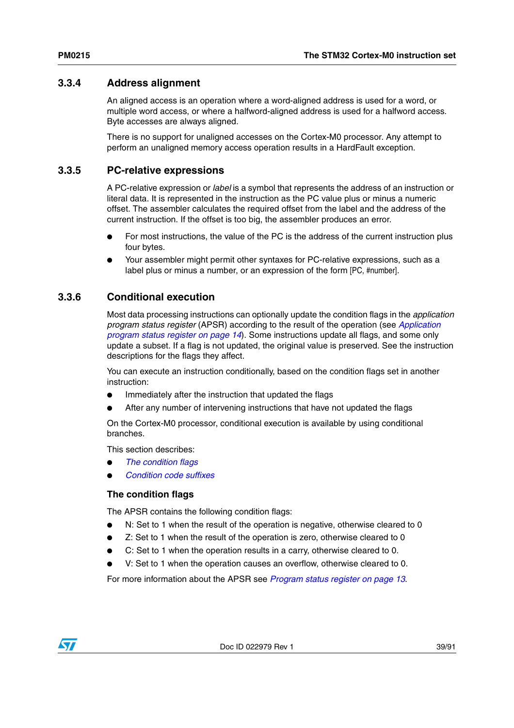### 3.3.4 Address alignment

An aligned access is an operation where a word-aligned address is used for a word, or multiple word access, or where a halfword-aligned address is used for a halfword access. Byte accesses are always aligned.

There is no support for unaligned accesses on the Cortex-M0 processor. Any attempt to perform an unaligned memory access operation results in a HardFault exception.

### 3.3.5 PC-relative expressions

A PC-relative expression or *label* is a symbol that represents the address of an instruction or literal data. It is represented in the instruction as the PC value plus or minus a numeric offset. The assembler calculates the required offset from the label and the address of the current instruction. If the offset is too big, the assembler produces an error.

- For most instructions, the value of the PC is the address of the current instruction plus four bytes.
- Your assembler might permit other syntaxes for PC-relative expressions, such as a label plus or minus a number, or an expression of the form [PC, #number].

### 3.3.6 Conditional execution

Most data processing instructions can optionally update the condition flags in the *application program status register* (APSR) according to the result of the operation (see *Application program status register on page 14*). Some instructions update all flags, and some only update a subset. If a flag is not updated, the original value is preserved. See the instruction descriptions for the flags they affect.

You can execute an instruction conditionally, based on the condition flags set in another instruction:

- Immediately after the instruction that updated the flags
- After any number of intervening instructions that have not updated the flags

On the Cortex-M0 processor, conditional execution is available by using conditional branches.

This section describes:

- *The condition flags*
- *Condition code suffixes*

#### The condition flags

The APSR contains the following condition flags:

- N: Set to 1 when the result of the operation is negative, otherwise cleared to 0
- Z: Set to 1 when the result of the operation is zero, otherwise cleared to 0
- C: Set to 1 when the operation results in a carry, otherwise cleared to 0.
- V: Set to 1 when the operation causes an overflow, otherwise cleared to 0.

For more information about the APSR see *Program status register on page 13*.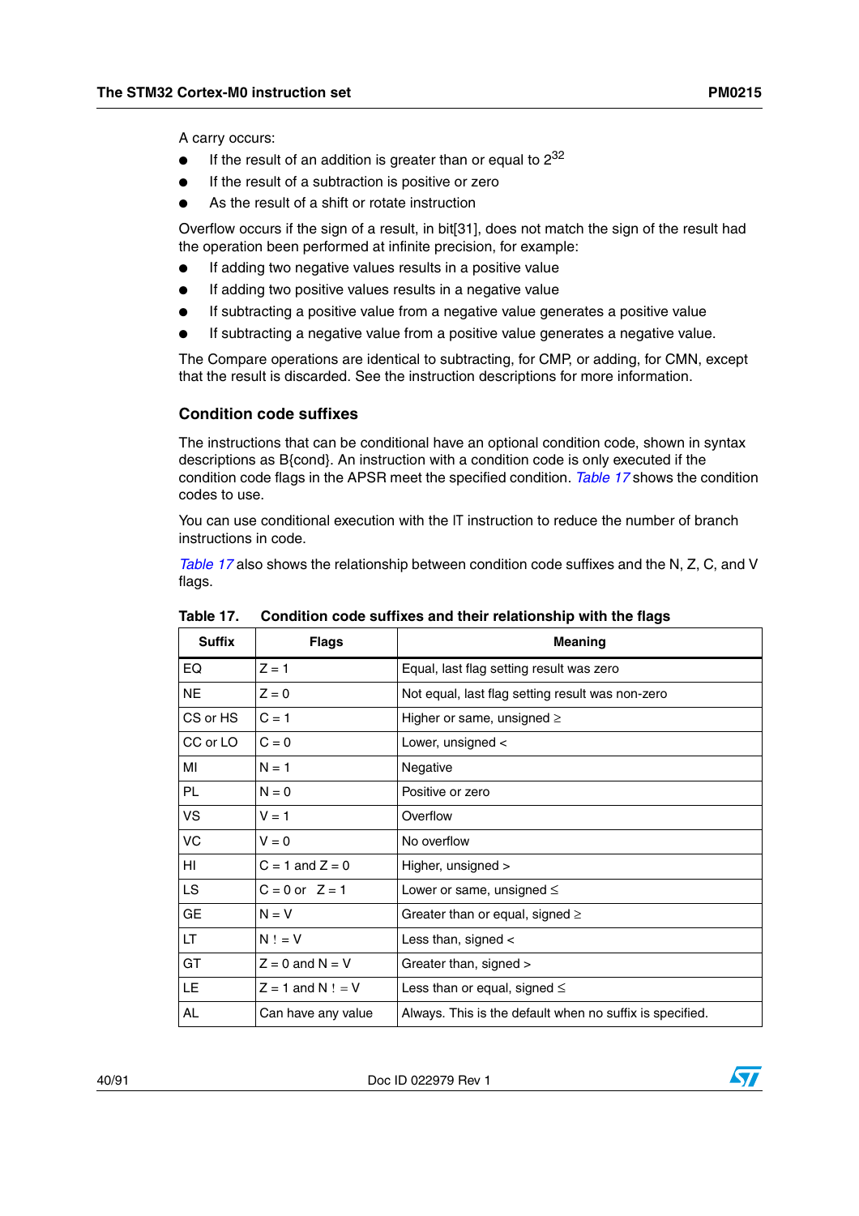A carry occurs:

- If the result of an addition is greater than or equal to $2^{32}$
- If the result of a subtraction is positive or zero
- As the result of a shift or rotate instruction

Overflow occurs if the sign of a result, in bit[31], does not match the sign of the result had the operation been performed at infinite precision, for example:

- If adding two negative values results in a positive value
- If adding two positive values results in a negative value
- If subtracting a positive value from a negative value generates a positive value
- If subtracting a negative value from a positive value generates a negative value.

The Compare operations are identical to subtracting, for CMP, or adding, for CMN, except that the result is discarded. See the instruction descriptions for more information.

### Condition code suffixes

The instructions that can be conditional have an optional condition code, shown in syntax descriptions as B{cond}. An instruction with a condition code is only executed if the condition code flags in the APSR meet the specified condition. *Table 17* shows the condition codes to use.

You can use conditional execution with the IT instruction to reduce the number of branch instructions in code.

*Table 17* also shows the relationship between condition code suffixes and the N, Z, C, and V flags.

**Table 17. Condition code suffixes and their relationship with the flags**

| Suffix | Flags | Meaning |
|---|---|---|
| EQ | Z = 1 | Equal, last flag setting result was zero |
| NE | Z = 0 | Not equal, last flag setting result was non-zero |
| CS or HS | C = 1 | Higher or same, unsigned ≥ |
| CC or LO | C = 0 | Lower, unsigned < |
| MI | N = 1 | Negative |
| PL | N = 0 | Positive or zero |
| VS | V = 1 | Overflow |
| VC | V = 0 | No overflow |
| HI | C = 1 and Z = 0 | Higher, unsigned > |
| LS | C = 0 or Z = 1 | Lower or same, unsigned ≤ |
| GE | N = V | Greater than or equal, signed ≥ |
| LT | N ! = V | Less than, signed < |
| GT | Z = 0 and N = V | Greater than, signed > |
| LE | Z = 1 and N ! = V | Less than or equal, signed ≤ |
| AL | Can have any value | Always. This is the default when no suffix is specified. |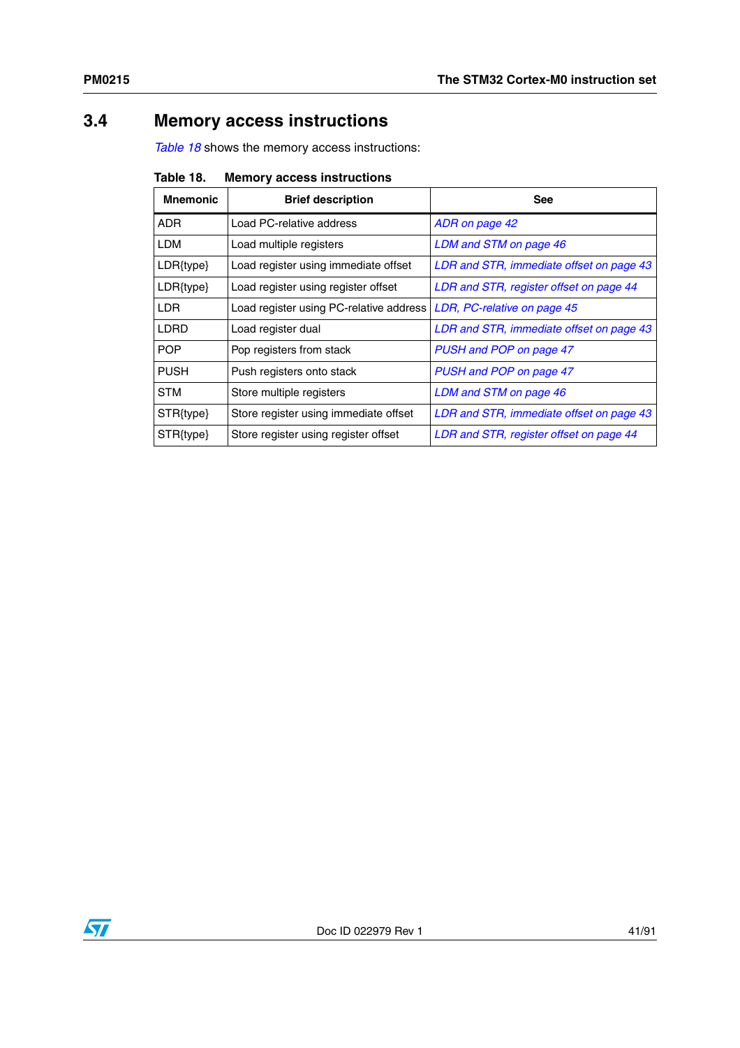## 3.4 Memory access instructions

*Table 18* shows the memory access instructions:

**Table 18. Memory access instructions**

| Mnemonic | Brief description | See |
|---|---|---|
| ADR | Load PC-relative address | *ADR on page 42* |
| LDM | Load multiple registers | *LDM and STM on page 46* |
| LDR{type} | Load register using immediate offset | *LDR and STR, immediate offset on page 43* |
| LDR{type} | Load register using register offset | *LDR and STR, register offset on page 44* |
| LDR | Load register using PC-relative address | *LDR, PC-relative on page 45* |
| LDRD | Load register dual | *LDR and STR, immediate offset on page 43* |
| POP | Pop registers from stack | *PUSH and POP on page 47* |
| PUSH | Push registers onto stack | *PUSH and POP on page 47* |
| STM | Store multiple registers | *LDM and STM on page 46* |
| STR{type} | Store register using immediate offset | *LDR and STR, immediate offset on page 43* |
| STR{type} | Store register using register offset | *LDR and STR, register offset on page 44* |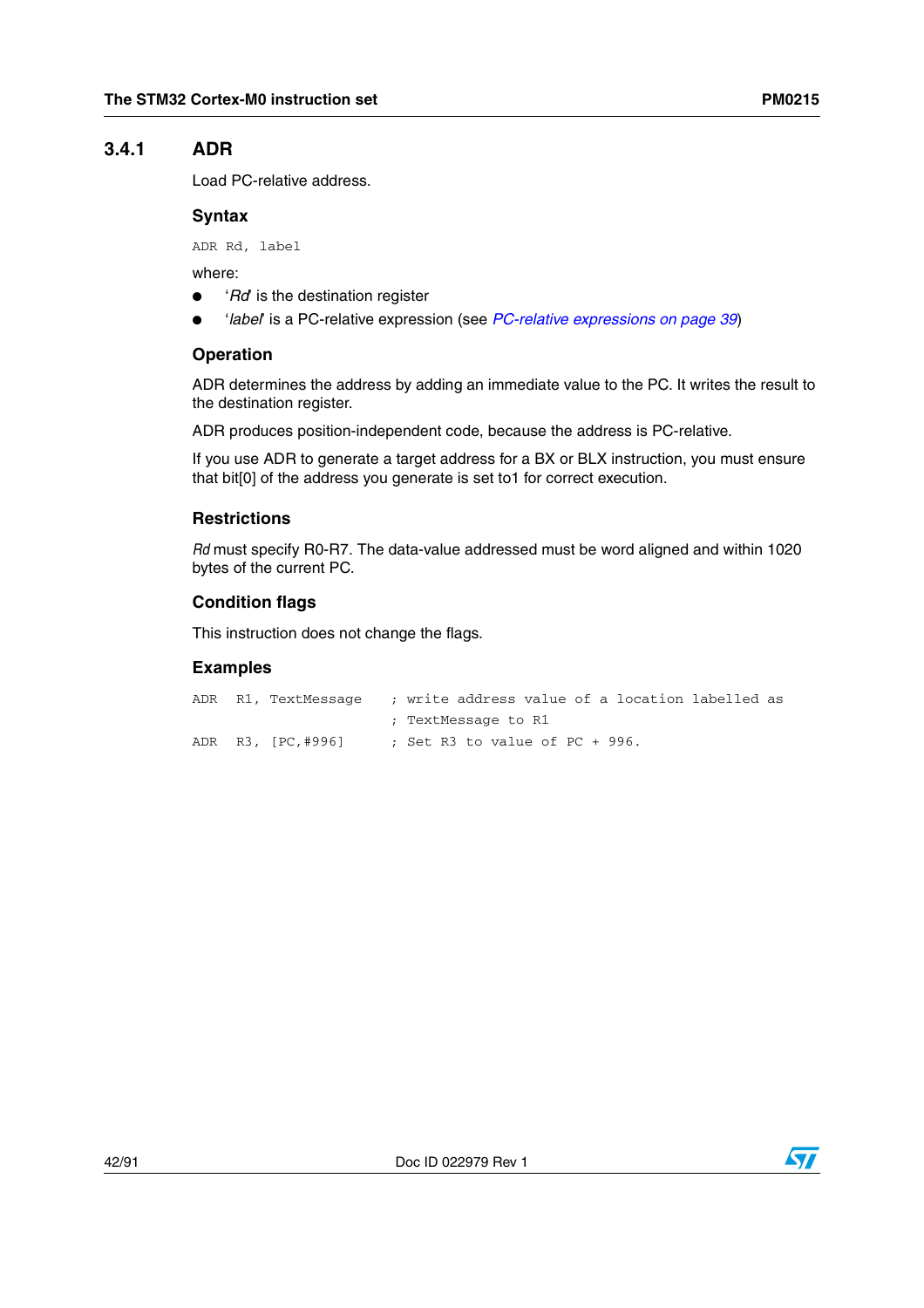### 3.4.1 ADR

Load PC-relative address.

#### Syntax

```
ADR Rd, label
```

where:

- '*Rd*' is the destination register
- '*label*' is a PC-relative expression (see *PC-relative expressions on page 39*)

#### Operation

ADR determines the address by adding an immediate value to the PC. It writes the result to the destination register.

ADR produces position-independent code, because the address is PC-relative.

If you use ADR to generate a target address for a BX or BLX instruction, you must ensure that bit[0] of the address you generate is set to1 for correct execution.

#### Restrictions

*Rd* must specify R0-R7. The data-value addressed must be word aligned and within 1020 bytes of the current PC.

#### Condition flags

This instruction does not change the flags.

#### Examples

```
ADR   R1, TextMessage    ; write address value of a location labelled as
                         ; TextMessage to R1
ADR   R3, [PC,#996]      ; Set R3 to value of PC + 996.
```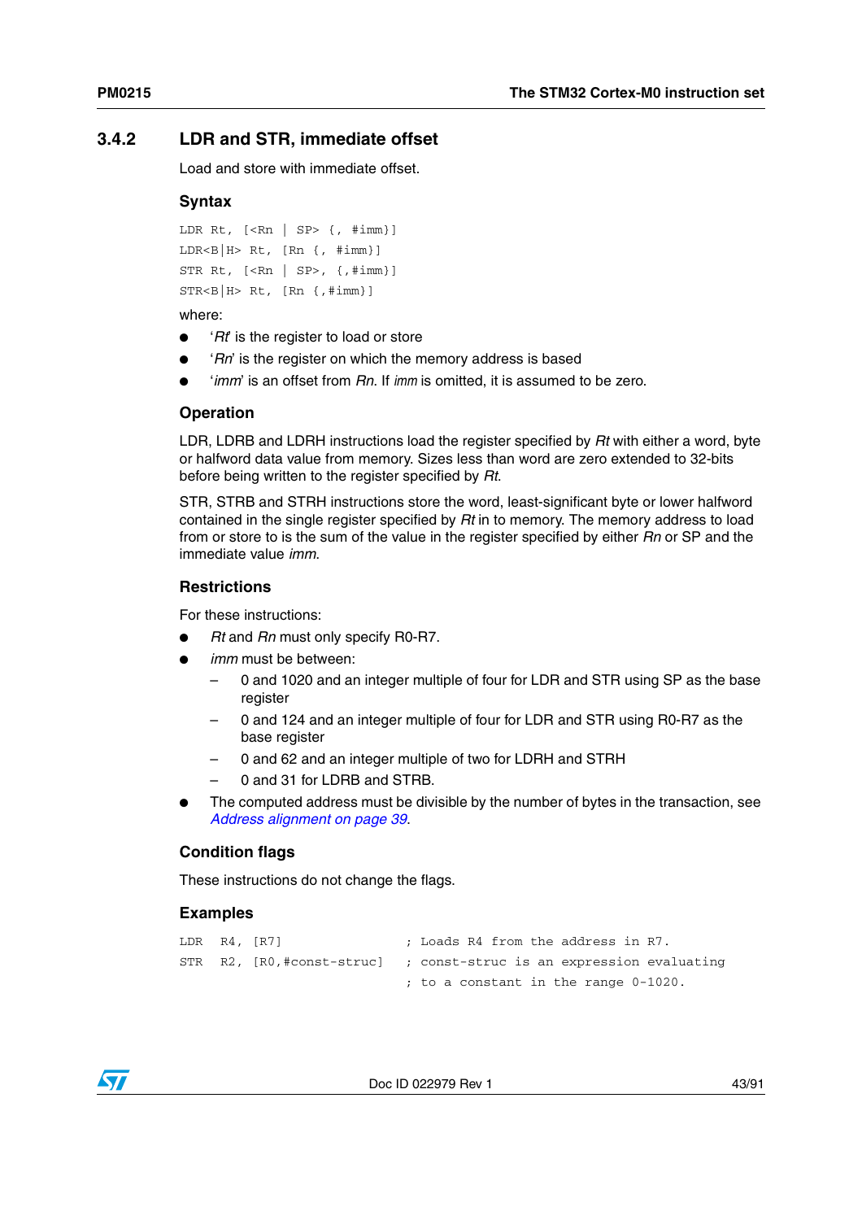### 3.4.2 LDR and STR, immediate offset

Load and store with immediate offset.

#### Syntax

```
LDR Rt, [<Rn | SP> {, #imm}]
LDR<B|H> Rt, [Rn {, #imm}]
STR Rt, [<Rn | SP>, {,#imm}]
STR<B|H> Rt, [Rn {,#imm}]
```

where:

- '*Rt*' is the register to load or store
- '*Rn*' is the register on which the memory address is based
- '*imm*' is an offset from *Rn*. If *imm* is omitted, it is assumed to be zero.

#### Operation

LDR, LDRB and LDRH instructions load the register specified by *Rt* with either a word, byte or halfword data value from memory. Sizes less than word are zero extended to 32-bits before being written to the register specified by *Rt*.

STR, STRB and STRH instructions store the word, least-significant byte or lower halfword contained in the single register specified by *Rt* in to memory. The memory address to load from or store to is the sum of the value in the register specified by either *Rn* or SP and the immediate value *imm*.

#### Restrictions

For these instructions:

- *Rt* and *Rn* must only specify R0-R7.
- *imm* must be between:
  - 0 and 1020 and an integer multiple of four for LDR and STR using SP as the base register
  - 0 and 124 and an integer multiple of four for LDR and STR using R0-R7 as the base register
  - 0 and 62 and an integer multiple of two for LDRH and STRH
  - 0 and 31 for LDRB and STRB.
- The computed address must be divisible by the number of bytes in the transaction, see *Address alignment on page 39*.

#### Condition flags

These instructions do not change the flags.

#### Examples

```
LDR   R4, [R7]               ; Loads R4 from the address in R7.
STR   R2, [R0,#const-struc]  ; const-struc is an expression evaluating
                             ; to a constant in the range 0-1020.
```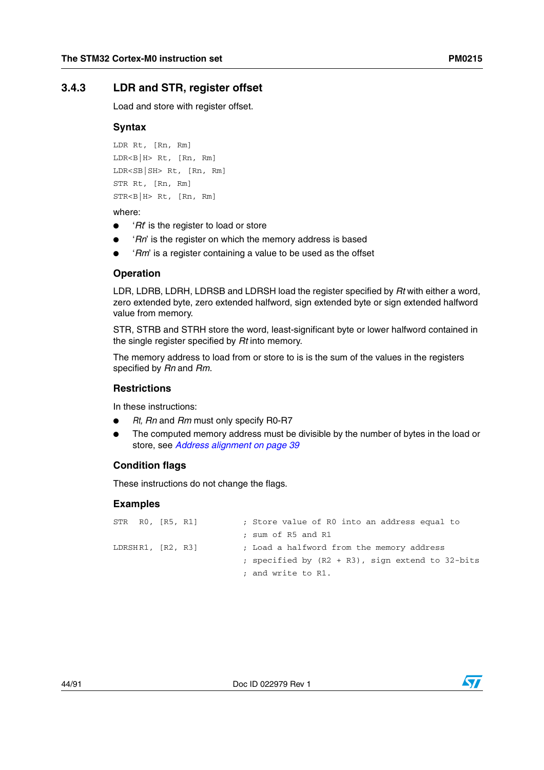### 3.4.3 LDR and STR, register offset

Load and store with register offset.

#### Syntax

```
LDR Rt, [Rn, Rm]
LDR<B|H> Rt, [Rn, Rm]
LDR<SB|SH> Rt, [Rn, Rm]
STR Rt, [Rn, Rm]
STR<B|H> Rt, [Rn, Rm]
```

where:

- '*Rt*' is the register to load or store
- '*Rn*' is the register on which the memory address is based
- '*Rm*' is a register containing a value to be used as the offset

#### Operation

LDR, LDRB, LDRH, LDRSB and LDRSH load the register specified by *Rt* with either a word, zero extended byte, zero extended halfword, sign extended byte or sign extended halfword value from memory.

STR, STRB and STRH store the word, least-significant byte or lower halfword contained in the single register specified by *Rt* into memory.

The memory address to load from or store to is the sum of the values in the registers specified by *Rn* and *Rm*.

#### Restrictions

In these instructions:

- *Rt, Rn* and *Rm* must only specify R0-R7
- The computed memory address must be divisible by the number of bytes in the load or store, see *Address alignment on page 39*

#### Condition flags

These instructions do not change the flags.

#### Examples

```
STR    R0, [R5, R1]        ; Store value of R0 into an address equal to
                           ; sum of R5 and R1
LDRSH  R1, [R2, R3]        ; Load a halfword from the memory address
                           ; specified by (R2 + R3), sign extend to 32-bits
                           ; and write to R1.
```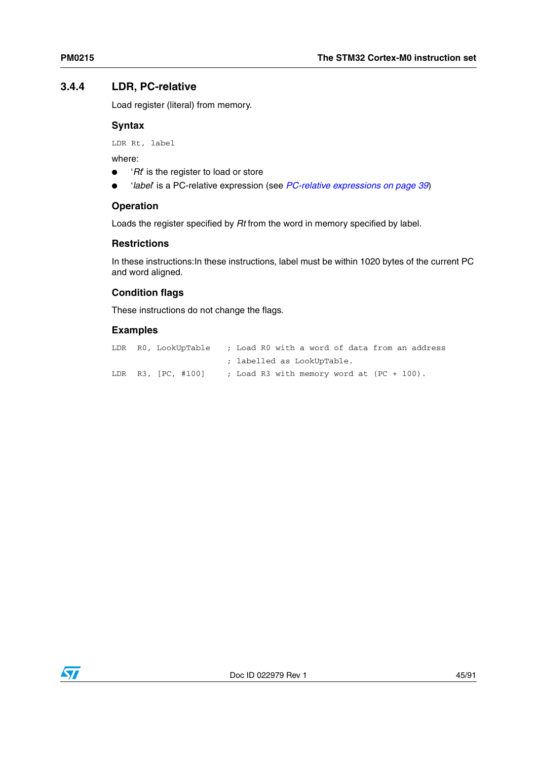### 3.4.4 LDR, PC-relative

Load register (literal) from memory.

#### Syntax

```
LDR Rt, label
```

where:

- '*Rt*' is the register to load or store
- '*label*' is a PC-relative expression (see *PC-relative expressions on page 39*)

#### Operation

Loads the register specified by *Rt* from the word in memory specified by label.

#### Restrictions

In these instructions:In these instructions, label must be within 1020 bytes of the current PC and word aligned.

#### Condition flags

These instructions do not change the flags.

#### Examples

```
LDR   R0, LookUpTable    ; Load R0 with a word of data from an address
                         ; labelled as LookUpTable.
LDR   R3, [PC, #100]     ; Load R3 with memory word at (PC + 100).
```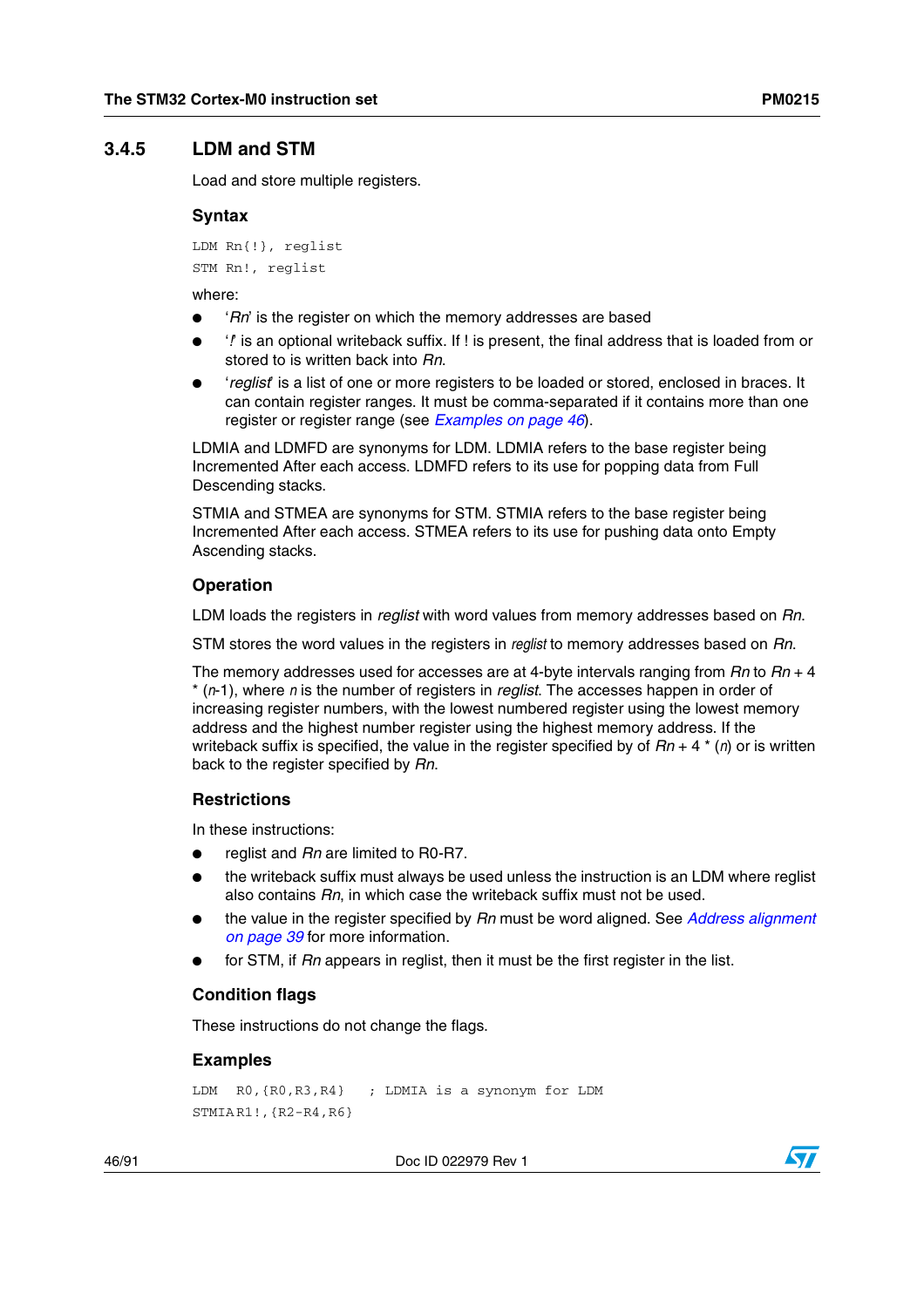### 3.4.5 LDM and STM

Load and store multiple registers.

#### Syntax

```
LDM Rn{!}, reglist
STM Rn!, reglist
```

where:

- '*Rn*' is the register on which the memory addresses are based
- '*!*' is an optional writeback suffix. If ! is present, the final address that is loaded from or stored to is written back into *Rn*.
- '*reglist*' is a list of one or more registers to be loaded or stored, enclosed in braces. It can contain register ranges. It must be comma-separated if it contains more than one register or register range (see *Examples on page 46*).

LDMIA and LDMFD are synonyms for LDM. LDMIA refers to the base register being Incremented After each access. LDMFD refers to its use for popping data from Full Descending stacks.

STMIA and STMEA are synonyms for STM. STMIA refers to the base register being Incremented After each access. STMEA refers to its use for pushing data onto Empty Ascending stacks.

#### Operation

LDM loads the registers in *reglist* with word values from memory addresses based on *Rn*.

STM stores the word values in the registers in *reglist* to memory addresses based on *Rn*.

The memory addresses used for accesses are at 4-byte intervals ranging from *Rn* to *Rn* + 4 * (*n*-1), where *n* is the number of registers in *reglist*. The accesses happen in order of increasing register numbers, with the lowest numbered register using the lowest memory address and the highest number register using the highest memory address. If the writeback suffix is specified, the value in the register specified by of *Rn* + 4 * (*n*) or is written back to the register specified by *Rn*.

#### Restrictions

In these instructions:

- reglist and *Rn* are limited to R0-R7.
- the writeback suffix must always be used unless the instruction is an LDM where reglist also contains *Rn*, in which case the writeback suffix must not be used.
- the value in the register specified by *Rn* must be word aligned. See *Address alignment on page 39* for more information.
- for STM, if *Rn* appears in reglist, then it must be the first register in the list.

#### Condition flags

These instructions do not change the flags.

#### Examples

```
LDM   R0,{R0,R3,R4}   ; LDMIA is a synonym for LDM
STMIA R1!,{R2-R4,R6}
```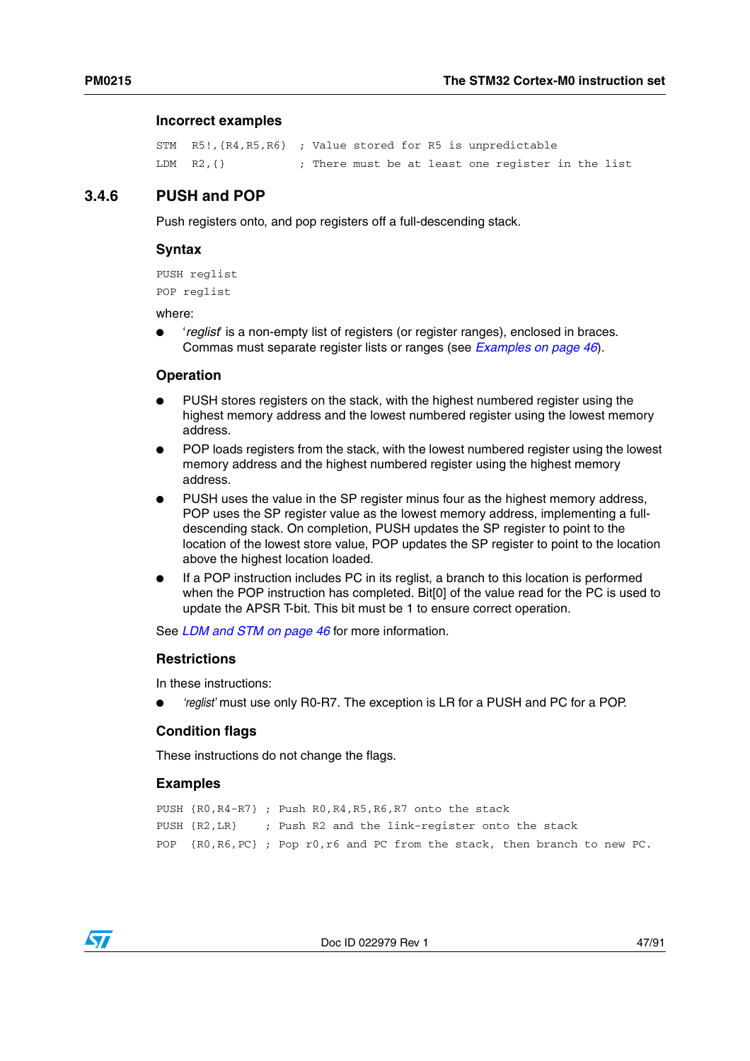#### Incorrect examples

```
STM  R5!,{R4,R5,R6}  ; Value stored for R5 is unpredictable
LDM  R2,{}           ; There must be at least one register in the list
```

### 3.4.6 PUSH and POP

Push registers onto, and pop registers off a full-descending stack.

#### Syntax

```
PUSH reglist
POP reglist
```

where:

- '*reglist*' is a non-empty list of registers (or register ranges), enclosed in braces. Commas must separate register lists or ranges (see *Examples on page 46*).

#### Operation

- PUSH stores registers on the stack, with the highest numbered register using the highest memory address and the lowest numbered register using the lowest memory address.
- POP loads registers from the stack, with the lowest numbered register using the lowest memory address and the highest numbered register using the highest memory address.
- PUSH uses the value in the SP register minus four as the highest memory address, POP uses the SP register value as the lowest memory address, implementing a full-descending stack. On completion, PUSH updates the SP register to point to the location of the lowest store value, POP updates the SP register to point to the location above the highest location loaded.
- If a POP instruction includes PC in its reglist, a branch to this location is performed when the POP instruction has completed. Bit[0] of the value read for the PC is used to update the APSR T-bit. This bit must be 1 to ensure correct operation.

See *LDM and STM on page 46* for more information.

#### Restrictions

In these instructions:

- *'reglist'* must use only R0-R7. The exception is LR for a PUSH and PC for a POP.

#### Condition flags

These instructions do not change the flags.

#### Examples

```
PUSH {R0,R4-R7} ; Push R0,R4,R5,R6,R7 onto the stack
PUSH {R2,LR}    ; Push R2 and the link-register onto the stack
POP  {R0,R6,PC} ; Pop r0,r6 and PC from the stack, then branch to new PC.
```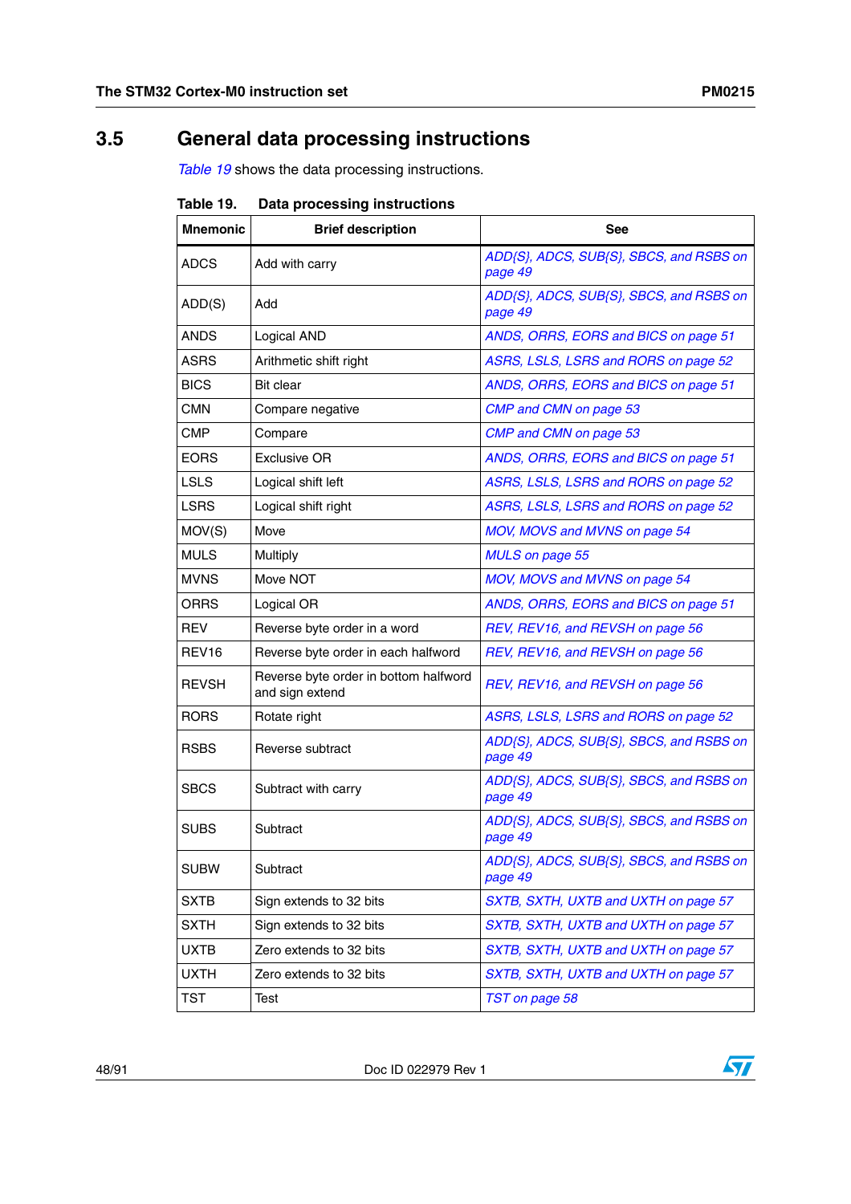## 3.5 General data processing instructions

*Table 19* shows the data processing instructions.

**Table 19. Data processing instructions**

| Mnemonic | Brief description | See |
|---|---|---|
| ADCS | Add with carry | *ADD{S}, ADCS, SUB{S}, SBCS, and RSBS on page 49* |
| ADD(S) | Add | *ADD{S}, ADCS, SUB{S}, SBCS, and RSBS on page 49* |
| ANDS | Logical AND | *ANDS, ORRS, EORS and BICS on page 51* |
| ASRS | Arithmetic shift right | *ASRS, LSLS, LSRS and RORS on page 52* |
| BICS | Bit clear | *ANDS, ORRS, EORS and BICS on page 51* |
| CMN | Compare negative | *CMP and CMN on page 53* |
| CMP | Compare | *CMP and CMN on page 53* |
| EORS | Exclusive OR | *ANDS, ORRS, EORS and BICS on page 51* |
| LSLS | Logical shift left | *ASRS, LSLS, LSRS and RORS on page 52* |
| LSRS | Logical shift right | *ASRS, LSLS, LSRS and RORS on page 52* |
| MOV(S) | Move | *MOV, MOVS and MVNS on page 54* |
| MULS | Multiply | *MULS on page 55* |
| MVNS | Move NOT | *MOV, MOVS and MVNS on page 54* |
| ORRS | Logical OR | *ANDS, ORRS, EORS and BICS on page 51* |
| REV | Reverse byte order in a word | *REV, REV16, and REVSH on page 56* |
| REV16 | Reverse byte order in each halfword | *REV, REV16, and REVSH on page 56* |
| REVSH | Reverse byte order in bottom halfword and sign extend | *REV, REV16, and REVSH on page 56* |
| RORS | Rotate right | *ASRS, LSLS, LSRS and RORS on page 52* |
| RSBS | Reverse subtract | *ADD{S}, ADCS, SUB{S}, SBCS, and RSBS on page 49* |
| SBCS | Subtract with carry | *ADD{S}, ADCS, SUB{S}, SBCS, and RSBS on page 49* |
| SUBS | Subtract | *ADD{S}, ADCS, SUB{S}, SBCS, and RSBS on page 49* |
| SUBW | Subtract | *ADD{S}, ADCS, SUB{S}, SBCS, and RSBS on page 49* |
| SXTB | Sign extends to 32 bits | *SXTB, SXTH, UXTB and UXTH on page 57* |
| SXTH | Sign extends to 32 bits | *SXTB, SXTH, UXTB and UXTH on page 57* |
| UXTB | Zero extends to 32 bits | *SXTB, SXTH, UXTB and UXTH on page 57* |
| UXTH | Zero extends to 32 bits | *SXTB, SXTH, UXTB and UXTH on page 57* |
| TST | Test | *TST on page 58* |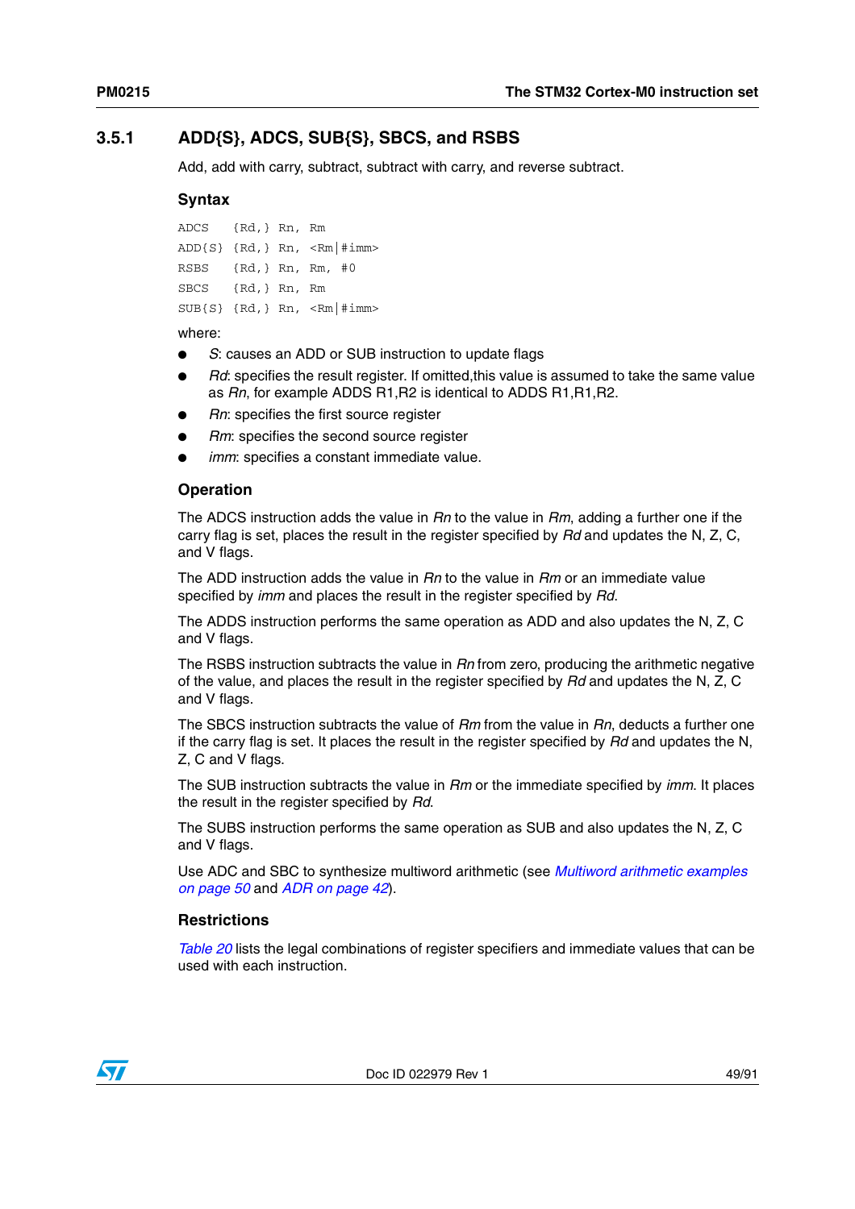### 3.5.1 ADD{S}, ADCS, SUB{S}, SBCS, and RSBS

Add, add with carry, subtract, subtract with carry, and reverse subtract.

#### Syntax

```
ADCS   {Rd,} Rn, Rm
ADD{S} {Rd,} Rn, <Rm|#imm>
RSBS   {Rd,} Rn, Rm, #0
SBCS   {Rd,} Rn, Rm
SUB{S} {Rd,} Rn, <Rm|#imm>
```

where:

- *S*: causes an ADD or SUB instruction to update flags
- *Rd*: specifies the result register. If omitted,this value is assumed to take the same value as *Rn*, for example ADDS R1,R2 is identical to ADDS R1,R1,R2.
- *Rn*: specifies the first source register
- *Rm*: specifies the second source register
- *imm*: specifies a constant immediate value.

#### Operation

The ADCS instruction adds the value in *Rn* to the value in *Rm*, adding a further one if the carry flag is set, places the result in the register specified by *Rd* and updates the N, Z, C, and V flags.

The ADD instruction adds the value in *Rn* to the value in *Rm* or an immediate value specified by *imm* and places the result in the register specified by *Rd*.

The ADDS instruction performs the same operation as ADD and also updates the N, Z, C and V flags.

The RSBS instruction subtracts the value in *Rn* from zero, producing the arithmetic negative of the value, and places the result in the register specified by *Rd* and updates the N, Z, C and V flags.

The SBCS instruction subtracts the value of *Rm* from the value in *Rn*, deducts a further one if the carry flag is set. It places the result in the register specified by *Rd* and updates the N, Z, C and V flags.

The SUB instruction subtracts the value in *Rm* or the immediate specified by *imm*. It places the result in the register specified by *Rd*.

The SUBS instruction performs the same operation as SUB and also updates the N, Z, C and V flags.

Use ADC and SBC to synthesize multiword arithmetic (see *Multiword arithmetic examples on page 50* and *ADR on page 42*).

#### Restrictions

*Table 20* lists the legal combinations of register specifiers and immediate values that can be used with each instruction.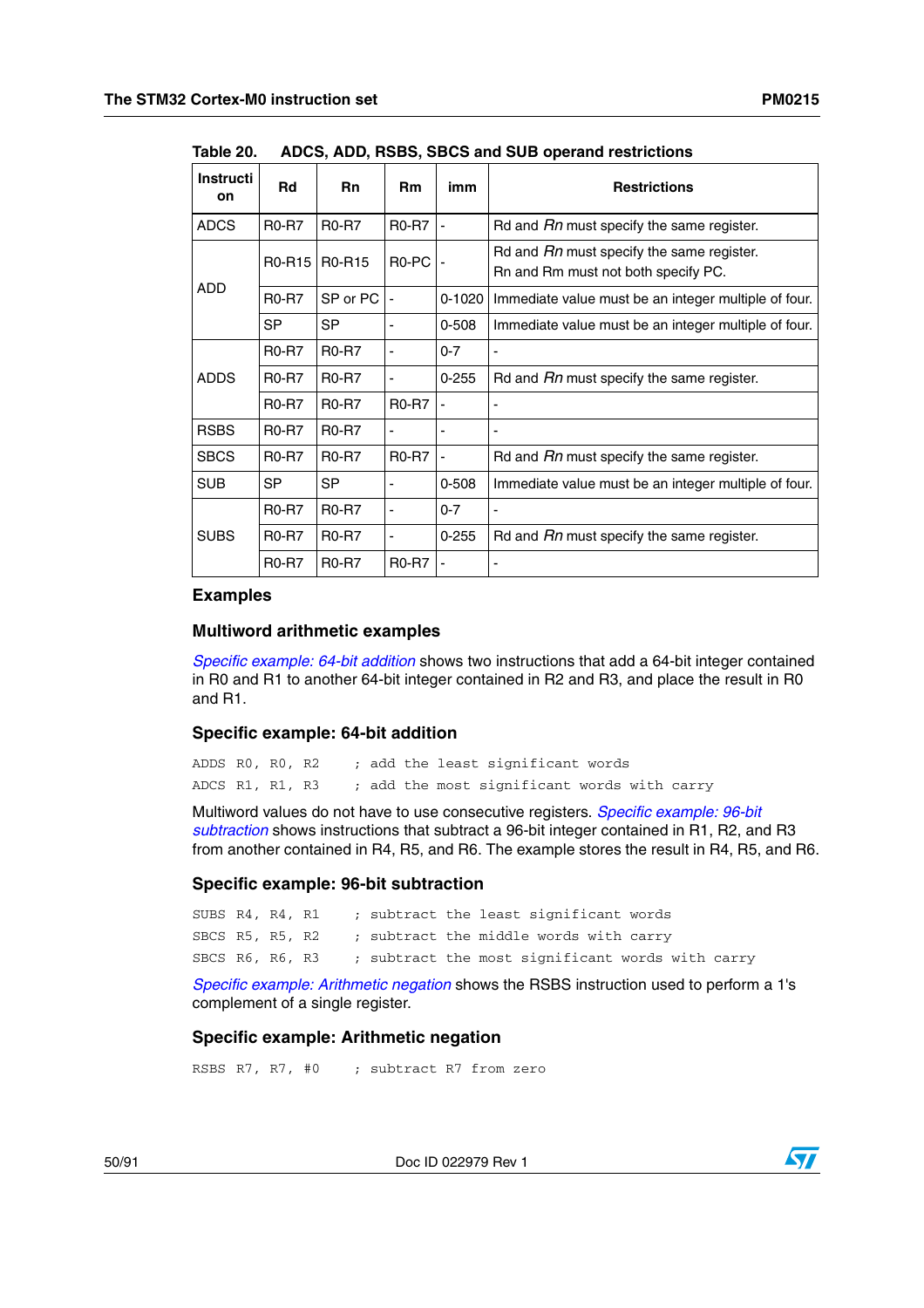Table 20. ADCS, ADD, RSBS, SBCS and SUB operand restrictions

| Instruction | Rd | Rn | Rm | imm | Restrictions |
|---|---|---|---|---|---|
| ADCS | R0-R7 | R0-R7 | R0-R7 | - | Rd and *Rn* must specify the same register. |
| ADD | R0-R15 | R0-R15 | R0-PC | - | Rd and *Rn* must specify the same register. Rn and Rm must not both specify PC. |
| | R0-R7 | SP or PC | - | 0-1020 | Immediate value must be an integer multiple of four. |
| | SP | SP | - | 0-508 | Immediate value must be an integer multiple of four. |
| ADDS | R0-R7 | R0-R7 | - | 0-7 | - |
| | R0-R7 | R0-R7 | - | 0-255 | Rd and *Rn* must specify the same register. |
| | R0-R7 | R0-R7 | R0-R7 | - | - |
| RSBS | R0-R7 | R0-R7 | - | - | - |
| SBCS | R0-R7 | R0-R7 | R0-R7 | - | Rd and *Rn* must specify the same register. |
| SUB | SP | SP | - | 0-508 | Immediate value must be an integer multiple of four. |
| SUBS | R0-R7 | R0-R7 | - | 0-7 | - |
| | R0-R7 | R0-R7 | - | 0-255 | Rd and *Rn* must specify the same register. |
| | R0-R7 | R0-R7 | R0-R7 | - | - |

### Examples

### Multiword arithmetic examples

*Specific example: 64-bit addition* shows two instructions that add a 64-bit integer contained in R0 and R1 to another 64-bit integer contained in R2 and R3, and place the result in R0 and R1.

### Specific example: 64-bit addition

```
ADDS R0, R0, R2    ; add the least significant words
ADCS R1, R1, R3    ; add the most significant words with carry
```

Multiword values do not have to use consecutive registers. *Specific example: 96-bit subtraction* shows instructions that subtract a 96-bit integer contained in R1, R2, and R3 from another contained in R4, R5, and R6. The example stores the result in R4, R5, and R6.

### Specific example: 96-bit subtraction

```
SUBS R4, R4, R1    ; subtract the least significant words
SBCS R5, R5, R2    ; subtract the middle words with carry
SBCS R6, R6, R3    ; subtract the most significant words with carry
```

*Specific example: Arithmetic negation* shows the RSBS instruction used to perform a 1's complement of a single register.

### Specific example: Arithmetic negation

```
RSBS R7, R7, #0    ; subtract R7 from zero
```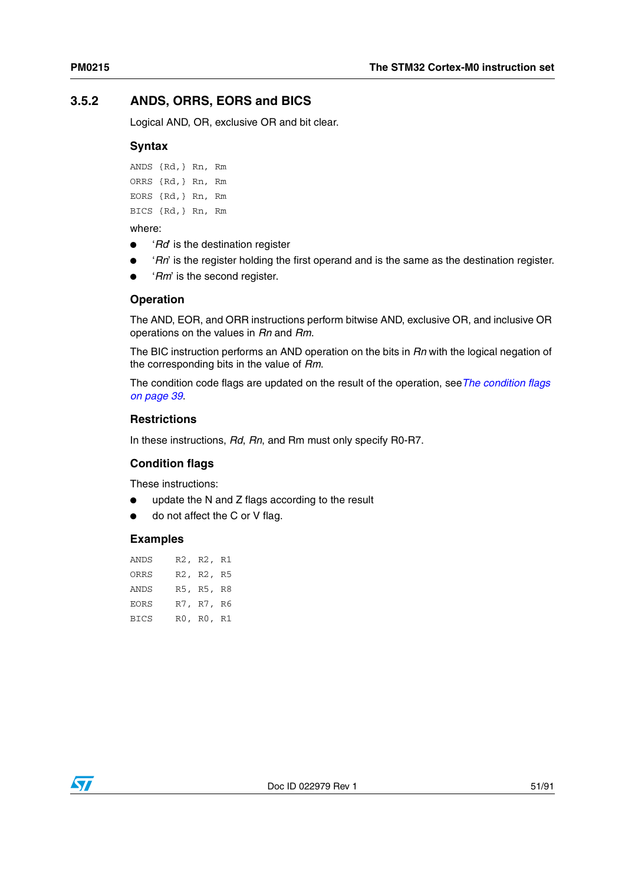### 3.5.2 ANDS, ORRS, EORS and BICS

Logical AND, OR, exclusive OR and bit clear.

#### Syntax

```
ANDS {Rd,} Rn, Rm
ORRS {Rd,} Rn, Rm
EORS {Rd,} Rn, Rm
BICS {Rd,} Rn, Rm
```

where:

- '*Rd*' is the destination register
- '*Rn*' is the register holding the first operand and is the same as the destination register.
- '*Rm*' is the second register.

#### Operation

The AND, EOR, and ORR instructions perform bitwise AND, exclusive OR, and inclusive OR operations on the values in *Rn* and *Rm*.

The BIC instruction performs an AND operation on the bits in *Rn* with the logical negation of the corresponding bits in the value of *Rm*.

The condition code flags are updated on the result of the operation, see *The condition flags on page 39*.

#### Restrictions

In these instructions, *Rd*, *Rn*, and Rm must only specify R0-R7.

#### Condition flags

These instructions:

- update the N and Z flags according to the result
- do not affect the C or V flag.

#### Examples

```
ANDS    R2, R2, R1
ORRS    R2, R2, R5
ANDS    R5, R5, R8
EORS    R7, R7, R6
BICS    R0, R0, R1
```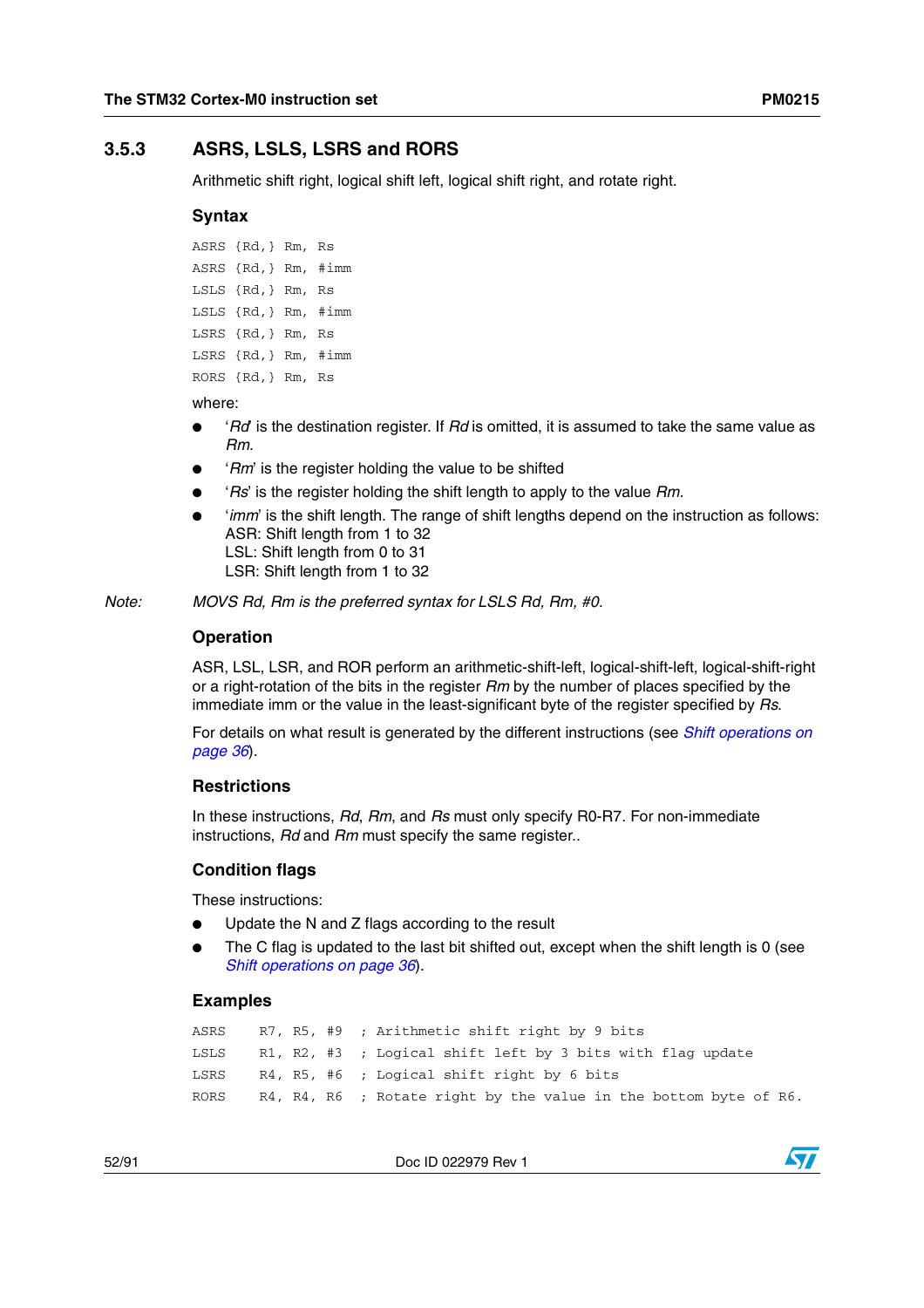### 3.5.3 ASRS, LSLS, LSRS and RORS

Arithmetic shift right, logical shift left, logical shift right, and rotate right.

#### Syntax

```
ASRS {Rd,} Rm, Rs
ASRS {Rd,} Rm, #imm
LSLS {Rd,} Rm, Rs
LSLS {Rd,} Rm, #imm
LSRS {Rd,} Rm, Rs
LSRS {Rd,} Rm, #imm
RORS {Rd,} Rm, Rs
```

where:

- '*Rd*' is the destination register. If *Rd* is omitted, it is assumed to take the same value as *Rm*.
- '*Rm*' is the register holding the value to be shifted
- '*Rs*' is the register holding the shift length to apply to the value *Rm*.
- '*imm*' is the shift length. The range of shift lengths depend on the instruction as follows:
  ASR: Shift length from 1 to 32
  LSL: Shift length from 0 to 31
  LSR: Shift length from 1 to 32

Note: *MOVS Rd, Rm is the preferred syntax for LSLS Rd, Rm, #0.*

#### Operation

ASR, LSL, LSR, and ROR perform an arithmetic-shift-left, logical-shift-left, logical-shift-right or a right-rotation of the bits in the register *Rm* by the number of places specified by the immediate imm or the value in the least-significant byte of the register specified by *Rs*.

For details on what result is generated by the different instructions (see *Shift operations on page 36*).

#### Restrictions

In these instructions, *Rd*, *Rm*, and *Rs* must only specify R0-R7. For non-immediate instructions, *Rd* and *Rm* must specify the same register..

#### Condition flags

These instructions:

- Update the N and Z flags according to the result
- The C flag is updated to the last bit shifted out, except when the shift length is 0 (see *Shift operations on page 36*).

#### Examples

```
ASRS    R7, R5, #9   ; Arithmetic shift right by 9 bits
LSLS    R1, R2, #3   ; Logical shift left by 3 bits with flag update
LSRS    R4, R5, #6   ; Logical shift right by 6 bits
RORS    R4, R4, R6   ; Rotate right by the value in the bottom byte of R6.
```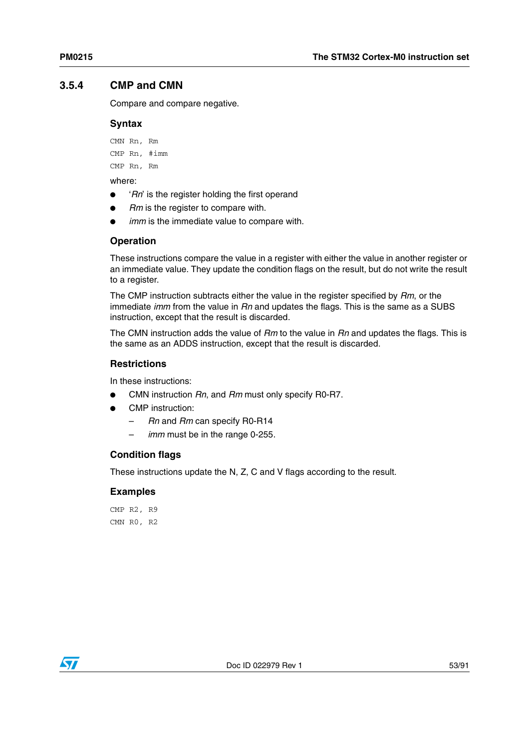### 3.5.4 CMP and CMN

Compare and compare negative.

#### Syntax

```
CMN Rn, Rm
CMP Rn, #imm
CMP Rn, Rm
```

where:

- '*Rn*' is the register holding the first operand
- *Rm* is the register to compare with.
- *imm* is the immediate value to compare with.

#### Operation

These instructions compare the value in a register with either the value in another register or an immediate value. They update the condition flags on the result, but do not write the result to a register.

The CMP instruction subtracts either the value in the register specified by *Rm*, or the immediate *imm* from the value in *Rn* and updates the flags. This is the same as a SUBS instruction, except that the result is discarded.

The CMN instruction adds the value of *Rm* to the value in *Rn* and updates the flags. This is the same as an ADDS instruction, except that the result is discarded.

#### Restrictions

In these instructions:

- CMN instruction *Rn*, and *Rm* must only specify R0-R7.
- CMP instruction:
  - *Rn* and *Rm* can specify R0-R14
  - *imm* must be in the range 0-255.

#### Condition flags

These instructions update the N, Z, C and V flags according to the result.

#### Examples

```
CMP R2, R9
CMN R0, R2
```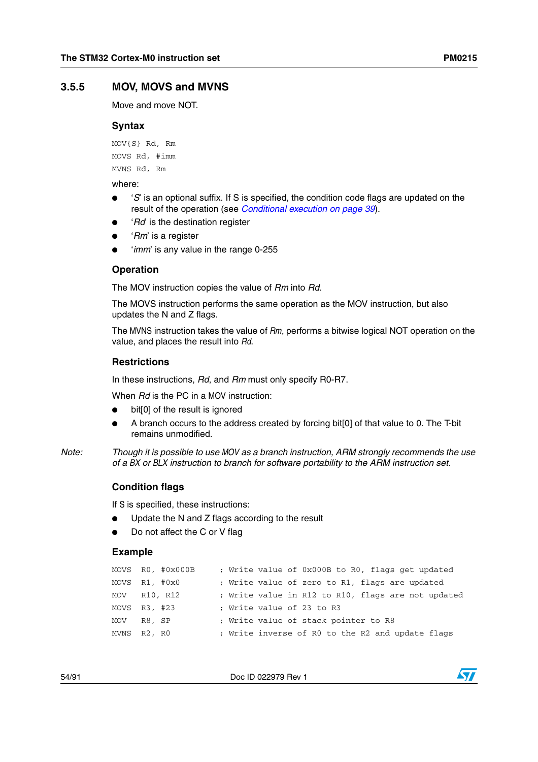### 3.5.5 MOV, MOVS and MVNS

Move and move NOT.

#### Syntax

```
MOV{S} Rd, Rm
MOVS Rd, #imm
MVNS Rd, Rm
```

where:

- '*S*' is an optional suffix. If S is specified, the condition code flags are updated on the result of the operation (see *Conditional execution on page 39*).
- '*Rd*' is the destination register
- '*Rm*' is a register
- '*imm*' is any value in the range 0-255

#### Operation

The MOV instruction copies the value of *Rm* into *Rd*.

The MOVS instruction performs the same operation as the MOV instruction, but also updates the N and Z flags.

The MVNS instruction takes the value of *Rm*, performs a bitwise logical NOT operation on the value, and places the result into *Rd*.

#### Restrictions

In these instructions, *Rd*, and *Rm* must only specify R0-R7.

When *Rd* is the PC in a MOV instruction:

- bit[0] of the result is ignored
- A branch occurs to the address created by forcing bit[0] of that value to 0. The T-bit remains unmodified.

*Note: Though it is possible to use MOV as a branch instruction, ARM strongly recommends the use of a BX or BLX instruction to branch for software portability to the ARM instruction set.*

#### Condition flags

If S is specified, these instructions:

- Update the N and Z flags according to the result
- Do not affect the C or V flag

#### Example

```
MOVS   R0, #0x000B      ; Write value of 0x000B to R0, flags get updated
MOVS   R1, #0x0         ; Write value of zero to R1, flags are updated
MOV    R10, R12         ; Write value in R12 to R10, flags are not updated
MOVS   R3, #23          ; Write value of 23 to R3
MOV    R8, SP           ; Write value of stack pointer to R8
MVNS   R2, R0           ; Write inverse of R0 to the R2 and update flags
```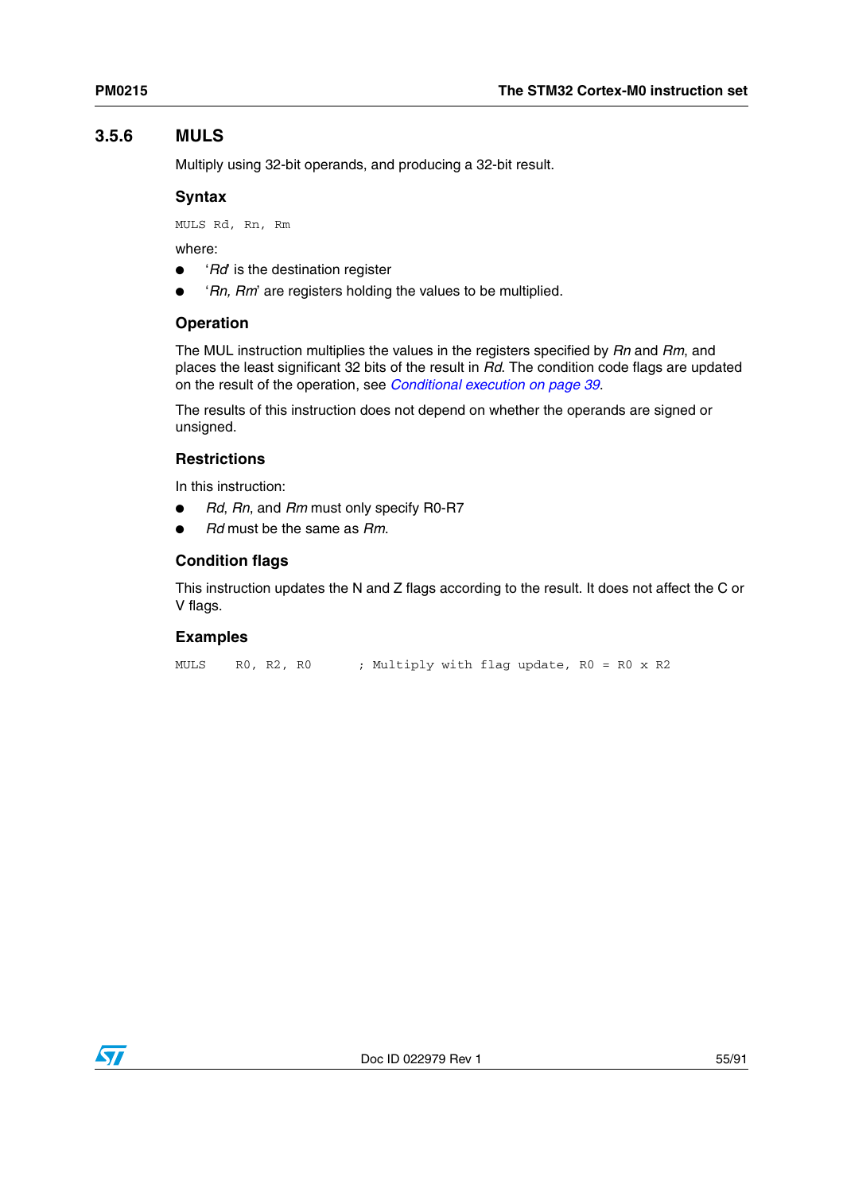### 3.5.6 MULS

Multiply using 32-bit operands, and producing a 32-bit result.

#### Syntax

```
MULS Rd, Rn, Rm
```

where:

- '*Rd*' is the destination register
- '*Rn, Rm*' are registers holding the values to be multiplied.

#### Operation

The MUL instruction multiplies the values in the registers specified by *Rn* and *Rm*, and places the least significant 32 bits of the result in *Rd*. The condition code flags are updated on the result of the operation, see *Conditional execution on page 39*.

The results of this instruction does not depend on whether the operands are signed or unsigned.

#### Restrictions

In this instruction:

- *Rd*, *Rn*, and *Rm* must only specify R0-R7
- *Rd* must be the same as *Rm*.

#### Condition flags

This instruction updates the N and Z flags according to the result. It does not affect the C or V flags.

#### Examples

```
MULS    R0, R2, R0      ; Multiply with flag update, R0 = R0 x R2
```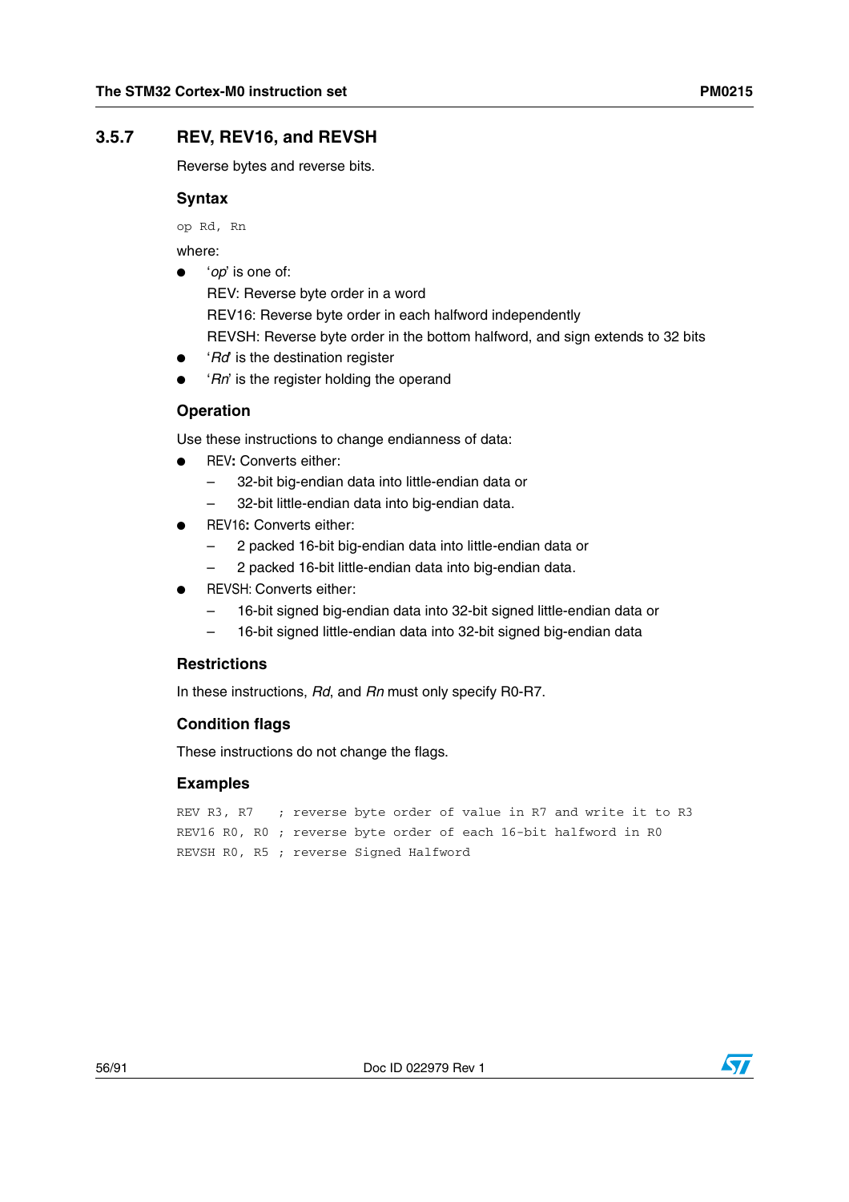### 3.5.7 REV, REV16, and REVSH

Reverse bytes and reverse bits.

#### Syntax

```
op Rd, Rn
```

where:

- '*op*' is one of:
  REV: Reverse byte order in a word
  REV16: Reverse byte order in each halfword independently
  REVSH: Reverse byte order in the bottom halfword, and sign extends to 32 bits
- '*Rd*' is the destination register
- '*Rn*' is the register holding the operand

#### Operation

Use these instructions to change endianness of data:

- REV**:** Converts either:
  - 32-bit big-endian data into little-endian data or
  - 32-bit little-endian data into big-endian data.
- REV16**:** Converts either:
  - 2 packed 16-bit big-endian data into little-endian data or
  - 2 packed 16-bit little-endian data into big-endian data.
- REVSH: Converts either:
  - 16-bit signed big-endian data into 32-bit signed little-endian data or
  - 16-bit signed little-endian data into 32-bit signed big-endian data

#### Restrictions

In these instructions, *Rd*, and *Rn* must only specify R0-R7.

#### Condition flags

These instructions do not change the flags.

#### Examples

```
REV R3, R7    ; reverse byte order of value in R7 and write it to R3
REV16 R0, R0  ; reverse byte order of each 16-bit halfword in R0
REVSH R0, R5  ; reverse Signed Halfword
```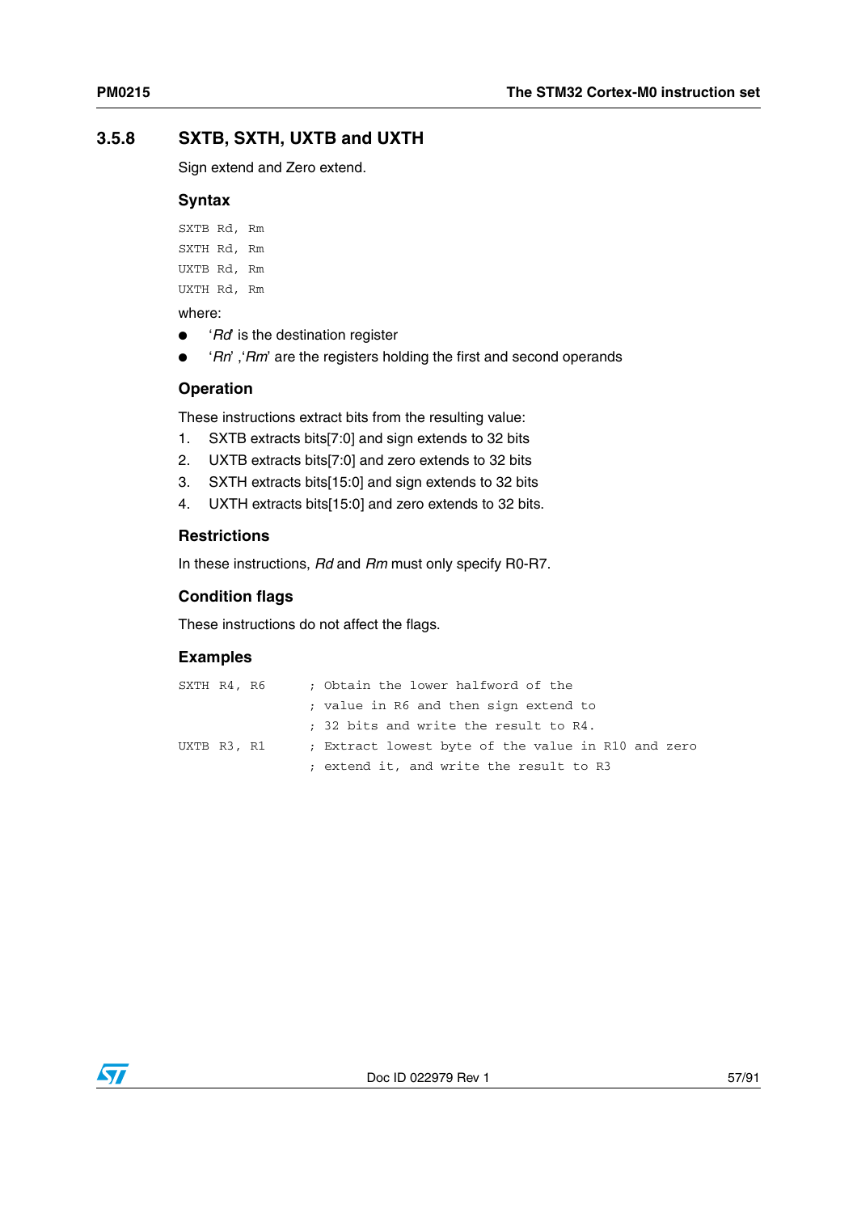## 3.5.8 SXTB, SXTH, UXTB and UXTH

Sign extend and Zero extend.

### Syntax

```
SXTB Rd, Rm
SXTH Rd, Rm
UXTB Rd, Rm
UXTH Rd, Rm
```

where:

- '*Rd*' is the destination register
- '*Rn*' ,'*Rm*' are the registers holding the first and second operands

### Operation

These instructions extract bits from the resulting value:

1. SXTB extracts bits[7:0] and sign extends to 32 bits
2. UXTB extracts bits[7:0] and zero extends to 32 bits
3. SXTH extracts bits[15:0] and sign extends to 32 bits
4. UXTH extracts bits[15:0] and zero extends to 32 bits.

### Restrictions

In these instructions, *Rd* and *Rm* must only specify R0-R7.

### Condition flags

These instructions do not affect the flags.

### Examples

```
SXTH R4, R6      ; Obtain the lower halfword of the
                 ; value in R6 and then sign extend to
                 ; 32 bits and write the result to R4.
UXTB R3, R1      ; Extract lowest byte of the value in R10 and zero
                 ; extend it, and write the result to R3
```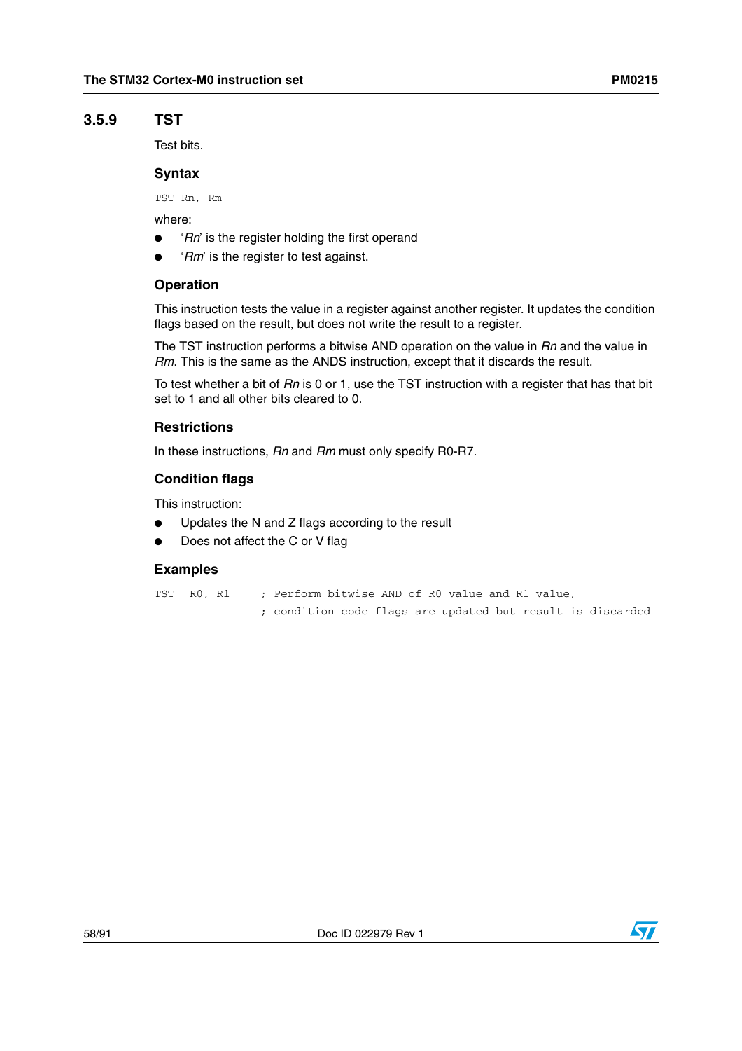### 3.5.9 TST

Test bits.

#### Syntax

```
TST Rn, Rm
```

where:

- '*Rn*' is the register holding the first operand
- '*Rm*' is the register to test against.

#### Operation

This instruction tests the value in a register against another register. It updates the condition flags based on the result, but does not write the result to a register.

The TST instruction performs a bitwise AND operation on the value in *Rn* and the value in *Rm*. This is the same as the ANDS instruction, except that it discards the result.

To test whether a bit of *Rn* is 0 or 1, use the TST instruction with a register that has that bit set to 1 and all other bits cleared to 0.

#### Restrictions

In these instructions, *Rn* and *Rm* must only specify R0-R7.

#### Condition flags

This instruction:

- Updates the N and Z flags according to the result
- Does not affect the C or V flag

#### Examples

```
TST   R0, R1     ; Perform bitwise AND of R0 value and R1 value,
                 ; condition code flags are updated but result is discarded
```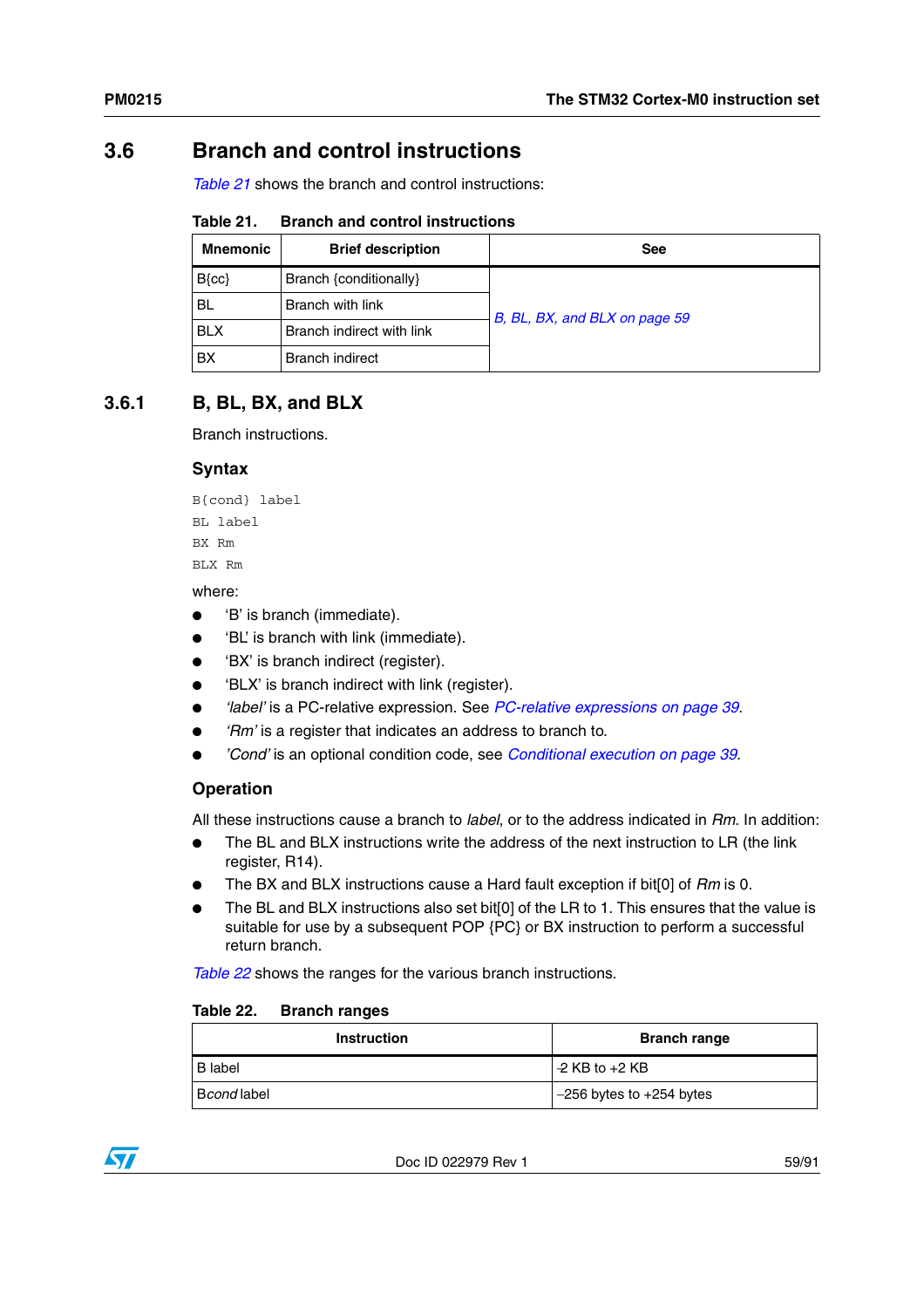## 3.6 Branch and control instructions

Table 21 shows the branch and control instructions:

**Table 21. Branch and control instructions**

| Mnemonic | Brief description | See |
|---|---|---|
| B{cc} | Branch {conditionally} | B, BL, BX, and BLX on page 59 |
| BL | Branch with link | |
| BLX | Branch indirect with link | |
| BX | Branch indirect | |

### 3.6.1 B, BL, BX, and BLX

Branch instructions.

#### Syntax

```
B{cond} label
BL label
BX Rm
BLX Rm
```

where:

- ‘B’ is branch (immediate).
- ‘BL’ is branch with link (immediate).
- ‘BX’ is branch indirect (register).
- ‘BLX’ is branch indirect with link (register).
- *‘label’* is a PC-relative expression. See PC-relative expressions on page 39.
- *‘Rm’* is a register that indicates an address to branch to.
- *‘Cond’* is an optional condition code, see Conditional execution on page 39.

#### Operation

All these instructions cause a branch to *label*, or to the address indicated in *Rm*. In addition:

- The BL and BLX instructions write the address of the next instruction to LR (the link register, R14).
- The BX and BLX instructions cause a Hard fault exception if bit[0] of *Rm* is 0.
- The BL and BLX instructions also set bit[0] of the LR to 1. This ensures that the value is suitable for use by a subsequent POP {PC} or BX instruction to perform a successful return branch.

Table 22 shows the ranges for the various branch instructions.

**Table 22. Branch ranges**

| Instruction | Branch range |
|---|---|
| B label | -2 KB to +2 KB |
| B*cond* label | –256 bytes to +254 bytes |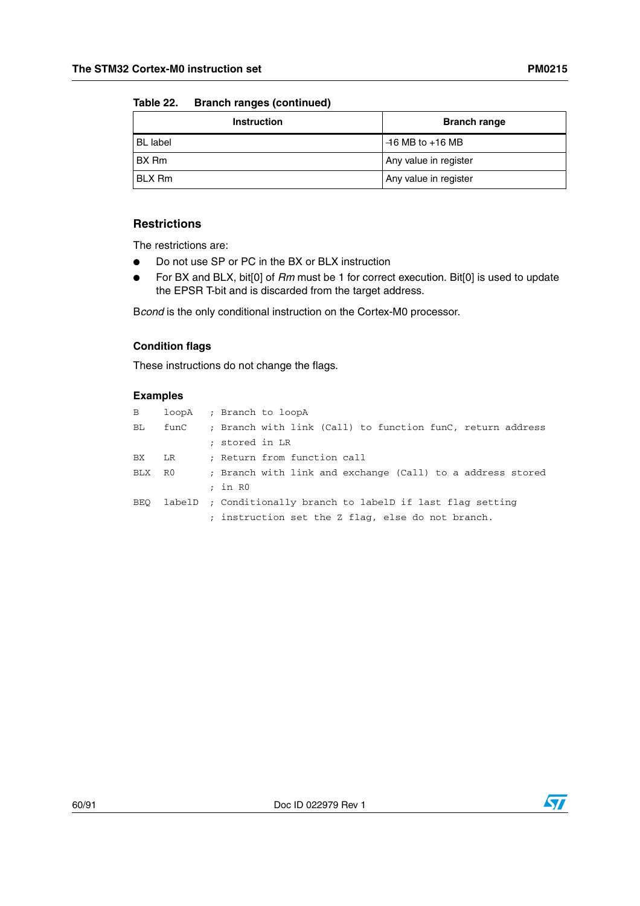Table 22. Branch ranges (continued)

| Instruction | Branch range |
|---|---|
| BL label | -16 MB to +16 MB |
| BX Rm | Any value in register |
| BLX Rm | Any value in register |

### Restrictions

The restrictions are:

- Do not use SP or PC in the BX or BLX instruction
- For BX and BLX, bit[0] of *Rm* must be 1 for correct execution. Bit[0] is used to update the EPSR T-bit and is discarded from the target address.

B*cond* is the only conditional instruction on the Cortex-M0 processor.

### Condition flags

These instructions do not change the flags.

### Examples

```
B    loopA   ; Branch to loopA
BL   funC    ; Branch with link (Call) to function funC, return address
             ; stored in LR
BX   LR      ; Return from function call
BLX  R0      ; Branch with link and exchange (Call) to a address stored
             ; in R0
BEQ  labelD  ; Conditionally branch to labelD if last flag setting
             ; instruction set the Z flag, else do not branch.
```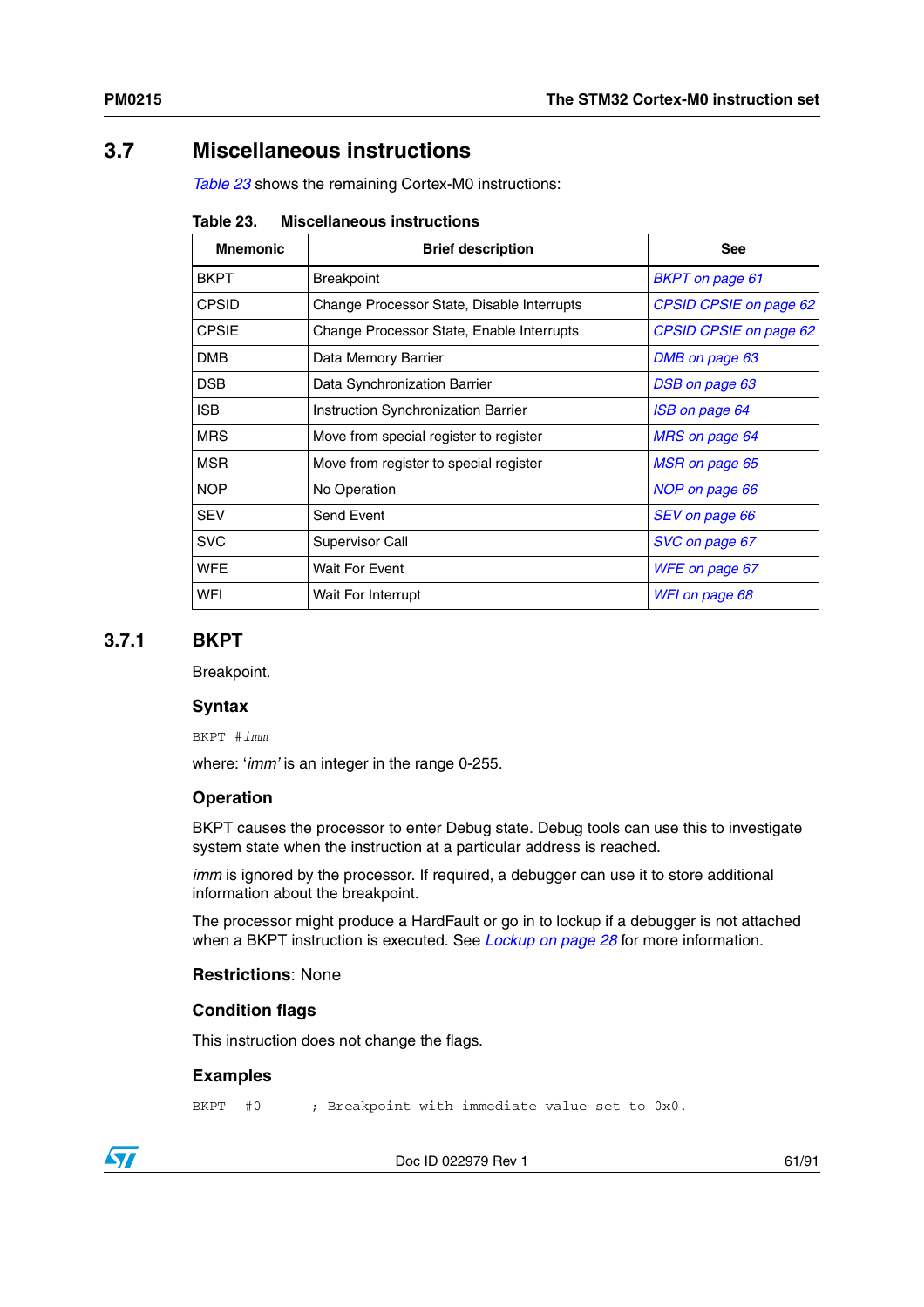## 3.7 Miscellaneous instructions

*Table 23* shows the remaining Cortex-M0 instructions:

**Table 23. Miscellaneous instructions**

| Mnemonic | Brief description | See |
|---|---|---|
| BKPT | Breakpoint | *BKPT on page 61* |
| CPSID | Change Processor State, Disable Interrupts | *CPSID CPSIE on page 62* |
| CPSIE | Change Processor State, Enable Interrupts | *CPSID CPSIE on page 62* |
| DMB | Data Memory Barrier | *DMB on page 63* |
| DSB | Data Synchronization Barrier | *DSB on page 63* |
| ISB | Instruction Synchronization Barrier | *ISB on page 64* |
| MRS | Move from special register to register | *MRS on page 64* |
| MSR | Move from register to special register | *MSR on page 65* |
| NOP | No Operation | *NOP on page 66* |
| SEV | Send Event | *SEV on page 66* |
| SVC | Supervisor Call | *SVC on page 67* |
| WFE | Wait For Event | *WFE on page 67* |
| WFI | Wait For Interrupt | *WFI on page 68* |

### 3.7.1 BKPT

Breakpoint.

#### Syntax

```
BKPT #imm
```

where: '*imm*' is an integer in the range 0-255.

#### Operation

BKPT causes the processor to enter Debug state. Debug tools can use this to investigate system state when the instruction at a particular address is reached.

*imm* is ignored by the processor. If required, a debugger can use it to store additional information about the breakpoint.

The processor might produce a HardFault or go in to lockup if a debugger is not attached when a BKPT instruction is executed. See *Lockup on page 28* for more information.

**Restrictions**: None

#### Condition flags

This instruction does not change the flags.

#### Examples

```
BKPT  #0      ; Breakpoint with immediate value set to 0x0.
```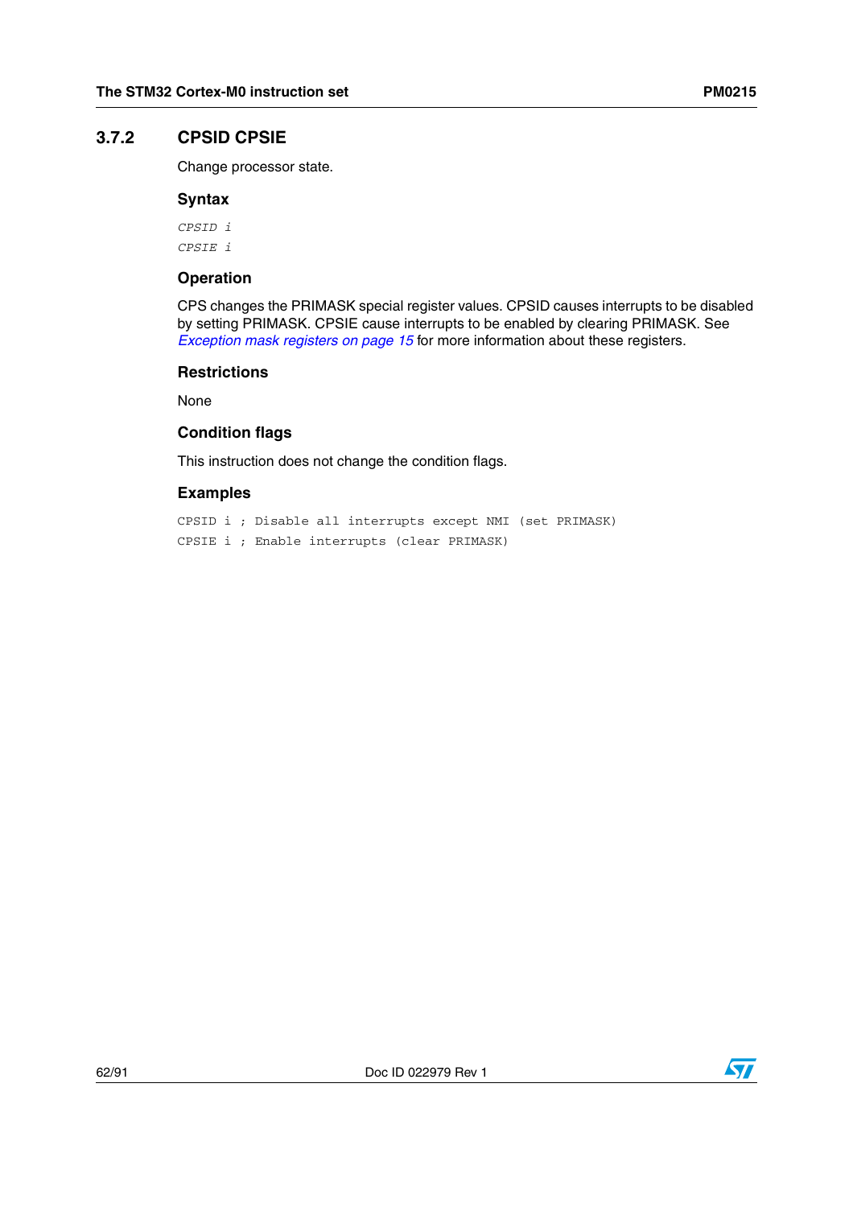### 3.7.2 CPSID CPSIE

Change processor state.

#### Syntax

```
CPSID i
CPSIE i
```

#### Operation

CPS changes the PRIMASK special register values. CPSID causes interrupts to be disabled by setting PRIMASK. CPSIE cause interrupts to be enabled by clearing PRIMASK. See *Exception mask registers on page 15* for more information about these registers.

#### Restrictions

None

#### Condition flags

This instruction does not change the condition flags.

#### Examples

```
CPSID i ; Disable all interrupts except NMI (set PRIMASK)
CPSIE i ; Enable interrupts (clear PRIMASK)
```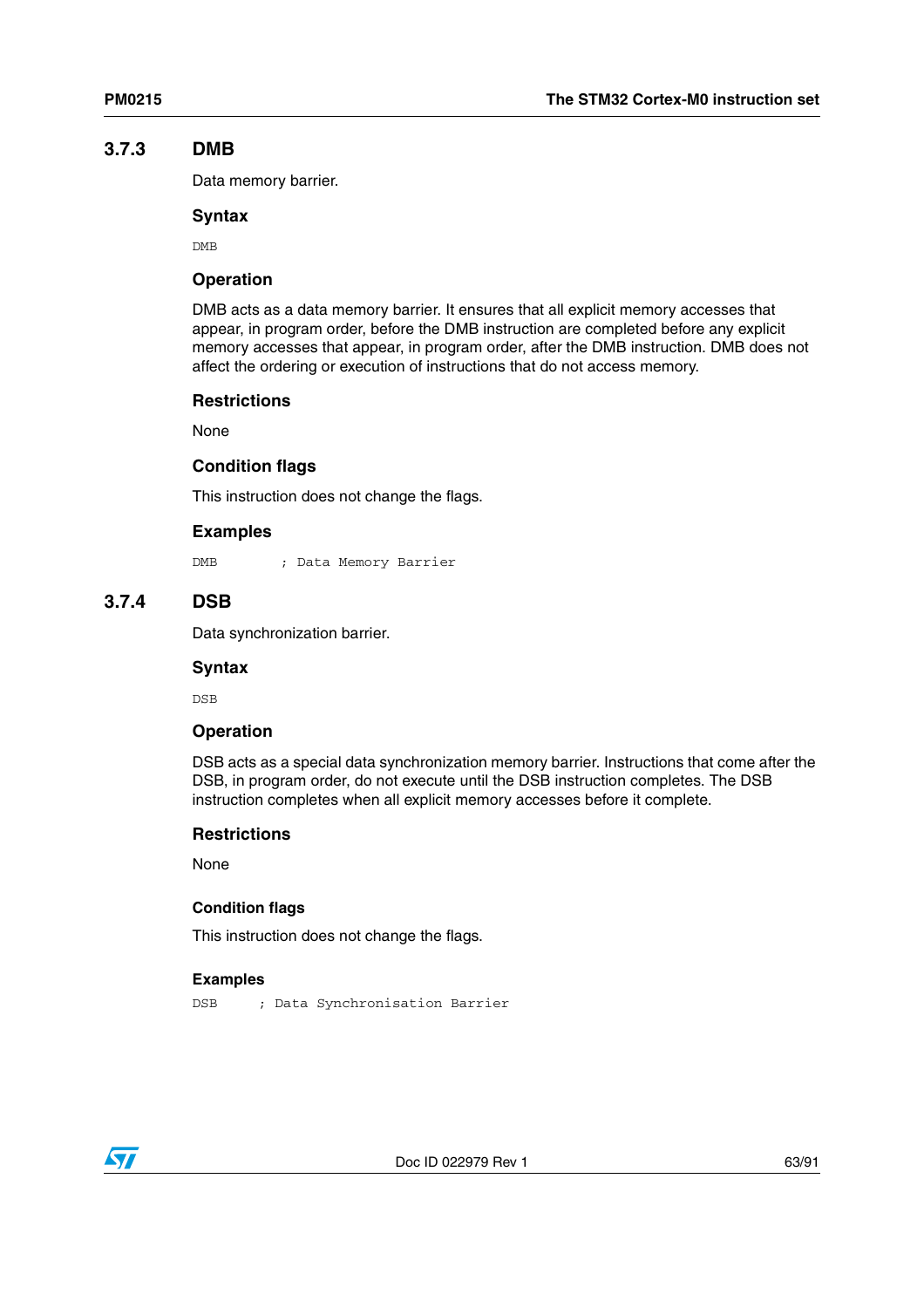### 3.7.3 DMB

Data memory barrier.

#### Syntax

```
DMB
```

#### Operation

DMB acts as a data memory barrier. It ensures that all explicit memory accesses that appear, in program order, before the DMB instruction are completed before any explicit memory accesses that appear, in program order, after the DMB instruction. DMB does not affect the ordering or execution of instructions that do not access memory.

#### Restrictions

None

#### Condition flags

This instruction does not change the flags.

#### Examples

```
DMB         ; Data Memory Barrier
```

### 3.7.4 DSB

Data synchronization barrier.

#### Syntax

```
DSB
```

#### Operation

DSB acts as a special data synchronization memory barrier. Instructions that come after the DSB, in program order, do not execute until the DSB instruction completes. The DSB instruction completes when all explicit memory accesses before it complete.

#### Restrictions

None

#### Condition flags

This instruction does not change the flags.

#### Examples

```
DSB      ; Data Synchronisation Barrier
```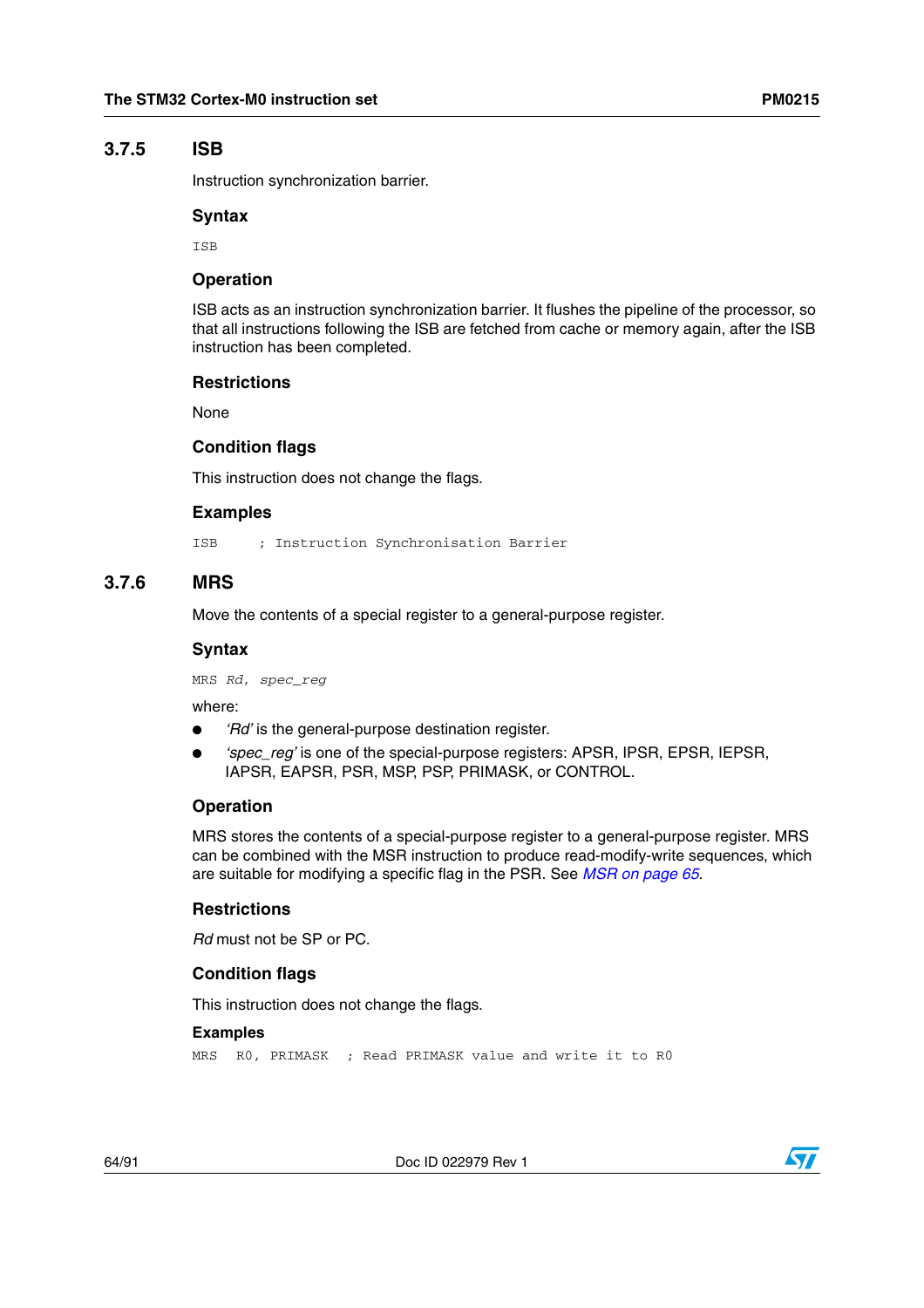### 3.7.5 ISB

Instruction synchronization barrier.

#### Syntax

```
ISB
```

#### Operation

ISB acts as an instruction synchronization barrier. It flushes the pipeline of the processor, so that all instructions following the ISB are fetched from cache or memory again, after the ISB instruction has been completed.

#### Restrictions

None

#### Condition flags

This instruction does not change the flags.

#### Examples

```
ISB     ; Instruction Synchronisation Barrier
```

### 3.7.6 MRS

Move the contents of a special register to a general-purpose register.

#### Syntax

```
MRS Rd, spec_reg
```

where:

- *'Rd'* is the general-purpose destination register.
- *'spec_reg'* is one of the special-purpose registers: APSR, IPSR, EPSR, IEPSR, IAPSR, EAPSR, PSR, MSP, PSP, PRIMASK, or CONTROL.

#### Operation

MRS stores the contents of a special-purpose register to a general-purpose register. MRS can be combined with the MSR instruction to produce read-modify-write sequences, which are suitable for modifying a specific flag in the PSR. See *MSR on page 65*.

#### Restrictions

*Rd* must not be SP or PC.

#### Condition flags

This instruction does not change the flags.

#### Examples

```
MRS   R0, PRIMASK   ; Read PRIMASK value and write it to R0
```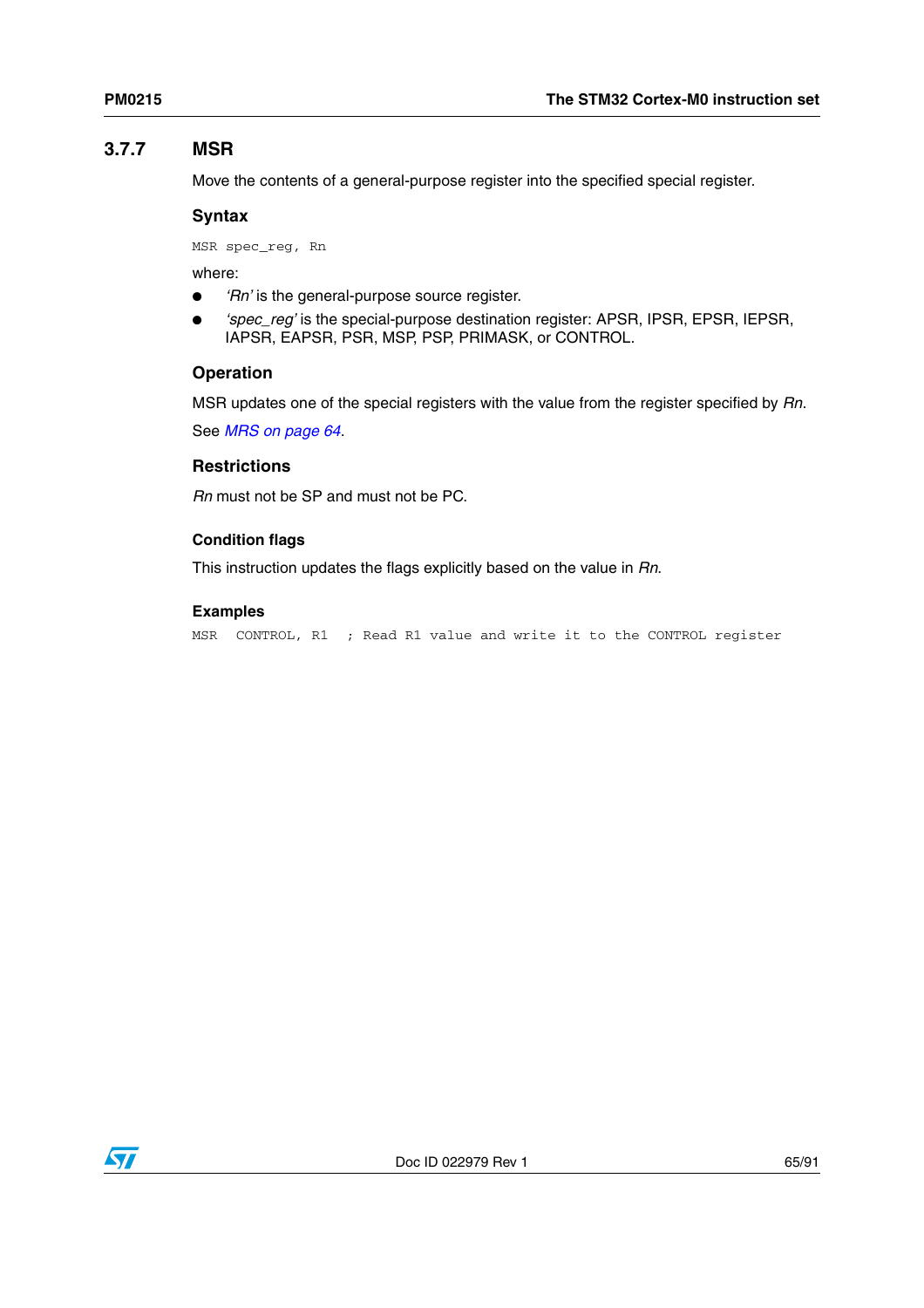## 3.7.7 MSR

Move the contents of a general-purpose register into the specified special register.

### Syntax

```
MSR spec_reg, Rn
```

where:

- *'Rn'* is the general-purpose source register.
- *'spec_reg'* is the special-purpose destination register: APSR, IPSR, EPSR, IEPSR, IAPSR, EAPSR, PSR, MSP, PSP, PRIMASK, or CONTROL.

### Operation

MSR updates one of the special registers with the value from the register specified by *Rn*.

See *MRS on page 64*.

### Restrictions

*Rn* must not be SP and must not be PC.

#### Condition flags

This instruction updates the flags explicitly based on the value in *Rn*.

#### Examples

```
MSR   CONTROL, R1   ; Read R1 value and write it to the CONTROL register
```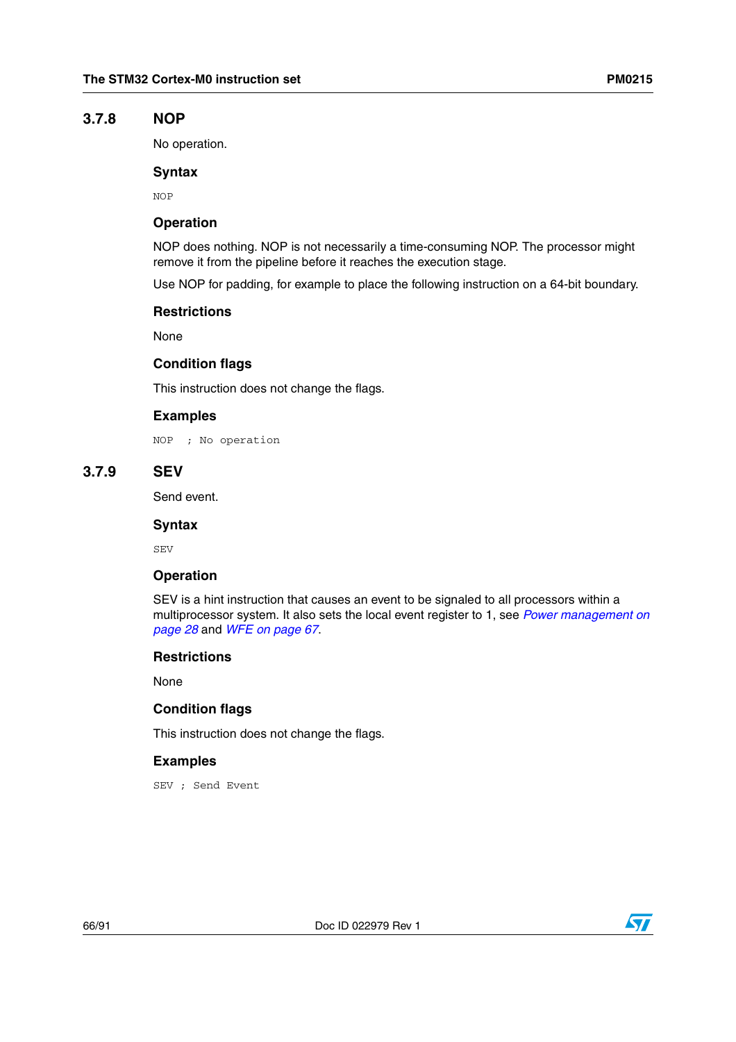### 3.7.8 NOP

No operation.

#### Syntax

```
NOP
```

#### Operation

NOP does nothing. NOP is not necessarily a time-consuming NOP. The processor might remove it from the pipeline before it reaches the execution stage.

Use NOP for padding, for example to place the following instruction on a 64-bit boundary.

#### Restrictions

None

#### Condition flags

This instruction does not change the flags.

#### Examples

```
NOP  ; No operation
```

### 3.7.9 SEV

Send event.

#### Syntax

```
SEV
```

#### Operation

SEV is a hint instruction that causes an event to be signaled to all processors within a multiprocessor system. It also sets the local event register to 1, see *Power management on page 28* and *WFE on page 67*.

#### Restrictions

None

#### Condition flags

This instruction does not change the flags.

#### Examples

```
SEV ; Send Event
```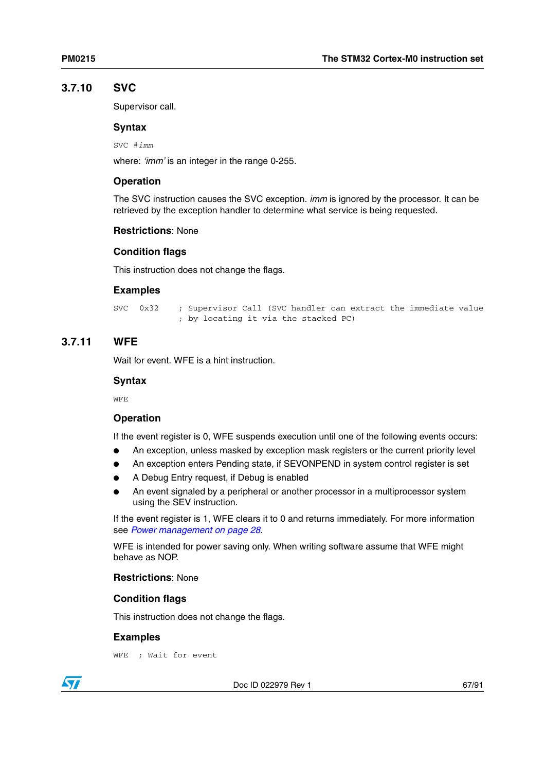### 3.7.10 SVC

Supervisor call.

#### Syntax

```
SVC #imm
```

where: *'imm'* is an integer in the range 0-255.

#### Operation

The SVC instruction causes the SVC exception. *imm* is ignored by the processor. It can be retrieved by the exception handler to determine what service is being requested.

**Restrictions**: None

#### Condition flags

This instruction does not change the flags.

#### Examples

```
SVC    0x32     ; Supervisor Call (SVC handler can extract the immediate value
                ; by locating it via the stacked PC)
```

### 3.7.11 WFE

Wait for event. WFE is a hint instruction.

#### Syntax

```
WFE
```

#### Operation

If the event register is 0, WFE suspends execution until one of the following events occurs:

- An exception, unless masked by exception mask registers or the current priority level
- An exception enters Pending state, if SEVONPEND in system control register is set
- A Debug Entry request, if Debug is enabled
- An event signaled by a peripheral or another processor in a multiprocessor system using the SEV instruction.

If the event register is 1, WFE clears it to 0 and returns immediately. For more information see *Power management on page 28*.

WFE is intended for power saving only. When writing software assume that WFE might behave as NOP.

**Restrictions**: None

#### Condition flags

This instruction does not change the flags.

#### Examples

```
WFE   ; Wait for event
```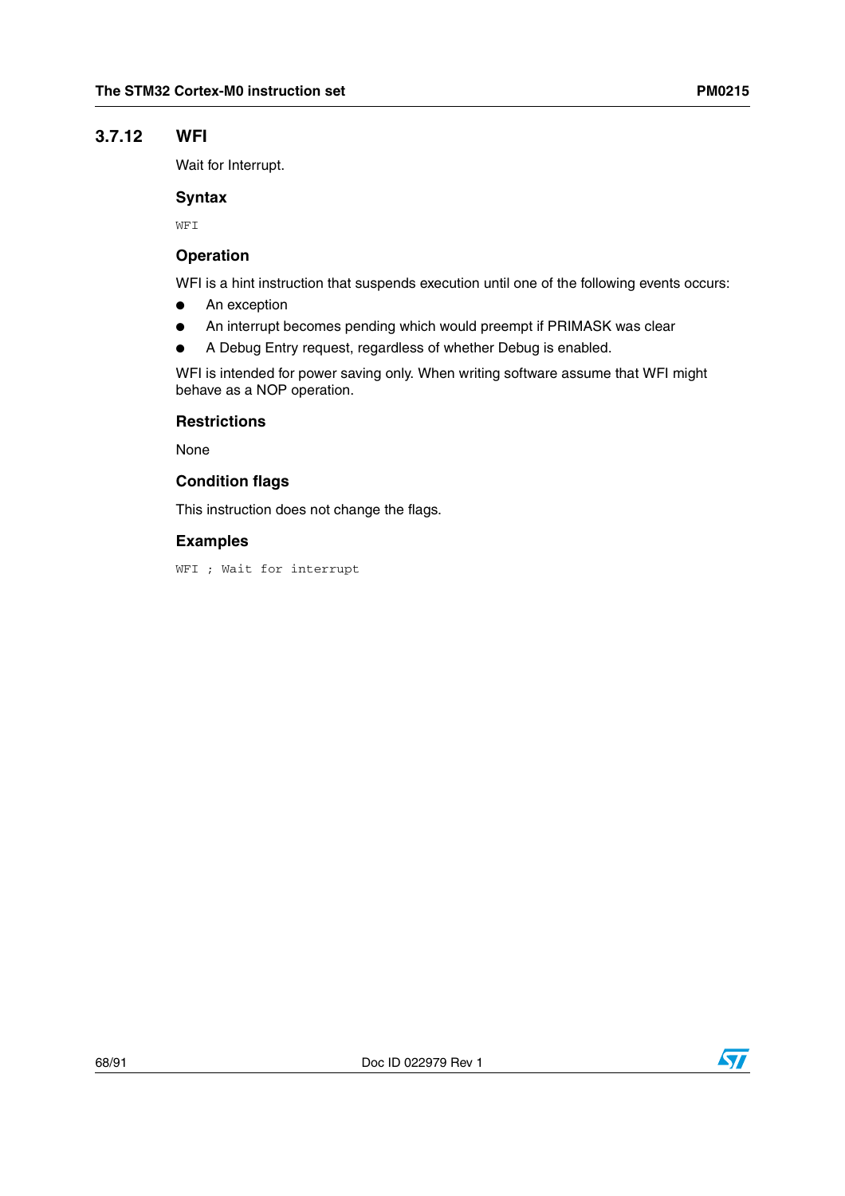### 3.7.12 WFI

Wait for Interrupt.

#### Syntax

```
WFI
```

#### Operation

WFI is a hint instruction that suspends execution until one of the following events occurs:

- An exception
- An interrupt becomes pending which would preempt if PRIMASK was clear
- A Debug Entry request, regardless of whether Debug is enabled.

WFI is intended for power saving only. When writing software assume that WFI might behave as a NOP operation.

#### Restrictions

None

#### Condition flags

This instruction does not change the flags.

#### Examples

```
WFI ; Wait for interrupt
```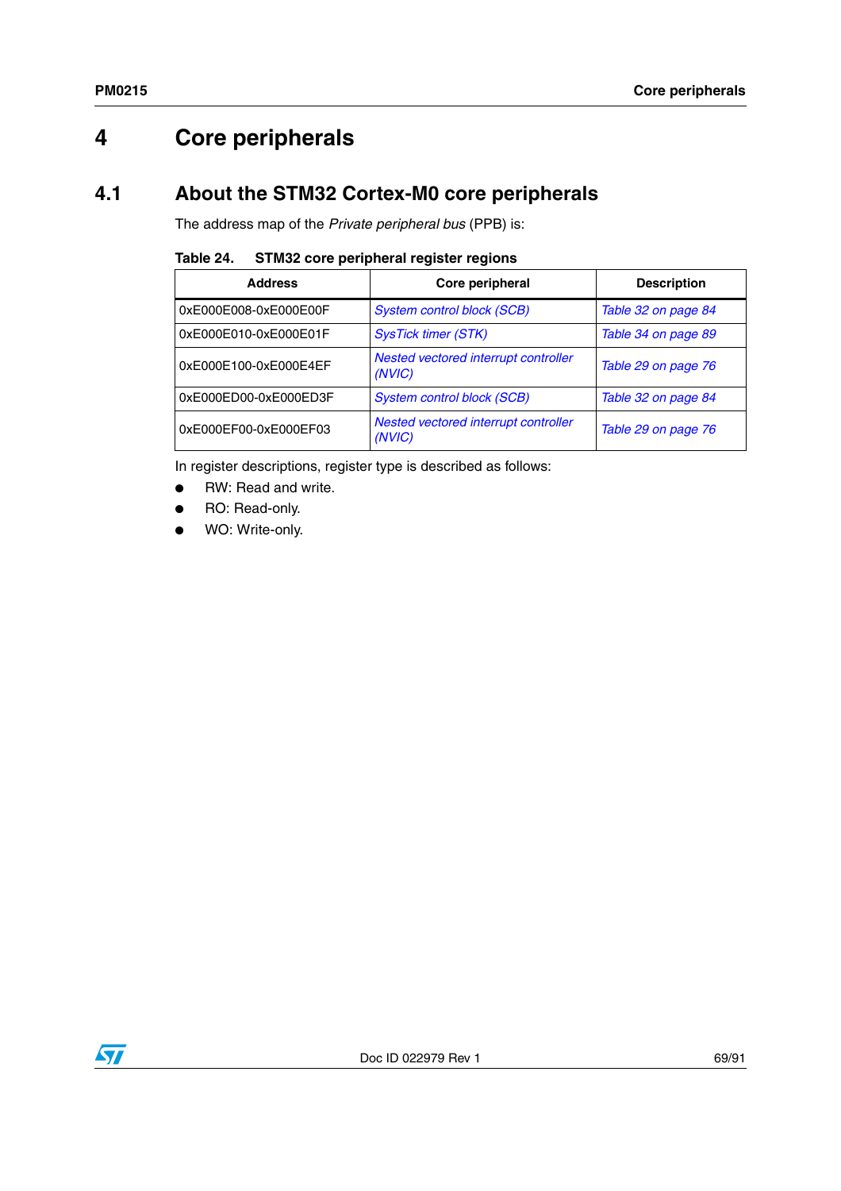# 4 Core peripherals

## 4.1 About the STM32 Cortex-M0 core peripherals

The address map of the *Private peripheral bus* (PPB) is:

**Table 24. STM32 core peripheral register regions**

| Address | Core peripheral | Description |
|---|---|---|
| 0xE000E008-0xE000E00F | *System control block (SCB)* | *Table 32 on page 84* |
| 0xE000E010-0xE000E01F | *SysTick timer (STK)* | *Table 34 on page 89* |
| 0xE000E100-0xE000E4EF | *Nested vectored interrupt controller (NVIC)* | *Table 29 on page 76* |
| 0xE000ED00-0xE000ED3F | *System control block (SCB)* | *Table 32 on page 84* |
| 0xE000EF00-0xE000EF03 | *Nested vectored interrupt controller (NVIC)* | *Table 29 on page 76* |

In register descriptions, register type is described as follows:

- RW: Read and write.
- RO: Read-only.
- WO: Write-only.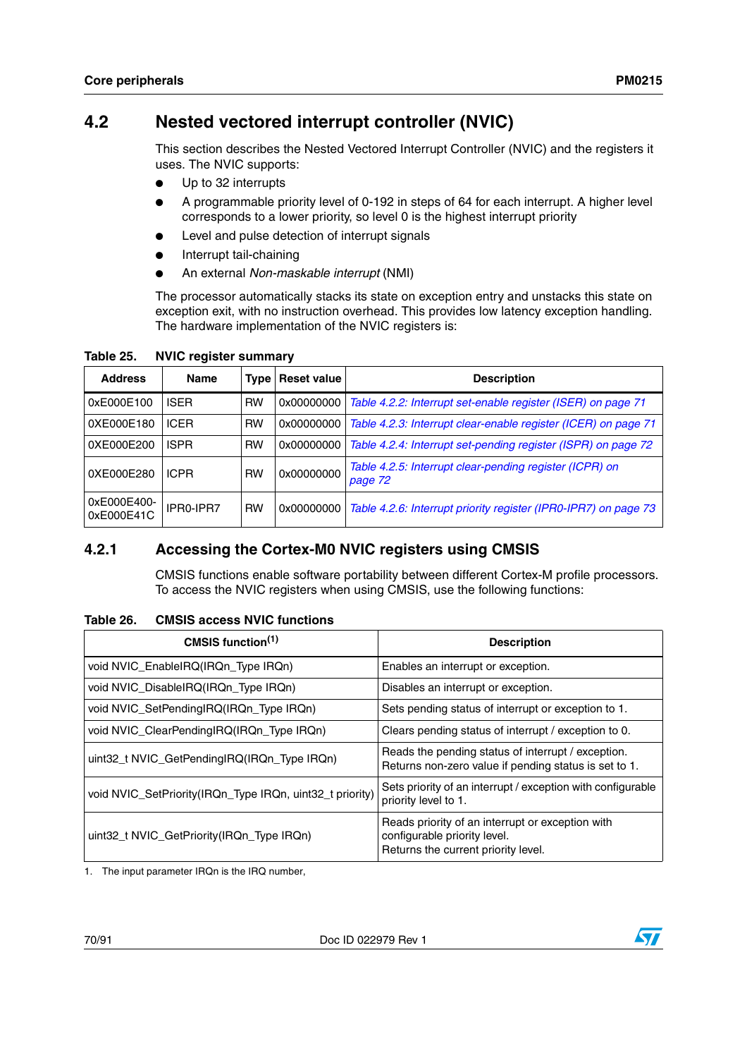## 4.2 Nested vectored interrupt controller (NVIC)

This section describes the Nested Vectored Interrupt Controller (NVIC) and the registers it uses. The NVIC supports:

- Up to 32 interrupts
- A programmable priority level of 0-192 in steps of 64 for each interrupt. A higher level corresponds to a lower priority, so level 0 is the highest interrupt priority
- Level and pulse detection of interrupt signals
- Interrupt tail-chaining
- An external *Non-maskable interrupt* (NMI)

The processor automatically stacks its state on exception entry and unstacks this state on exception exit, with no instruction overhead. This provides low latency exception handling. The hardware implementation of the NVIC registers is:

**Table 25. NVIC register summary**

| Address | Name | Type | Reset value | Description |
|---|---|---|---|---|
| 0xE000E100 | ISER | RW | 0x00000000 | *Table 4.2.2: Interrupt set-enable register (ISER) on page 71* |
| 0XE000E180 | ICER | RW | 0x00000000 | *Table 4.2.3: Interrupt clear-enable register (ICER) on page 71* |
| 0XE000E200 | ISPR | RW | 0x00000000 | *Table 4.2.4: Interrupt set-pending register (ISPR) on page 72* |
| 0XE000E280 | ICPR | RW | 0x00000000 | *Table 4.2.5: Interrupt clear-pending register (ICPR) on page 72* |
| 0xE000E400-0xE000E41C | IPR0-IPR7 | RW | 0x00000000 | *Table 4.2.6: Interrupt priority register (IPR0-IPR7) on page 73* |

### 4.2.1 Accessing the Cortex-M0 NVIC registers using CMSIS

CMSIS functions enable software portability between different Cortex-M profile processors. To access the NVIC registers when using CMSIS, use the following functions:

**Table 26. CMSIS access NVIC functions**

| CMSIS function(1) | Description |
|---|---|
| void NVIC_EnableIRQ(IRQn_Type IRQn) | Enables an interrupt or exception. |
| void NVIC_DisableIRQ(IRQn_Type IRQn) | Disables an interrupt or exception. |
| void NVIC_SetPendingIRQ(IRQn_Type IRQn) | Sets pending status of interrupt or exception to 1. |
| void NVIC_ClearPendingIRQ(IRQn_Type IRQn) | Clears pending status of interrupt / exception to 0. |
| uint32_t NVIC_GetPendingIRQ(IRQn_Type IRQn) | Reads the pending status of interrupt / exception. Returns non-zero value if pending status is set to 1. |
| void NVIC_SetPriority(IRQn_Type IRQn, uint32_t priority) | Sets priority of an interrupt / exception with configurable priority level to 1. |
| uint32_t NVIC_GetPriority(IRQn_Type IRQn) | Reads priority of an interrupt or exception with configurable priority level. Returns the current priority level. |

1. The input parameter IRQn is the IRQ number,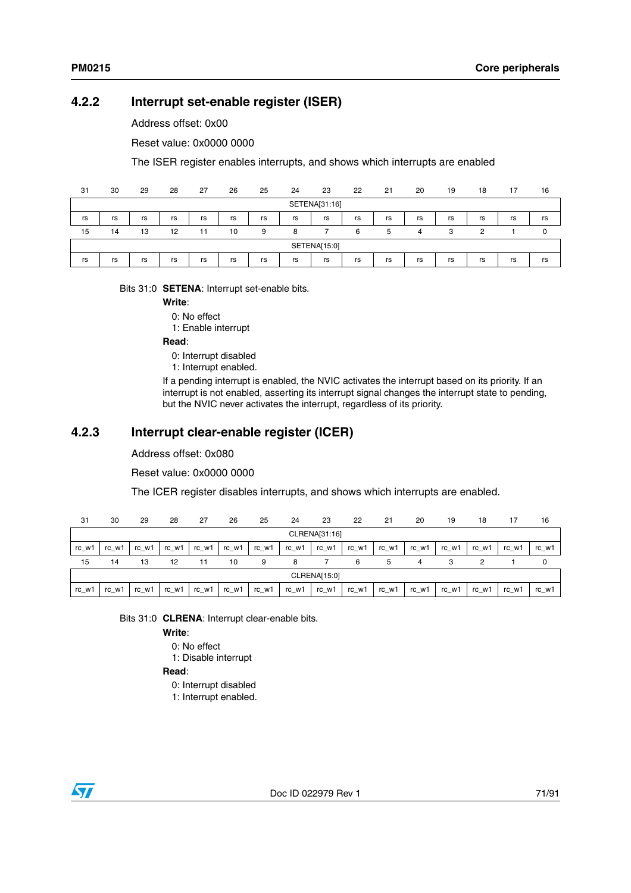### 4.2.2 Interrupt set-enable register (ISER)

Address offset: 0x00

Reset value: 0x0000 0000

The ISER register enables interrupts, and shows which interrupts are enabled

| 31 | 30 | 29 | 28 | 27 | 26 | 25 | 24 | 23 | 22 | 21 | 20 | 19 | 18 | 17 | 16 |
|---|---|---|---|---|---|---|---|---|---|---|---|---|---|---|---|
| SETENA[31:16] | | | | | | | | | | | | | | | |
| rs | rs | rs | rs | rs | rs | rs | rs | rs | rs | rs | rs | rs | rs | rs | rs |
| **15** | **14** | **13** | **12** | **11** | **10** | **9** | **8** | **7** | **6** | **5** | **4** | **3** | **2** | **1** | **0** |
| SETENA[15:0] | | | | | | | | | | | | | | | |
| rs | rs | rs | rs | rs | rs | rs | rs | rs | rs | rs | rs | rs | rs | rs | rs |

Bits 31:0 **SETENA**: Interrupt set-enable bits.

**Write**:

0: No effect
1: Enable interrupt

**Read**:

0: Interrupt disabled
1: Interrupt enabled.

If a pending interrupt is enabled, the NVIC activates the interrupt based on its priority. If an interrupt is not enabled, asserting its interrupt signal changes the interrupt state to pending, but the NVIC never activates the interrupt, regardless of its priority.

### 4.2.3 Interrupt clear-enable register (ICER)

Address offset: 0x080

Reset value: 0x0000 0000

The ICER register disables interrupts, and shows which interrupts are enabled.

| 31 | 30 | 29 | 28 | 27 | 26 | 25 | 24 | 23 | 22 | 21 | 20 | 19 | 18 | 17 | 16 |
|---|---|---|---|---|---|---|---|---|---|---|---|---|---|---|---|
| CLRENA[31:16] | | | | | | | | | | | | | | | |
| rc_w1 | rc_w1 | rc_w1 | rc_w1 | rc_w1 | rc_w1 | rc_w1 | rc_w1 | rc_w1 | rc_w1 | rc_w1 | rc_w1 | rc_w1 | rc_w1 | rc_w1 | rc_w1 |
| **15** | **14** | **13** | **12** | **11** | **10** | **9** | **8** | **7** | **6** | **5** | **4** | **3** | **2** | **1** | **0** |
| CLRENA[15:0] | | | | | | | | | | | | | | | |
| rc_w1 | rc_w1 | rc_w1 | rc_w1 | rc_w1 | rc_w1 | rc_w1 | rc_w1 | rc_w1 | rc_w1 | rc_w1 | rc_w1 | rc_w1 | rc_w1 | rc_w1 | rc_w1 |

Bits 31:0 **CLRENA**: Interrupt clear-enable bits.

**Write**:

0: No effect
1: Disable interrupt

**Read**:

0: Interrupt disabled
1: Interrupt enabled.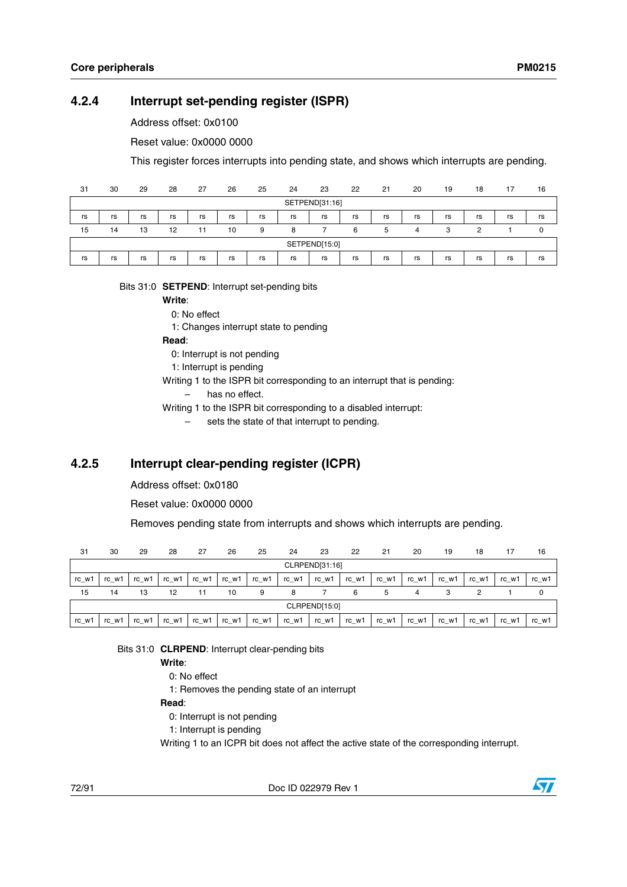### 4.2.4 Interrupt set-pending register (ISPR)

Address offset: 0x0100

Reset value: 0x0000 0000

This register forces interrupts into pending state, and shows which interrupts are pending.

| 31 | 30 | 29 | 28 | 27 | 26 | 25 | 24 | 23 | 22 | 21 | 20 | 19 | 18 | 17 | 16 |
|---|---|---|---|---|---|---|---|---|---|---|---|---|---|---|---|
| SETPEND[31:16] | | | | | | | | | | | | | | | |
| rs | rs | rs | rs | rs | rs | rs | rs | rs | rs | rs | rs | rs | rs | rs | rs |
| 15 | 14 | 13 | 12 | 11 | 10 | 9 | 8 | 7 | 6 | 5 | 4 | 3 | 2 | 1 | 0 |
| SETPEND[15:0] | | | | | | | | | | | | | | | |
| rs | rs | rs | rs | rs | rs | rs | rs | rs | rs | rs | rs | rs | rs | rs | rs |

Bits 31:0 **SETPEND**: Interrupt set-pending bits

**Write**:

0: No effect

1: Changes interrupt state to pending

**Read**:

0: Interrupt is not pending

1: Interrupt is pending

Writing 1 to the ISPR bit corresponding to an interrupt that is pending:

– has no effect.

Writing 1 to the ISPR bit corresponding to a disabled interrupt:

– sets the state of that interrupt to pending.

### 4.2.5 Interrupt clear-pending register (ICPR)

Address offset: 0x0180

Reset value: 0x0000 0000

Removes pending state from interrupts and shows which interrupts are pending.

| 31 | 30 | 29 | 28 | 27 | 26 | 25 | 24 | 23 | 22 | 21 | 20 | 19 | 18 | 17 | 16 |
|---|---|---|---|---|---|---|---|---|---|---|---|---|---|---|---|
| CLRPEND[31:16] | | | | | | | | | | | | | | | |
| rc_w1 | rc_w1 | rc_w1 | rc_w1 | rc_w1 | rc_w1 | rc_w1 | rc_w1 | rc_w1 | rc_w1 | rc_w1 | rc_w1 | rc_w1 | rc_w1 | rc_w1 | rc_w1 |
| 15 | 14 | 13 | 12 | 11 | 10 | 9 | 8 | 7 | 6 | 5 | 4 | 3 | 2 | 1 | 0 |
| CLRPEND[15:0] | | | | | | | | | | | | | | | |
| rc_w1 | rc_w1 | rc_w1 | rc_w1 | rc_w1 | rc_w1 | rc_w1 | rc_w1 | rc_w1 | rc_w1 | rc_w1 | rc_w1 | rc_w1 | rc_w1 | rc_w1 | rc_w1 |

Bits 31:0 **CLRPEND**: Interrupt clear-pending bits

**Write**:

0: No effect

1: Removes the pending state of an interrupt

**Read**:

0: Interrupt is not pending

1: Interrupt is pending

Writing 1 to an ICPR bit does not affect the active state of the corresponding interrupt.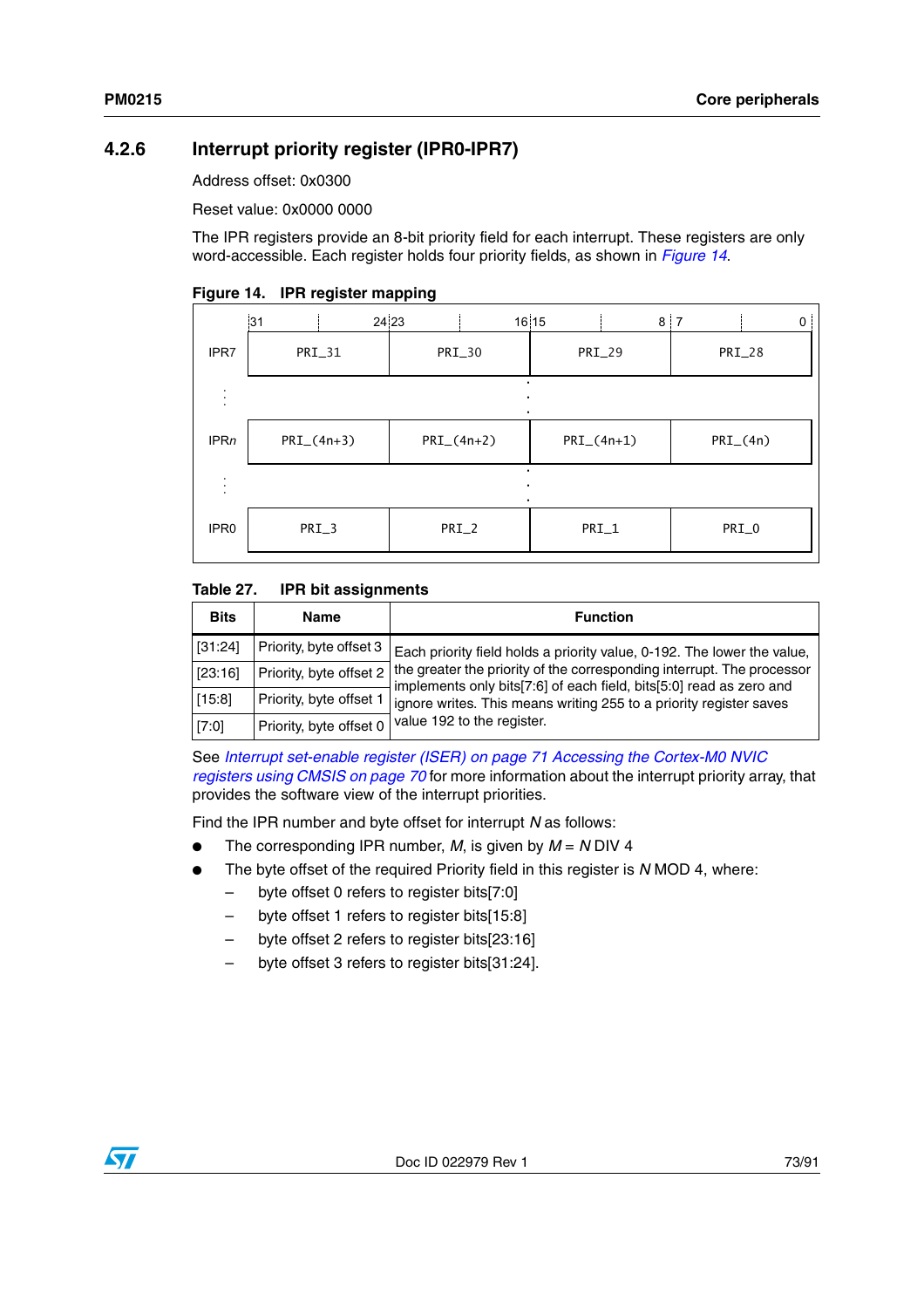### 4.2.6 Interrupt priority register (IPR0-IPR7)

Address offset: 0x0300

Reset value: 0x0000 0000

The IPR registers provide an 8-bit priority field for each interrupt. These registers are only word-accessible. Each register holds four priority fields, as shown in *Figure 14*.

**Figure 14. IPR register mapping**

| | 31 ... 24 | 23 ... 16 | 15 ... 8 | 7 ... 0 |
|---|---|---|---|---|
| IPR7 | PRI_31 | PRI_30 | PRI_29 | PRI_28 |
| ⋮ | | ⋮ | | |
| IPR*n* | PRI_(4n+3) | PRI_(4n+2) | PRI_(4n+1) | PRI_(4n) |
| ⋮ | | ⋮ | | |
| IPR0 | PRI_3 | PRI_2 | PRI_1 | PRI_0 |

**Table 27. IPR bit assignments**

| Bits | Name | Function |
|---|---|---|
| [31:24] | Priority, byte offset 3 | Each priority field holds a priority value, 0-192. The lower the value, the greater the priority of the corresponding interrupt. The processor implements only bits[7:6] of each field, bits[5:0] read as zero and ignore writes. This means writing 255 to a priority register saves value 192 to the register. |
| [23:16] | Priority, byte offset 2 | |
| [15:8] | Priority, byte offset 1 | |
| [7:0] | Priority, byte offset 0 | |

See *Interrupt set-enable register (ISER) on page 71 Accessing the Cortex-M0 NVIC registers using CMSIS on page 70* for more information about the interrupt priority array, that provides the software view of the interrupt priorities.

Find the IPR number and byte offset for interrupt *N* as follows:

- The corresponding IPR number, *M*, is given by *M* = *N* DIV 4
- The byte offset of the required Priority field in this register is *N* MOD 4, where:
  - byte offset 0 refers to register bits[7:0]
  - byte offset 1 refers to register bits[15:8]
  - byte offset 2 refers to register bits[23:16]
  - byte offset 3 refers to register bits[31:24].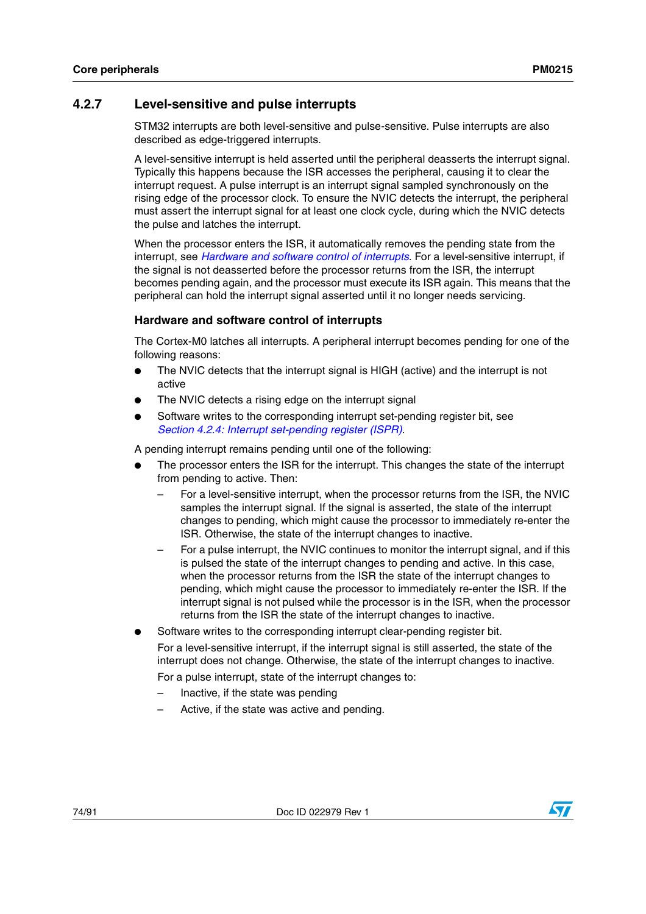### 4.2.7 Level-sensitive and pulse interrupts

STM32 interrupts are both level-sensitive and pulse-sensitive. Pulse interrupts are also described as edge-triggered interrupts.

A level-sensitive interrupt is held asserted until the peripheral deasserts the interrupt signal. Typically this happens because the ISR accesses the peripheral, causing it to clear the interrupt request. A pulse interrupt is an interrupt signal sampled synchronously on the rising edge of the processor clock. To ensure the NVIC detects the interrupt, the peripheral must assert the interrupt signal for at least one clock cycle, during which the NVIC detects the pulse and latches the interrupt.

When the processor enters the ISR, it automatically removes the pending state from the interrupt, see *Hardware and software control of interrupts*. For a level-sensitive interrupt, if the signal is not deasserted before the processor returns from the ISR, the interrupt becomes pending again, and the processor must execute its ISR again. This means that the peripheral can hold the interrupt signal asserted until it no longer needs servicing.

#### Hardware and software control of interrupts

The Cortex-M0 latches all interrupts. A peripheral interrupt becomes pending for one of the following reasons:

- The NVIC detects that the interrupt signal is HIGH (active) and the interrupt is not active
- The NVIC detects a rising edge on the interrupt signal
- Software writes to the corresponding interrupt set-pending register bit, see *Section 4.2.4: Interrupt set-pending register (ISPR)*.

A pending interrupt remains pending until one of the following:

- The processor enters the ISR for the interrupt. This changes the state of the interrupt from pending to active. Then:
  - For a level-sensitive interrupt, when the processor returns from the ISR, the NVIC samples the interrupt signal. If the signal is asserted, the state of the interrupt changes to pending, which might cause the processor to immediately re-enter the ISR. Otherwise, the state of the interrupt changes to inactive.
  - For a pulse interrupt, the NVIC continues to monitor the interrupt signal, and if this is pulsed the state of the interrupt changes to pending and active. In this case, when the processor returns from the ISR the state of the interrupt changes to pending, which might cause the processor to immediately re-enter the ISR. If the interrupt signal is not pulsed while the processor is in the ISR, when the processor returns from the ISR the state of the interrupt changes to inactive.
- Software writes to the corresponding interrupt clear-pending register bit.

  For a level-sensitive interrupt, if the interrupt signal is still asserted, the state of the interrupt does not change. Otherwise, the state of the interrupt changes to inactive.

  For a pulse interrupt, state of the interrupt changes to:
  - Inactive, if the state was pending
  - Active, if the state was active and pending.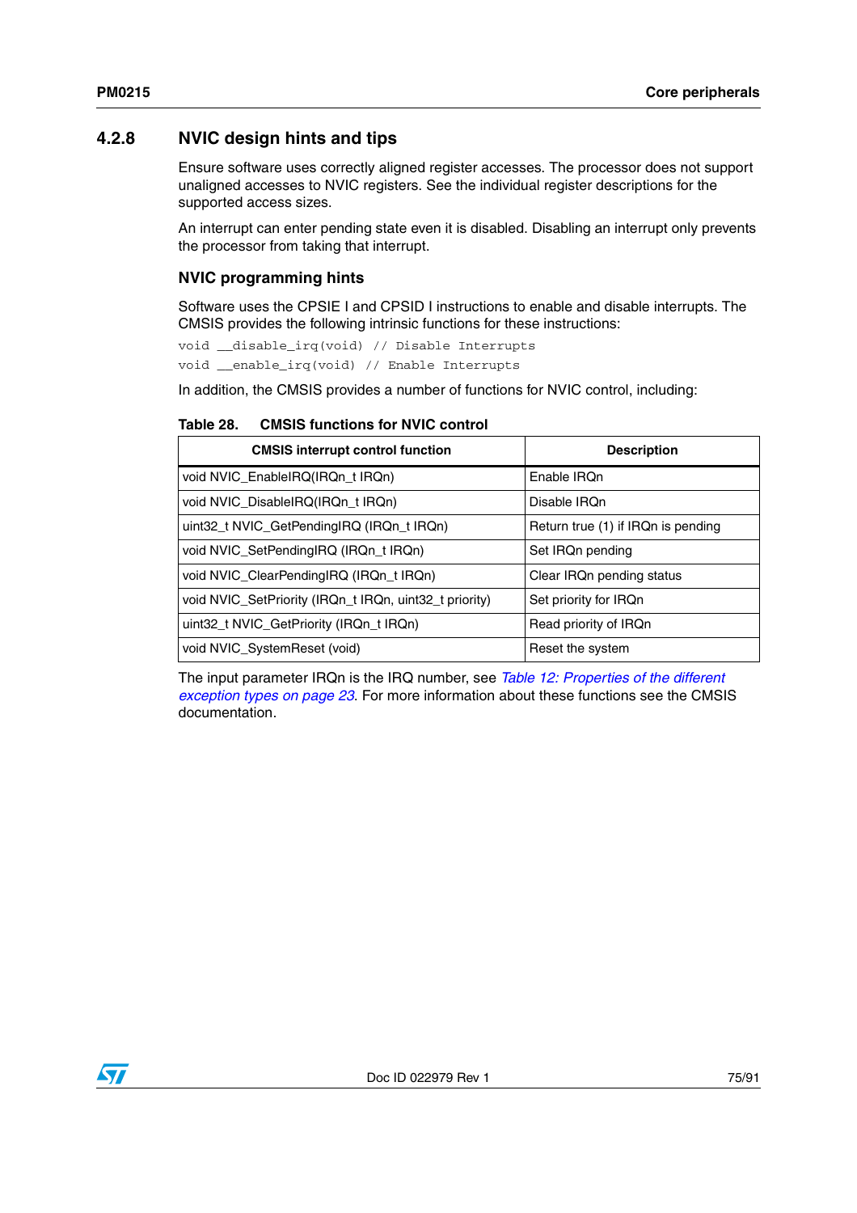### 4.2.8 NVIC design hints and tips

Ensure software uses correctly aligned register accesses. The processor does not support unaligned accesses to NVIC registers. See the individual register descriptions for the supported access sizes.

An interrupt can enter pending state even it is disabled. Disabling an interrupt only prevents the processor from taking that interrupt.

#### NVIC programming hints

Software uses the CPSIE I and CPSID I instructions to enable and disable interrupts. The CMSIS provides the following intrinsic functions for these instructions:

```
void __disable_irq(void) // Disable Interrupts
void __enable_irq(void) // Enable Interrupts
```

In addition, the CMSIS provides a number of functions for NVIC control, including:

**Table 28. CMSIS functions for NVIC control**

| CMSIS interrupt control function | Description |
|---|---|
| void NVIC_EnableIRQ(IRQn_t IRQn) | Enable IRQn |
| void NVIC_DisableIRQ(IRQn_t IRQn) | Disable IRQn |
| uint32_t NVIC_GetPendingIRQ (IRQn_t IRQn) | Return true (1) if IRQn is pending |
| void NVIC_SetPendingIRQ (IRQn_t IRQn) | Set IRQn pending |
| void NVIC_ClearPendingIRQ (IRQn_t IRQn) | Clear IRQn pending status |
| void NVIC_SetPriority (IRQn_t IRQn, uint32_t priority) | Set priority for IRQn |
| uint32_t NVIC_GetPriority (IRQn_t IRQn) | Read priority of IRQn |
| void NVIC_SystemReset (void) | Reset the system |

The input parameter IRQn is the IRQ number, see *Table 12: Properties of the different exception types on page 23*. For more information about these functions see the CMSIS documentation.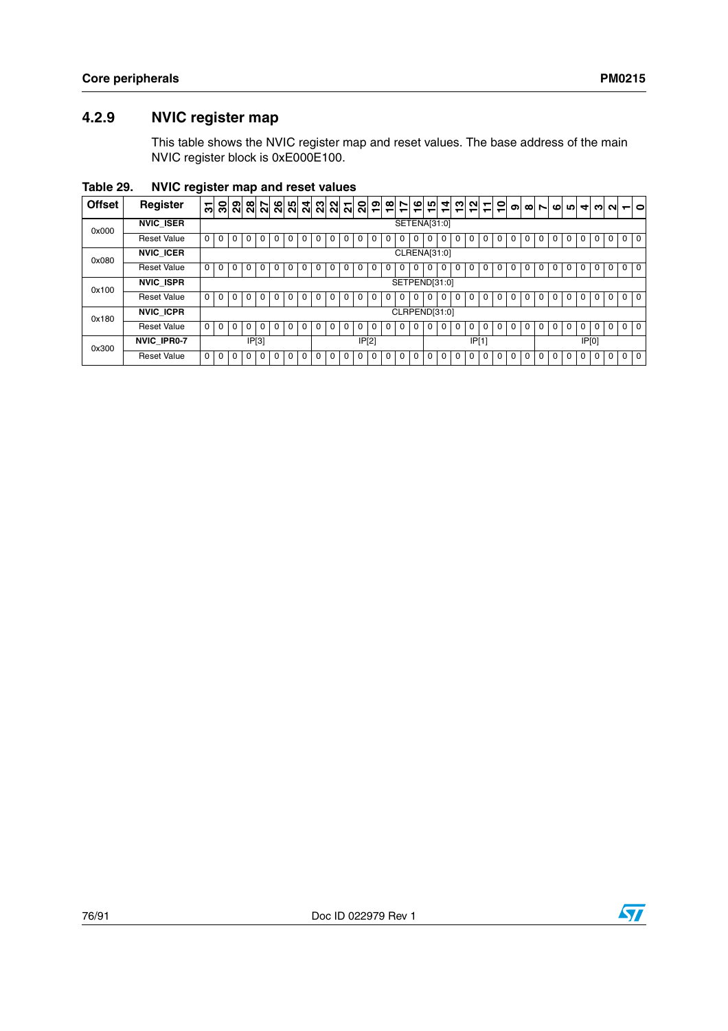### 4.2.9 NVIC register map

This table shows the NVIC register map and reset values. The base address of the main NVIC register block is 0xE000E100.

**Table 29. NVIC register map and reset values**

| Offset | Register | 31 | 30 | 29 | 28 | 27 | 26 | 25 | 24 | 23 | 22 | 21 | 20 | 19 | 18 | 17 | 16 | 15 | 14 | 13 | 12 | 11 | 10 | 9 | 8 | 7 | 6 | 5 | 4 | 3 | 2 | 1 | 0 |
|---|---|---|---|---|---|---|---|---|---|---|---|---|---|---|---|---|---|---|---|---|---|---|---|---|---|---|---|---|---|---|---|---|---|
| 0x000 | NVIC_ISER | SETENA[31:0] | | | | | | | | | | | | | | | | | | | | | | | | | | | | | | | |
| | Reset Value | 0 | 0 | 0 | 0 | 0 | 0 | 0 | 0 | 0 | 0 | 0 | 0 | 0 | 0 | 0 | 0 | 0 | 0 | 0 | 0 | 0 | 0 | 0 | 0 | 0 | 0 | 0 | 0 | 0 | 0 | 0 | 0 |
| 0x080 | NVIC_ICER | CLRENA[31:0] | | | | | | | | | | | | | | | | | | | | | | | | | | | | | | | |
| | Reset Value | 0 | 0 | 0 | 0 | 0 | 0 | 0 | 0 | 0 | 0 | 0 | 0 | 0 | 0 | 0 | 0 | 0 | 0 | 0 | 0 | 0 | 0 | 0 | 0 | 0 | 0 | 0 | 0 | 0 | 0 | 0 | 0 |
| 0x100 | NVIC_ISPR | SETPEND[31:0] | | | | | | | | | | | | | | | | | | | | | | | | | | | | | | | |
| | Reset Value | 0 | 0 | 0 | 0 | 0 | 0 | 0 | 0 | 0 | 0 | 0 | 0 | 0 | 0 | 0 | 0 | 0 | 0 | 0 | 0 | 0 | 0 | 0 | 0 | 0 | 0 | 0 | 0 | 0 | 0 | 0 | 0 |
| 0x180 | NVIC_ICPR | CLRPEND[31:0] | | | | | | | | | | | | | | | | | | | | | | | | | | | | | | | |
| | Reset Value | 0 | 0 | 0 | 0 | 0 | 0 | 0 | 0 | 0 | 0 | 0 | 0 | 0 | 0 | 0 | 0 | 0 | 0 | 0 | 0 | 0 | 0 | 0 | 0 | 0 | 0 | 0 | 0 | 0 | 0 | 0 | 0 |
| 0x300 | NVIC_IPR0-7 | IP[3] | | | | | | | | IP[2] | | | | | | | | IP[1] | | | | | | | | IP[0] | | | | | | | |
| | Reset Value | 0 | 0 | 0 | 0 | 0 | 0 | 0 | 0 | 0 | 0 | 0 | 0 | 0 | 0 | 0 | 0 | 0 | 0 | 0 | 0 | 0 | 0 | 0 | 0 | 0 | 0 | 0 | 0 | 0 | 0 | 0 | 0 |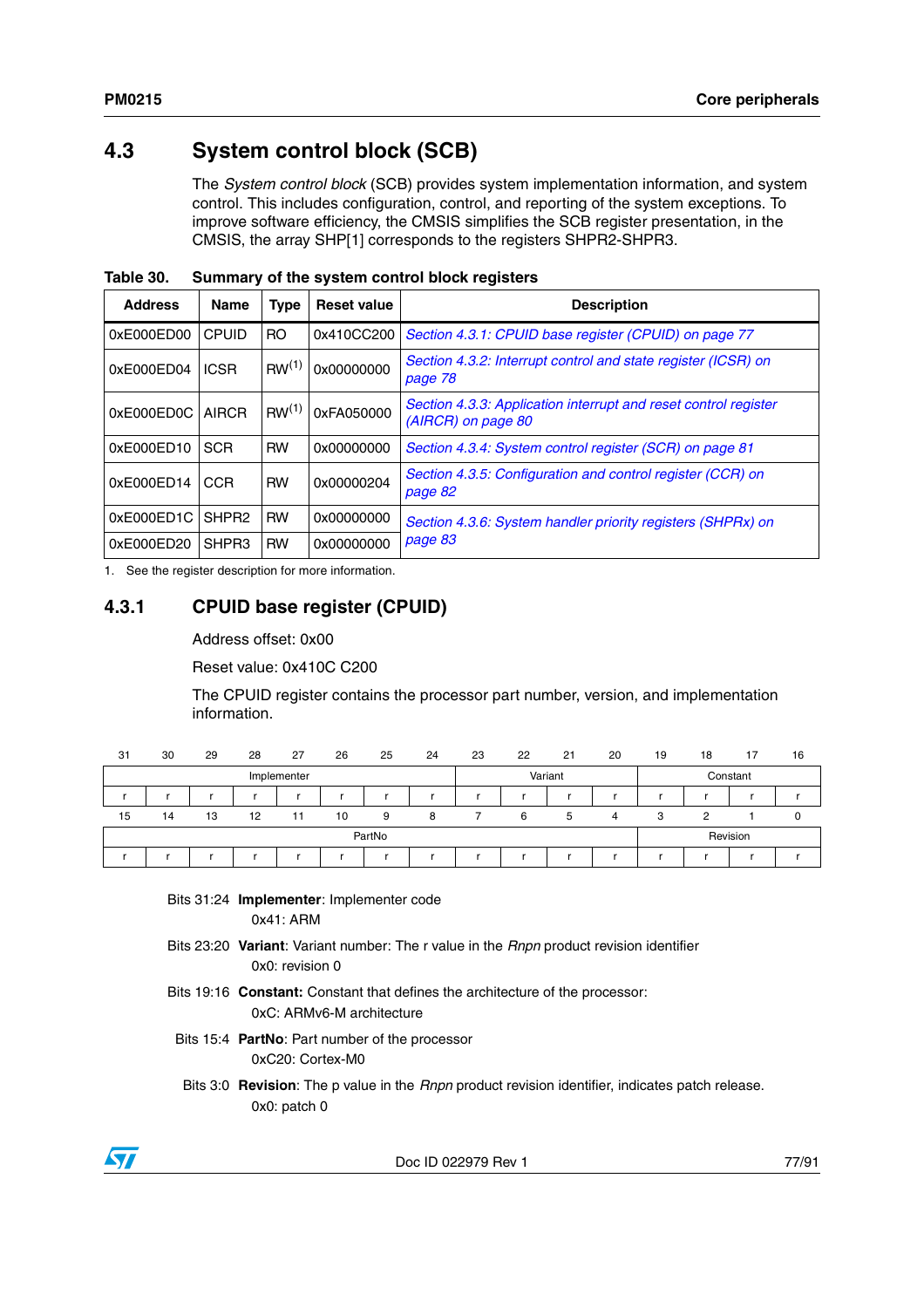## 4.3 System control block (SCB)

The *System control block* (SCB) provides system implementation information, and system control. This includes configuration, control, and reporting of the system exceptions. To improve software efficiency, the CMSIS simplifies the SCB register presentation, in the CMSIS, the array SHP[1] corresponds to the registers SHPR2-SHPR3.

**Table 30. Summary of the system control block registers**

| Address | Name | Type | Reset value | Description |
|---|---|---|---|---|
| 0xE000ED00 | CPUID | RO | 0x410CC200 | *Section 4.3.1: CPUID base register (CPUID) on page 77* |
| 0xE000ED04 | ICSR | RW(1) | 0x00000000 | *Section 4.3.2: Interrupt control and state register (ICSR) on page 78* |
| 0xE000ED0C | AIRCR | RW(1) | 0xFA050000 | *Section 4.3.3: Application interrupt and reset control register (AIRCR) on page 80* |
| 0xE000ED10 | SCR | RW | 0x00000000 | *Section 4.3.4: System control register (SCR) on page 81* |
| 0xE000ED14 | CCR | RW | 0x00000204 | *Section 4.3.5: Configuration and control register (CCR) on page 82* |
| 0xE000ED1C | SHPR2 | RW | 0x00000000 | *Section 4.3.6: System handler priority registers (SHPRx) on page 83* |
| 0xE000ED20 | SHPR3 | RW | 0x00000000 | |

1. See the register description for more information.

### 4.3.1 CPUID base register (CPUID)

Address offset: 0x00

Reset value: 0x410C C200

The CPUID register contains the processor part number, version, and implementation information.

| 31 | 30 | 29 | 28 | 27 | 26 | 25 | 24 | 23 | 22 | 21 | 20 | 19 | 18 | 17 | 16 |
|---|---|---|---|---|---|---|---|---|---|---|---|---|---|---|---|
| Implementer | | | | | | | | Variant | | | | Constant | | | |
| r | r | r | r | r | r | r | r | r | r | r | r | r | r | r | r |

| 15 | 14 | 13 | 12 | 11 | 10 | 9 | 8 | 7 | 6 | 5 | 4 | 3 | 2 | 1 | 0 |
|---|---|---|---|---|---|---|---|---|---|---|---|---|---|---|---|
| PartNo | | | | | | | | | | | | Revision | | | |
| r | r | r | r | r | r | r | r | r | r | r | r | r | r | r | r |

Bits 31:24 **Implementer**: Implementer code
0x41: ARM

Bits 23:20 **Variant**: Variant number: The r value in the *Rnpn* product revision identifier
0x0: revision 0

Bits 19:16 **Constant:** Constant that defines the architecture of the processor:
0xC: ARMv6-M architecture

Bits 15:4 **PartNo**: Part number of the processor
0xC20: Cortex-M0

Bits 3:0 **Revision**: The p value in the *Rnpn* product revision identifier, indicates patch release.
0x0: patch 0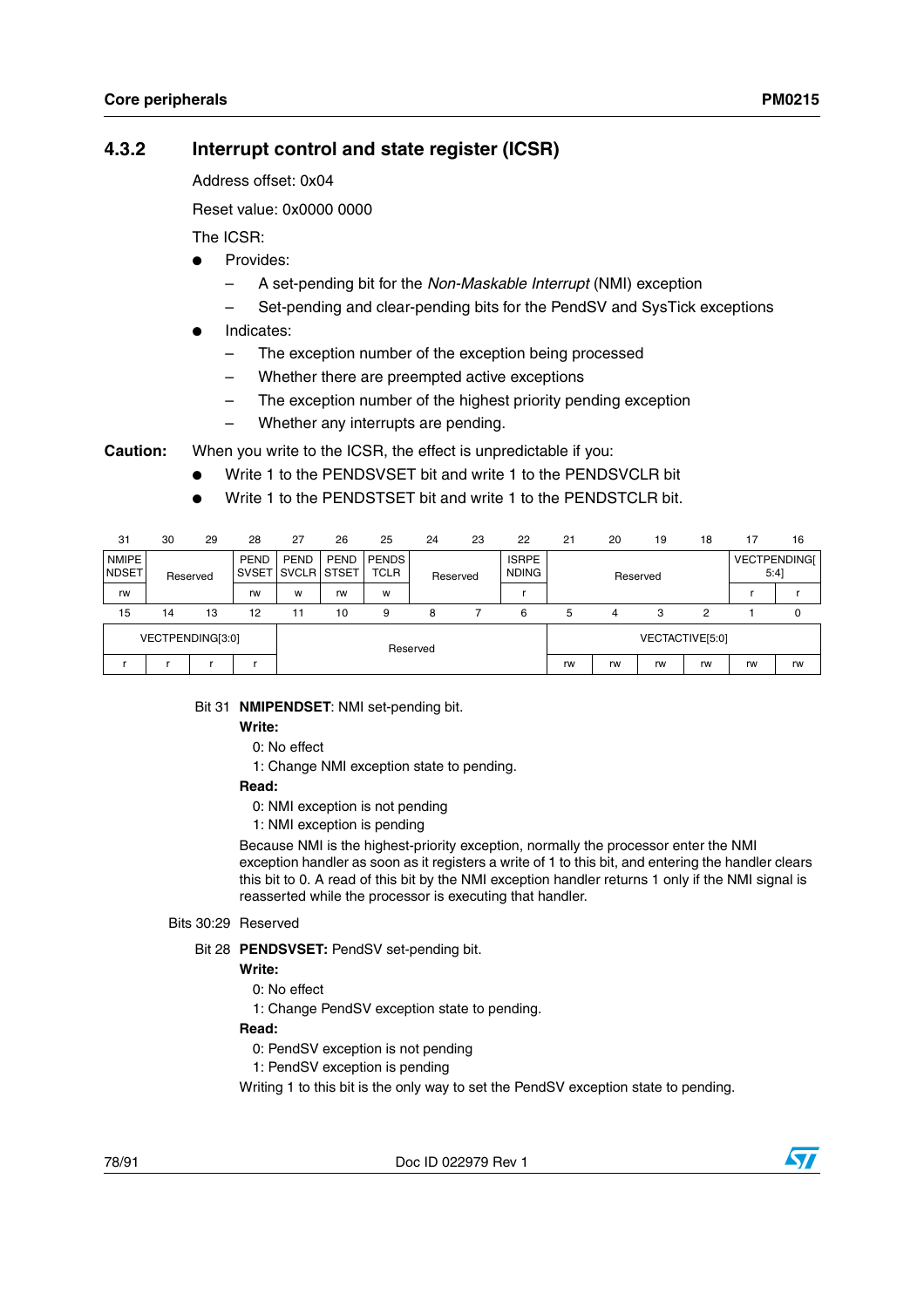### 4.3.2 Interrupt control and state register (ICSR)

Address offset: 0x04

Reset value: 0x0000 0000

The ICSR:

- Provides:
  - A set-pending bit for the *Non-Maskable Interrupt* (NMI) exception
  - Set-pending and clear-pending bits for the PendSV and SysTick exceptions
- Indicates:
  - The exception number of the exception being processed
  - Whether there are preempted active exceptions
  - The exception number of the highest priority pending exception
  - Whether any interrupts are pending.

**Caution:** When you write to the ICSR, the effect is unpredictable if you:

- Write 1 to the PENDSVSET bit and write 1 to the PENDSVCLR bit
- Write 1 to the PENDSTSET bit and write 1 to the PENDSTCLR bit.

| 31 | 30 | 29 | 28 | 27 | 26 | 25 | 24 | 23 | 22 | 21 | 20 | 19 | 18 | 17 | 16 |
|---|---|---|---|---|---|---|---|---|---|---|---|---|---|---|---|
| NMIPENDSET | Reserved | | PENDSVSET | PENDSVCLR | PENDSTSET | PENDSTCLR | Reserved | | ISRPENDING | Reserved | | | | VECTPENDING[5:4] | |
| rw | | | rw | w | rw | w | | | r | | | | | r | r |
| **15** | **14** | **13** | **12** | **11** | **10** | **9** | **8** | **7** | **6** | **5** | **4** | **3** | **2** | **1** | **0** |
| VECTPENDING[3:0] | | | | Reserved | | | | | | VECTACTIVE[5:0] | | | | | |
| r | r | r | r | | | | | | | rw | rw | rw | rw | rw | rw |

Bit 31 **NMIPENDSET**: NMI set-pending bit.

**Write:**

0: No effect

1: Change NMI exception state to pending.

**Read:**

0: NMI exception is not pending

1: NMI exception is pending

Because NMI is the highest-priority exception, normally the processor enter the NMI exception handler as soon as it registers a write of 1 to this bit, and entering the handler clears this bit to 0. A read of this bit by the NMI exception handler returns 1 only if the NMI signal is reasserted while the processor is executing that handler.

Bits 30:29 Reserved

Bit 28 **PENDSVSET:** PendSV set-pending bit.

**Write:**

0: No effect

1: Change PendSV exception state to pending.

**Read:**

0: PendSV exception is not pending

1: PendSV exception is pending

Writing 1 to this bit is the only way to set the PendSV exception state to pending.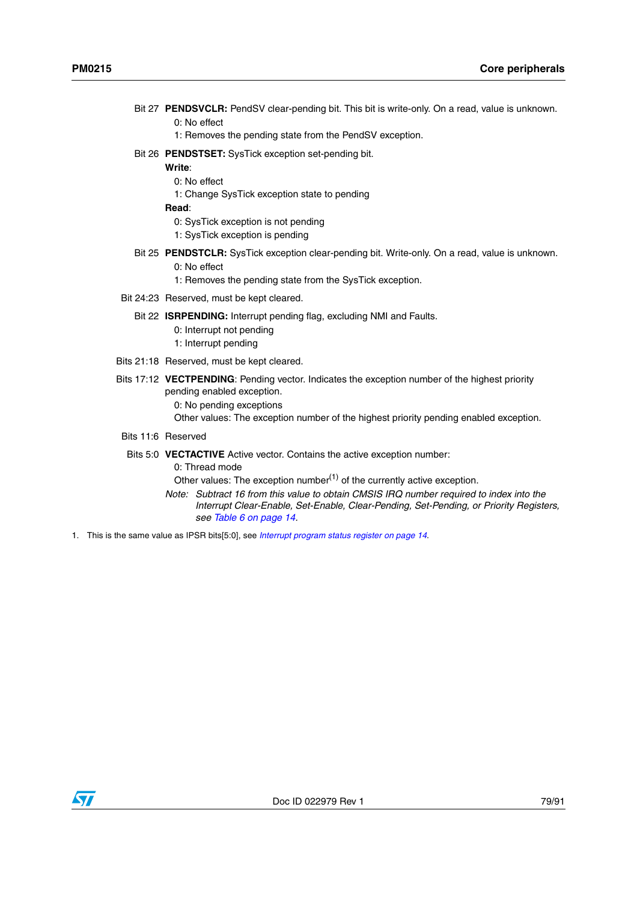Bit 27 **PENDSVCLR:** PendSV clear-pending bit. This bit is write-only. On a read, value is unknown.

0: No effect

1: Removes the pending state from the PendSV exception.

Bit 26 **PENDSTSET:** SysTick exception set-pending bit.

**Write**:

0: No effect

1: Change SysTick exception state to pending

**Read**:

0: SysTick exception is not pending

1: SysTick exception is pending

Bit 25 **PENDSTCLR:** SysTick exception clear-pending bit. Write-only. On a read, value is unknown.

0: No effect

1: Removes the pending state from the SysTick exception.

Bit 24:23 Reserved, must be kept cleared.

Bit 22 **ISRPENDING:** Interrupt pending flag, excluding NMI and Faults.

0: Interrupt not pending

1: Interrupt pending

Bits 21:18 Reserved, must be kept cleared.

Bits 17:12 **VECTPENDING**: Pending vector. Indicates the exception number of the highest priority pending enabled exception.

0: No pending exceptions

Other values: The exception number of the highest priority pending enabled exception.

Bits 11:6 Reserved

Bits 5:0 **VECTACTIVE** Active vector. Contains the active exception number:

0: Thread mode

Other values: The exception number[1] of the currently active exception.

*Note: Subtract 16 from this value to obtain CMSIS IRQ number required to index into the Interrupt Clear-Enable, Set-Enable, Clear-Pending, Set-Pending, or Priority Registers, see Table 6 on page 14.*

1. This is the same value as IPSR bits[5:0], see *Interrupt program status register on page 14*.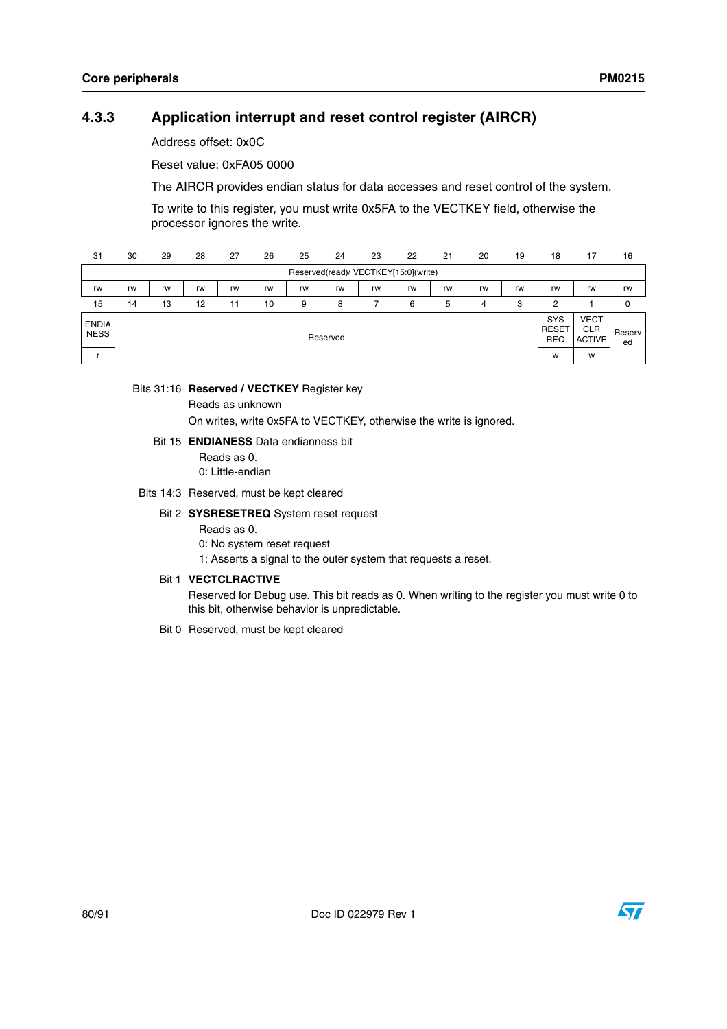### 4.3.3 Application interrupt and reset control register (AIRCR)

Address offset: 0x0C

Reset value: 0xFA05 0000

The AIRCR provides endian status for data accesses and reset control of the system.

To write to this register, you must write 0x5FA to the VECTKEY field, otherwise the processor ignores the write.

| 31 | 30 | 29 | 28 | 27 | 26 | 25 | 24 | 23 | 22 | 21 | 20 | 19 | 18 | 17 | 16 |
|---|---|---|---|---|---|---|---|---|---|---|---|---|---|---|---|
| Reserved(read)/ VECTKEY[15:0](write) | | | | | | | | | | | | | | | |
| rw | rw | rw | rw | rw | rw | rw | rw | rw | rw | rw | rw | rw | rw | rw | rw |
| **15** | **14** | **13** | **12** | **11** | **10** | **9** | **8** | **7** | **6** | **5** | **4** | **3** | **2** | **1** | **0** |
| ENDIANESS | Reserved | | | | | | | | | | | | SYSRESETREQ | VECTCLRACTIVE | Reserved |
| r | | | | | | | | | | | | | w | w | |

Bits 31:16 **Reserved / VECTKEY** Register key

Reads as unknown

On writes, write 0x5FA to VECTKEY, otherwise the write is ignored.

Bit 15 **ENDIANESS** Data endianness bit

Reads as 0.

0: Little-endian

Bits 14:3 Reserved, must be kept cleared

Bit 2 **SYSRESETREQ** System reset request

Reads as 0.

0: No system reset request

1: Asserts a signal to the outer system that requests a reset.

Bit 1 **VECTCLRACTIVE**

Reserved for Debug use. This bit reads as 0. When writing to the register you must write 0 to this bit, otherwise behavior is unpredictable.

Bit 0 Reserved, must be kept cleared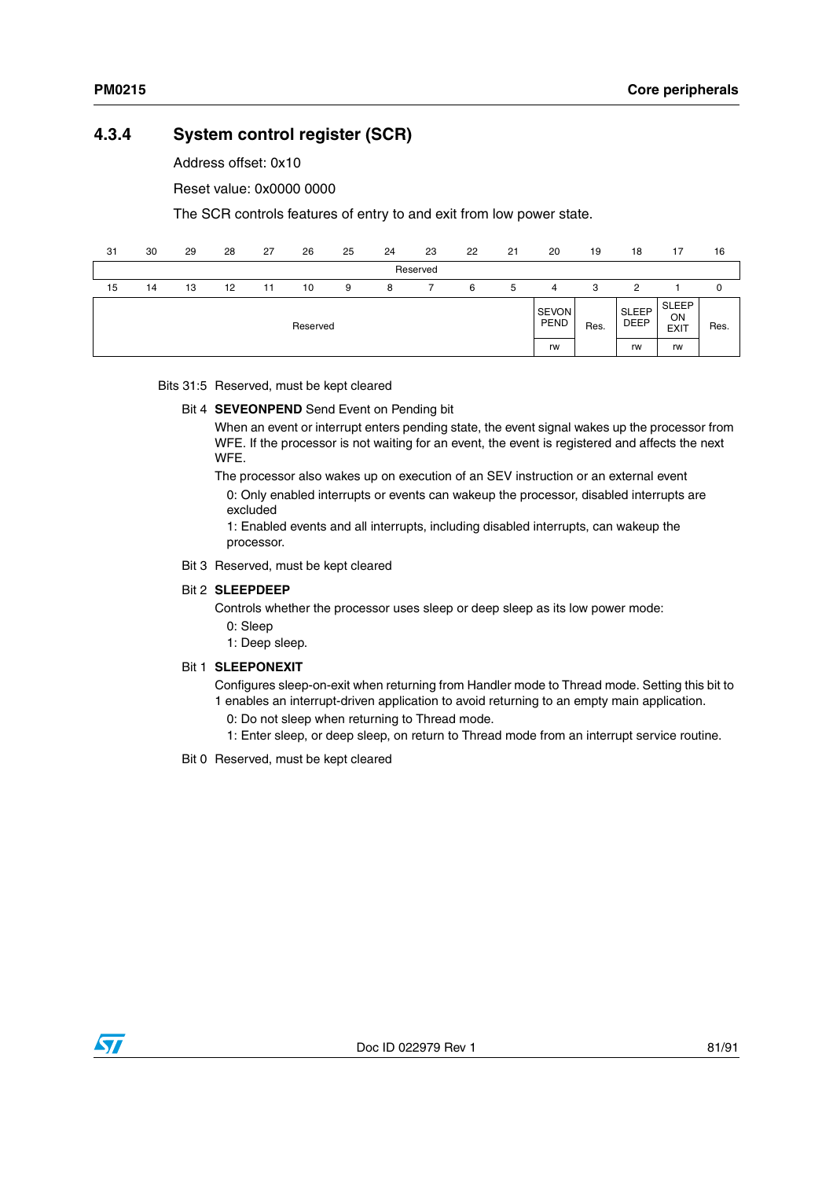### 4.3.4 System control register (SCR)

Address offset: 0x10

Reset value: 0x0000 0000

The SCR controls features of entry to and exit from low power state.

| 31 | 30 | 29 | 28 | 27 | 26 | 25 | 24 | 23 | 22 | 21 | 20 | 19 | 18 | 17 | 16 |
|---|---|---|---|---|---|---|---|---|---|---|---|---|---|---|---|
| Reserved | | | | | | | | | | | | | | | |
| **15** | **14** | **13** | **12** | **11** | **10** | **9** | **8** | **7** | **6** | **5** | **4** | **3** | **2** | **1** | **0** |
| Reserved | | | | | | | | | | | SEVONPEND | Res. | SLEEPDEEP | SLEEPONEXIT | Res. |
| | | | | | | | | | | | rw | | rw | rw | |

Bits 31:5 Reserved, must be kept cleared

Bit 4 **SEVEONPEND** Send Event on Pending bit

When an event or interrupt enters pending state, the event signal wakes up the processor from WFE. If the processor is not waiting for an event, the event is registered and affects the next WFE.

The processor also wakes up on execution of an SEV instruction or an external event

0: Only enabled interrupts or events can wakeup the processor, disabled interrupts are excluded

1: Enabled events and all interrupts, including disabled interrupts, can wakeup the processor.

Bit 3 Reserved, must be kept cleared

Bit 2 **SLEEPDEEP**

Controls whether the processor uses sleep or deep sleep as its low power mode:

0: Sleep

1: Deep sleep.

Bit 1 **SLEEPONEXIT**

Configures sleep-on-exit when returning from Handler mode to Thread mode. Setting this bit to 1 enables an interrupt-driven application to avoid returning to an empty main application.

0: Do not sleep when returning to Thread mode.

1: Enter sleep, or deep sleep, on return to Thread mode from an interrupt service routine.

Bit 0 Reserved, must be kept cleared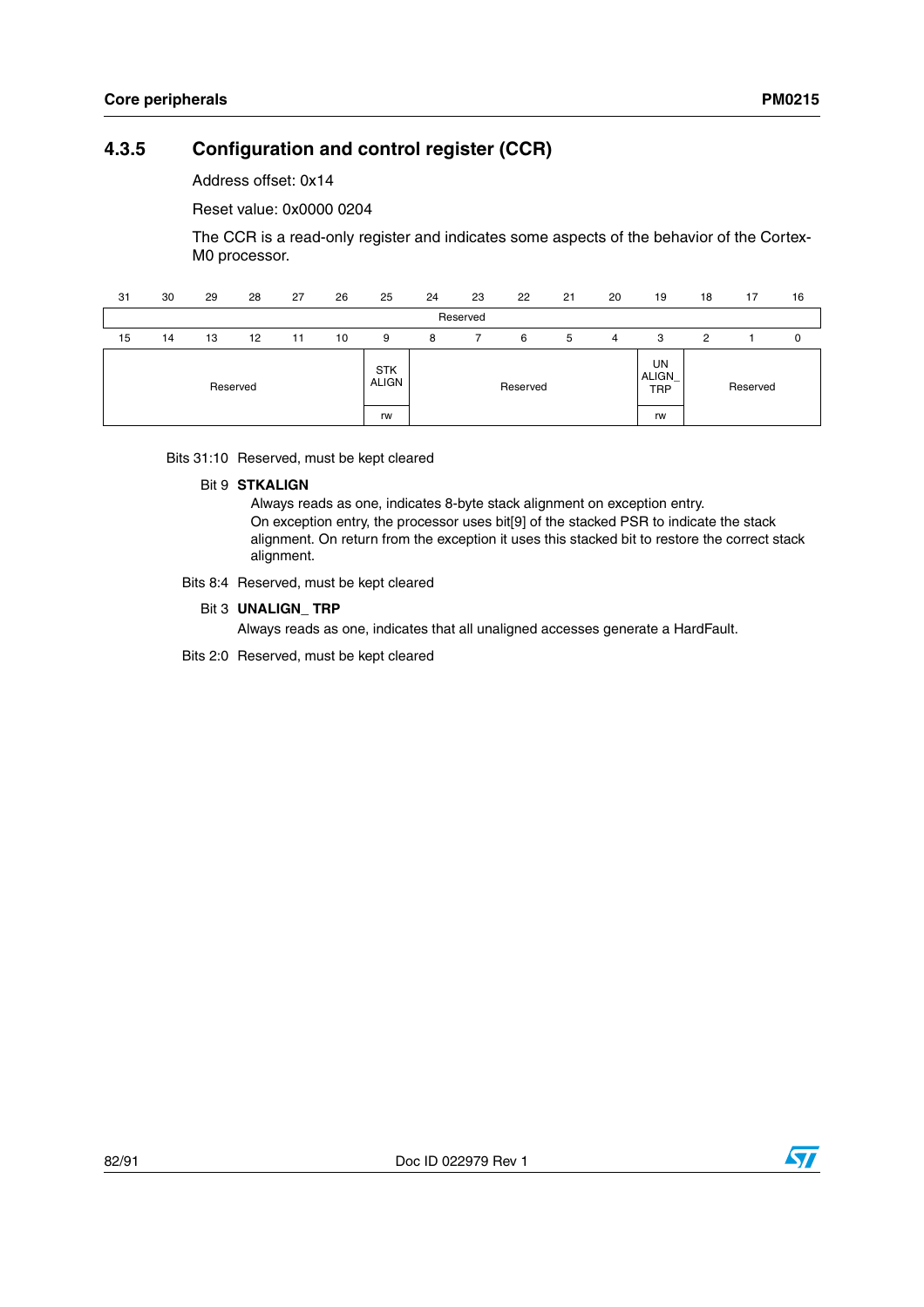### 4.3.5 Configuration and control register (CCR)

Address offset: 0x14

Reset value: 0x0000 0204

The CCR is a read-only register and indicates some aspects of the behavior of the Cortex-M0 processor.

| 31 | 30 | 29 | 28 | 27 | 26 | 25 | 24 | 23 | 22 | 21 | 20 | 19 | 18 | 17 | 16 |
|---|---|---|---|---|---|---|---|---|---|---|---|---|---|---|---|
| Reserved | | | | | | | | | | | | | | | |
| **15** | **14** | **13** | **12** | **11** | **10** | **9** | **8** | **7** | **6** | **5** | **4** | **3** | **2** | **1** | **0** |
| Reserved | | | | | | STK ALIGN | Reserved | | | | | UN ALIGN_ TRP | Reserved | | |
| | | | | | | rw | | | | | | rw | | | |

Bits 31:10 Reserved, must be kept cleared

Bit 9 **STKALIGN**

Always reads as one, indicates 8-byte stack alignment on exception entry.
On exception entry, the processor uses bit[9] of the stacked PSR to indicate the stack alignment. On return from the exception it uses this stacked bit to restore the correct stack alignment.

Bits 8:4 Reserved, must be kept cleared

Bit 3 **UNALIGN_ TRP**

Always reads as one, indicates that all unaligned accesses generate a HardFault.

Bits 2:0 Reserved, must be kept cleared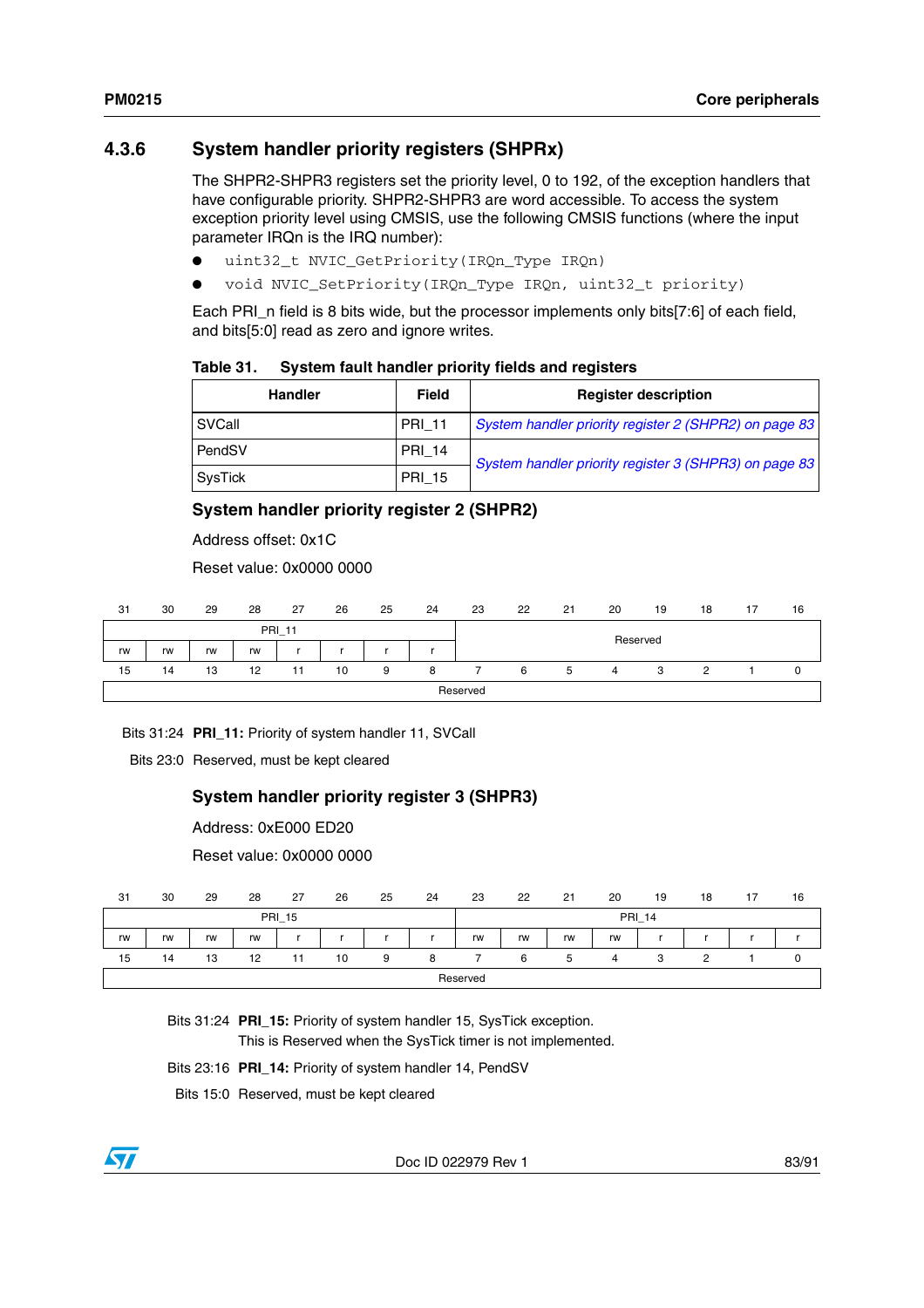### 4.3.6 System handler priority registers (SHPRx)

The SHPR2-SHPR3 registers set the priority level, 0 to 192, of the exception handlers that have configurable priority. SHPR2-SHPR3 are word accessible. To access the system exception priority level using CMSIS, use the following CMSIS functions (where the input parameter IRQn is the IRQ number):

- `uint32_t NVIC_GetPriority(IRQn_Type IRQn)`
- `void NVIC_SetPriority(IRQn_Type IRQn, uint32_t priority)`

Each PRI_n field is 8 bits wide, but the processor implements only bits[7:6] of each field, and bits[5:0] read as zero and ignore writes.

**Table 31. System fault handler priority fields and registers**

| Handler | Field | Register description |
|---|---|---|
| SVCall | PRI_11 | *System handler priority register 2 (SHPR2) on page 83* |
| PendSV | PRI_14 | *System handler priority register 3 (SHPR3) on page 83* |
| SysTick | PRI_15 | |

#### System handler priority register 2 (SHPR2)

Address offset: 0x1C

Reset value: 0x0000 0000

| 31 | 30 | 29 | 28 | 27 | 26 | 25 | 24 | 23 | 22 | 21 | 20 | 19 | 18 | 17 | 16 |
|---|---|---|---|---|---|---|---|---|---|---|---|---|---|---|---|
| PRI_11 | | | | | | | | Reserved | | | | | | | |
| rw | rw | rw | rw | r | r | r | r | | | | | | | | |
| **15** | **14** | **13** | **12** | **11** | **10** | **9** | **8** | **7** | **6** | **5** | **4** | **3** | **2** | **1** | **0** |
| Reserved | | | | | | | | | | | | | | | |

Bits 31:24 **PRI_11:** Priority of system handler 11, SVCall

Bits 23:0 Reserved, must be kept cleared

#### System handler priority register 3 (SHPR3)

Address: 0xE000 ED20

Reset value: 0x0000 0000

| 31 | 30 | 29 | 28 | 27 | 26 | 25 | 24 | 23 | 22 | 21 | 20 | 19 | 18 | 17 | 16 |
|---|---|---|---|---|---|---|---|---|---|---|---|---|---|---|---|
| PRI_15 | | | | | | | | PRI_14 | | | | | | | |
| rw | rw | rw | rw | r | r | r | r | rw | rw | rw | rw | r | r | r | r |
| **15** | **14** | **13** | **12** | **11** | **10** | **9** | **8** | **7** | **6** | **5** | **4** | **3** | **2** | **1** | **0** |
| Reserved | | | | | | | | | | | | | | | |

Bits 31:24 **PRI_15:** Priority of system handler 15, SysTick exception.
This is Reserved when the SysTick timer is not implemented.

Bits 23:16 **PRI_14:** Priority of system handler 14, PendSV

Bits 15:0 Reserved, must be kept cleared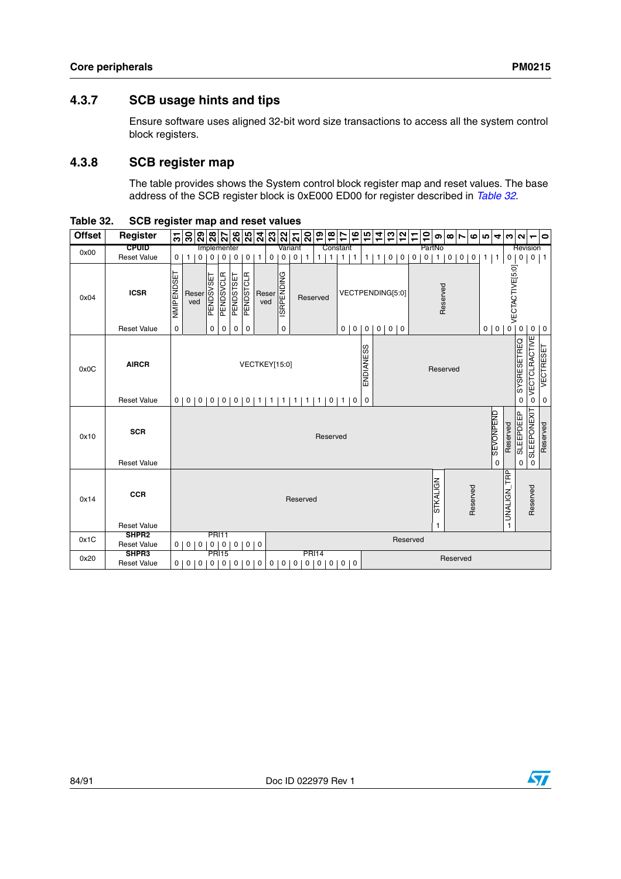### 4.3.7 SCB usage hints and tips

Ensure software uses aligned 32-bit word size transactions to access all the system control block registers.

### 4.3.8 SCB register map

The table provides shows the System control block register map and reset values. The base address of the SCB register block is 0xE000 ED00 for register described in *Table 32*.

**Table 32. SCB register map and reset values**

| Offset | Register | 31 | 30 | 29 | 28 | 27 | 26 | 25 | 24 | 23 | 22 | 21 | 20 | 19 | 18 | 17 | 16 | 15 | 14 | 13 | 12 | 11 | 10 | 9 | 8 | 7 | 6 | 5 | 4 | 3 | 2 | 1 | 0 |
|---|---|---|---|---|---|---|---|---|---|---|---|---|---|---|---|---|---|---|---|---|---|---|---|---|---|---|---|---|---|---|---|---|---|
| 0x00 | CPUID | Implementer | | | | | | | | Variant | | | | Constant | | | | PartNo | | | | | | | | | | | | Revision | | | |
| | Reset Value | 0 | 1 | 0 | 0 | 0 | 0 | 0 | 1 | 0 | 0 | 0 | 1 | 1 | 1 | 1 | 1 | 1 | 1 | 0 | 0 | 0 | 0 | 1 | 0 | 0 | 0 | 1 | 1 | 0 | 0 | 0 | 1 |
| 0x04 | ICSR | NMIPENDSET | Reserved | | PENDSVSET | PENDSVCLR | PENDSTSET | PENDSTCLR | Reserved | | ISRPENDING | Reserved | | | | VECTPENDING[5:0] | | | | | | Reserved | | | | | | VECTACTIVE[5:0] | | | | | |
| | Reset Value | 0 | | | 0 | 0 | 0 | 0 | | | 0 | | | | | 0 | 0 | 0 | 0 | 0 | 0 | | | | | | | 0 | 0 | 0 | 0 | 0 | 0 |
| 0x0C | AIRCR | VECTKEY[15:0] | | | | | | | | | | | | | | | | ENDIANESS | Reserved | | | | | | | | | | | | SYSRESETREQ | VECTCLRACTIVE | VECTRESET |
| | Reset Value | 0 | 0 | 0 | 0 | 0 | 0 | 0 | 1 | 1 | 1 | 1 | 1 | 1 | 0 | 1 | 0 | 0 | | | | | | | | | | | | | 0 | 0 | 0 |
| 0x10 | SCR | Reserved | | | | | | | | | | | | | | | | | | | | | | | | | | | SEVONPEND | Reserved | SLEEPDEEP | SLEEPONEXIT | Reserved |
| | Reset Value | | | | | | | | | | | | | | | | | | | | | | | | | | | | 0 | | 0 | 0 | |
| 0x14 | CCR | Reserved | | | | | | | | | | | | | | | | | | | | | | STKALIGN | Reserved | | | | | UNALIGN_TRP | Reserved | | |
| | Reset Value | | | | | | | | | | | | | | | | | | | | | | | 1 | | | | | | 1 | | | |
| 0x1C | SHPR2 | PRI11 | | | | | | | | Reserved | | | | | | | | | | | | | | | | | | | | | | | |
| | Reset Value | 0 | 0 | 0 | 0 | 0 | 0 | 0 | 0 | | | | | | | | | | | | | | | | | | | | | | | | |
| 0x20 | SHPR3 | PRI15 | | | | | | | | PRI14 | | | | | | | | Reserved | | | | | | | | | | | | | | | |
| | Reset Value | 0 | 0 | 0 | 0 | 0 | 0 | 0 | 0 | 0 | 0 | 0 | 0 | 0 | 0 | 0 | 0 | | | | | | | | | | | | | | | | |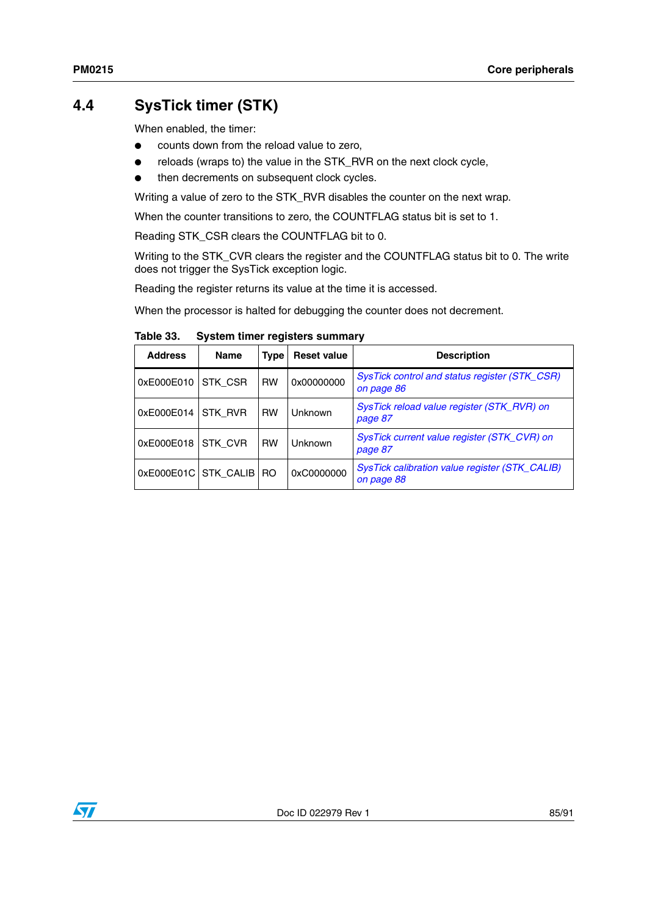## 4.4 SysTick timer (STK)

When enabled, the timer:

- counts down from the reload value to zero,
- reloads (wraps to) the value in the STK_RVR on the next clock cycle,
- then decrements on subsequent clock cycles.

Writing a value of zero to the STK_RVR disables the counter on the next wrap.

When the counter transitions to zero, the COUNTFLAG status bit is set to 1.

Reading STK_CSR clears the COUNTFLAG bit to 0.

Writing to the STK_CVR clears the register and the COUNTFLAG status bit to 0. The write does not trigger the SysTick exception logic.

Reading the register returns its value at the time it is accessed.

When the processor is halted for debugging the counter does not decrement.

**Table 33. System timer registers summary**

| Address | Name | Type | Reset value | Description |
|---|---|---|---|---|
| 0xE000E010 | STK_CSR | RW | 0x00000000 | *SysTick control and status register (STK_CSR) on page 86* |
| 0xE000E014 | STK_RVR | RW | Unknown | *SysTick reload value register (STK_RVR) on page 87* |
| 0xE000E018 | STK_CVR | RW | Unknown | *SysTick current value register (STK_CVR) on page 87* |
| 0xE000E01C | STK_CALIB | RO | 0xC0000000 | *SysTick calibration value register (STK_CALIB) on page 88* |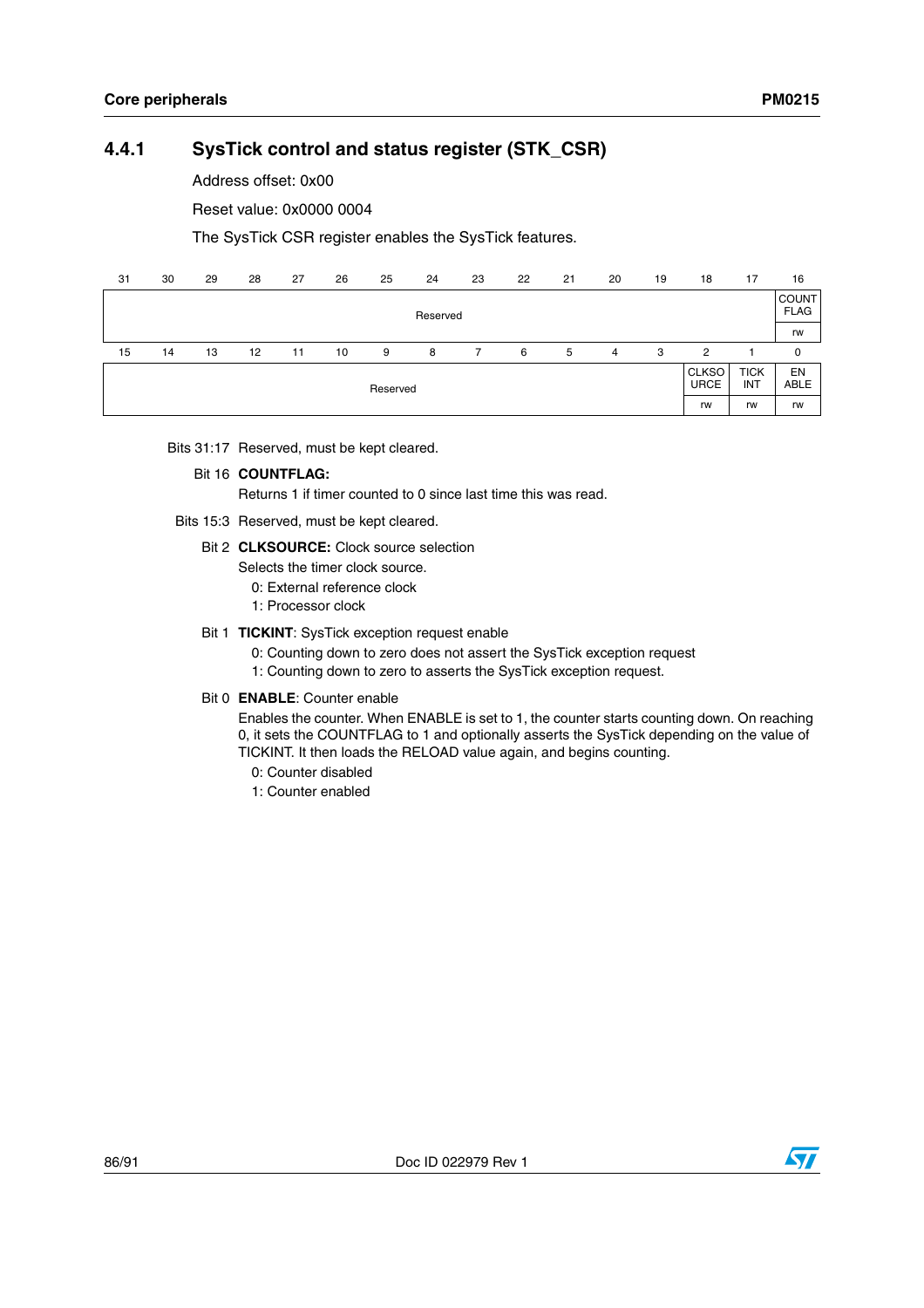## 4.4.1 SysTick control and status register (STK_CSR)

Address offset: 0x00

Reset value: 0x0000 0004

The SysTick CSR register enables the SysTick features.

| 31 | 30 | 29 | 28 | 27 | 26 | 25 | 24 | 23 | 22 | 21 | 20 | 19 | 18 | 17 | 16 |
|---|---|---|---|---|---|---|---|---|---|---|---|---|---|---|---|
| Reserved | | | | | | | | | | | | | | | COUNT FLAG |
| | | | | | | | | | | | | | | | rw |

| 15 | 14 | 13 | 12 | 11 | 10 | 9 | 8 | 7 | 6 | 5 | 4 | 3 | 2 | 1 | 0 |
|---|---|---|---|---|---|---|---|---|---|---|---|---|---|---|---|
| Reserved | | | | | | | | | | | | | CLKSO URCE | TICK INT | EN ABLE |
| | | | | | | | | | | | | | rw | rw | rw |

Bits 31:17 Reserved, must be kept cleared.

Bit 16 **COUNTFLAG:**
Returns 1 if timer counted to 0 since last time this was read.

Bits 15:3 Reserved, must be kept cleared.

Bit 2 **CLKSOURCE:** Clock source selection
Selects the timer clock source.
0: External reference clock
1: Processor clock

Bit 1 **TICKINT**: SysTick exception request enable
0: Counting down to zero does not assert the SysTick exception request
1: Counting down to zero to asserts the SysTick exception request.

Bit 0 **ENABLE**: Counter enable
Enables the counter. When ENABLE is set to 1, the counter starts counting down. On reaching 0, it sets the COUNTFLAG to 1 and optionally asserts the SysTick depending on the value of TICKINT. It then loads the RELOAD value again, and begins counting.
0: Counter disabled
1: Counter enabled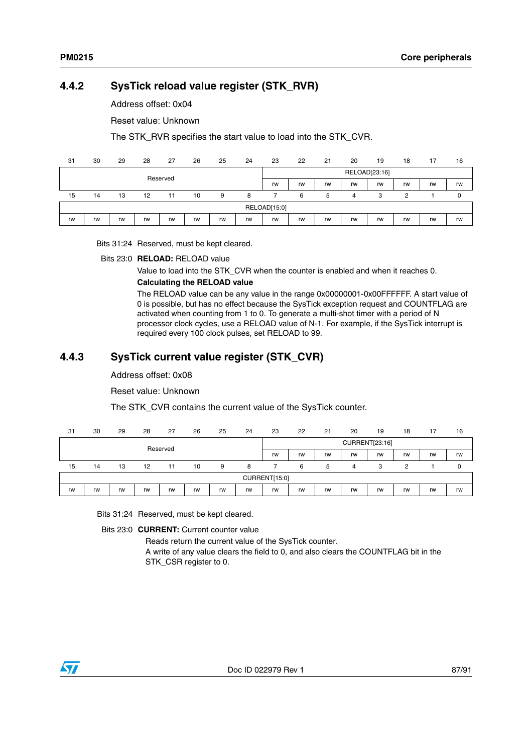### 4.4.2 SysTick reload value register (STK_RVR)

Address offset: 0x04

Reset value: Unknown

The STK_RVR specifies the start value to load into the STK_CVR.

| 31 | 30 | 29 | 28 | 27 | 26 | 25 | 24 | 23 | 22 | 21 | 20 | 19 | 18 | 17 | 16 |
|---|---|---|---|---|---|---|---|---|---|---|---|---|---|---|---|
| Reserved | | | | | | | | RELOAD[23:16] | | | | | | | |
| | | | | | | | | rw | rw | rw | rw | rw | rw | rw | rw |
| **15** | **14** | **13** | **12** | **11** | **10** | **9** | **8** | **7** | **6** | **5** | **4** | **3** | **2** | **1** | **0** |
| RELOAD[15:0] | | | | | | | | | | | | | | | |
| rw | rw | rw | rw | rw | rw | rw | rw | rw | rw | rw | rw | rw | rw | rw | rw |

Bits 31:24 Reserved, must be kept cleared.

Bits 23:0 **RELOAD:** RELOAD value

Value to load into the STK_CVR when the counter is enabled and when it reaches 0.

**Calculating the RELOAD value**

The RELOAD value can be any value in the range 0x00000001-0x00FFFFFF. A start value of 0 is possible, but has no effect because the SysTick exception request and COUNTFLAG are activated when counting from 1 to 0. To generate a multi-shot timer with a period of N processor clock cycles, use a RELOAD value of N-1. For example, if the SysTick interrupt is required every 100 clock pulses, set RELOAD to 99.

### 4.4.3 SysTick current value register (STK_CVR)

Address offset: 0x08

Reset value: Unknown

The STK_CVR contains the current value of the SysTick counter.

| 31 | 30 | 29 | 28 | 27 | 26 | 25 | 24 | 23 | 22 | 21 | 20 | 19 | 18 | 17 | 16 |
|---|---|---|---|---|---|---|---|---|---|---|---|---|---|---|---|
| Reserved | | | | | | | | CURRENT[23:16] | | | | | | | |
| | | | | | | | | rw | rw | rw | rw | rw | rw | rw | rw |
| **15** | **14** | **13** | **12** | **11** | **10** | **9** | **8** | **7** | **6** | **5** | **4** | **3** | **2** | **1** | **0** |
| CURRENT[15:0] | | | | | | | | | | | | | | | |
| rw | rw | rw | rw | rw | rw | rw | rw | rw | rw | rw | rw | rw | rw | rw | rw |

Bits 31:24 Reserved, must be kept cleared.

Bits 23:0 **CURRENT:** Current counter value

Reads return the current value of the SysTick counter.

A write of any value clears the field to 0, and also clears the COUNTFLAG bit in the STK_CSR register to 0.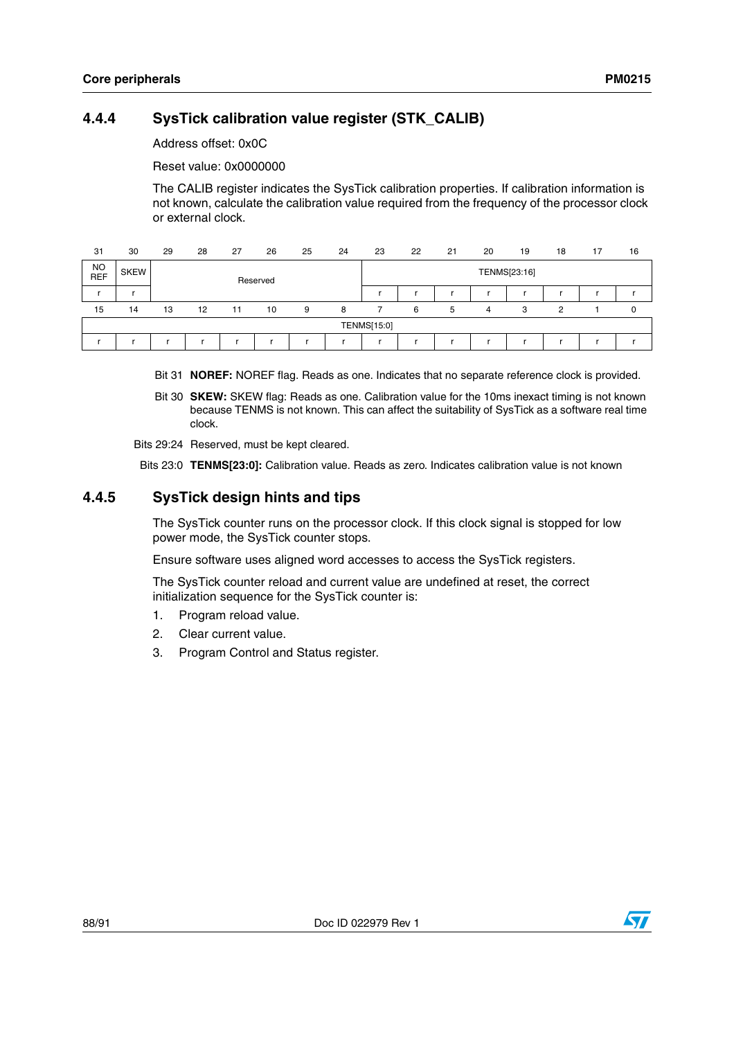### 4.4.4 SysTick calibration value register (STK_CALIB)

Address offset: 0x0C

Reset value: 0x0000000

The CALIB register indicates the SysTick calibration properties. If calibration information is not known, calculate the calibration value required from the frequency of the processor clock or external clock.

| 31 | 30 | 29 | 28 | 27 | 26 | 25 | 24 | 23 | 22 | 21 | 20 | 19 | 18 | 17 | 16 |
|---|---|---|---|---|---|---|---|---|---|---|---|---|---|---|---|
| NO REF | SKEW | Reserved | | | | | | TENMS[23:16] | | | | | | | |
| r | r | | | | | | | r | r | r | r | r | r | r | r |
| **15** | **14** | **13** | **12** | **11** | **10** | **9** | **8** | **7** | **6** | **5** | **4** | **3** | **2** | **1** | **0** |
| TENMS[15:0] | | | | | | | | | | | | | | | |
| r | r | r | r | r | r | r | r | r | r | r | r | r | r | r | r |

Bit 31 **NOREF:** NOREF flag. Reads as one. Indicates that no separate reference clock is provided.

Bit 30 **SKEW:** SKEW flag: Reads as one. Calibration value for the 10ms inexact timing is not known because TENMS is not known. This can affect the suitability of SysTick as a software real time clock.

Bits 29:24 Reserved, must be kept cleared.

Bits 23:0 **TENMS[23:0]:** Calibration value. Reads as zero. Indicates calibration value is not known

### 4.4.5 SysTick design hints and tips

The SysTick counter runs on the processor clock. If this clock signal is stopped for low power mode, the SysTick counter stops.

Ensure software uses aligned word accesses to access the SysTick registers.

The SysTick counter reload and current value are undefined at reset, the correct initialization sequence for the SysTick counter is:

1. Program reload value.
2. Clear current value.
3. Program Control and Status register.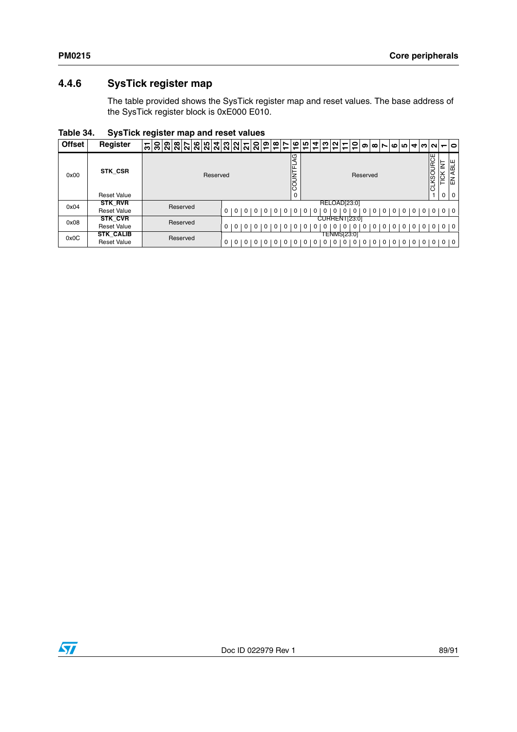### 4.4.6 SysTick register map

The table provided shows the SysTick register map and reset values. The base address of the SysTick register block is 0xE000 E010.

**Table 34. SysTick register map and reset values**

| Offset | Register | 31 | 30 | 29 | 28 | 27 | 26 | 25 | 24 | 23 | 22 | 21 | 20 | 19 | 18 | 17 | 16 | 15 | 14 | 13 | 12 | 11 | 10 | 9 | 8 | 7 | 6 | 5 | 4 | 3 | 2 | 1 | 0 |
|---|---|---|---|---|---|---|---|---|---|---|---|---|---|---|---|---|---|---|---|---|---|---|---|---|---|---|---|---|---|---|---|---|---|
| 0x00 | STK_CSR | Reserved | | | | | | | | | | | | | | | COUNTFLAG | Reserved | | | | | | | | | | | | | CLKSOURCE | TICK INT | EN ABLE |
| | Reset Value | | | | | | | | | | | | | | | | 0 | | | | | | | | | | | | | | 1 | 0 | 0 |
| 0x04 | STK_RVR | Reserved | | | | | | | | RELOAD[23:0] | | | | | | | | | | | | | | | | | | | | | | | |
| | Reset Value | | | | | | | | | 0 | 0 | 0 | 0 | 0 | 0 | 0 | 0 | 0 | 0 | 0 | 0 | 0 | 0 | 0 | 0 | 0 | 0 | 0 | 0 | 0 | 0 | 0 | 0 |
| 0x08 | STK_CVR | Reserved | | | | | | | | CURRENT[23:0] | | | | | | | | | | | | | | | | | | | | | | | |
| | Reset Value | | | | | | | | | 0 | 0 | 0 | 0 | 0 | 0 | 0 | 0 | 0 | 0 | 0 | 0 | 0 | 0 | 0 | 0 | 0 | 0 | 0 | 0 | 0 | 0 | 0 | 0 |
| 0x0C | STK_CALIB | Reserved | | | | | | | | TENMS[23:0] | | | | | | | | | | | | | | | | | | | | | | | |
| | Reset Value | | | | | | | | | 0 | 0 | 0 | 0 | 0 | 0 | 0 | 0 | 0 | 0 | 0 | 0 | 0 | 0 | 0 | 0 | 0 | 0 | 0 | 0 | 0 | 0 | 0 | 0 |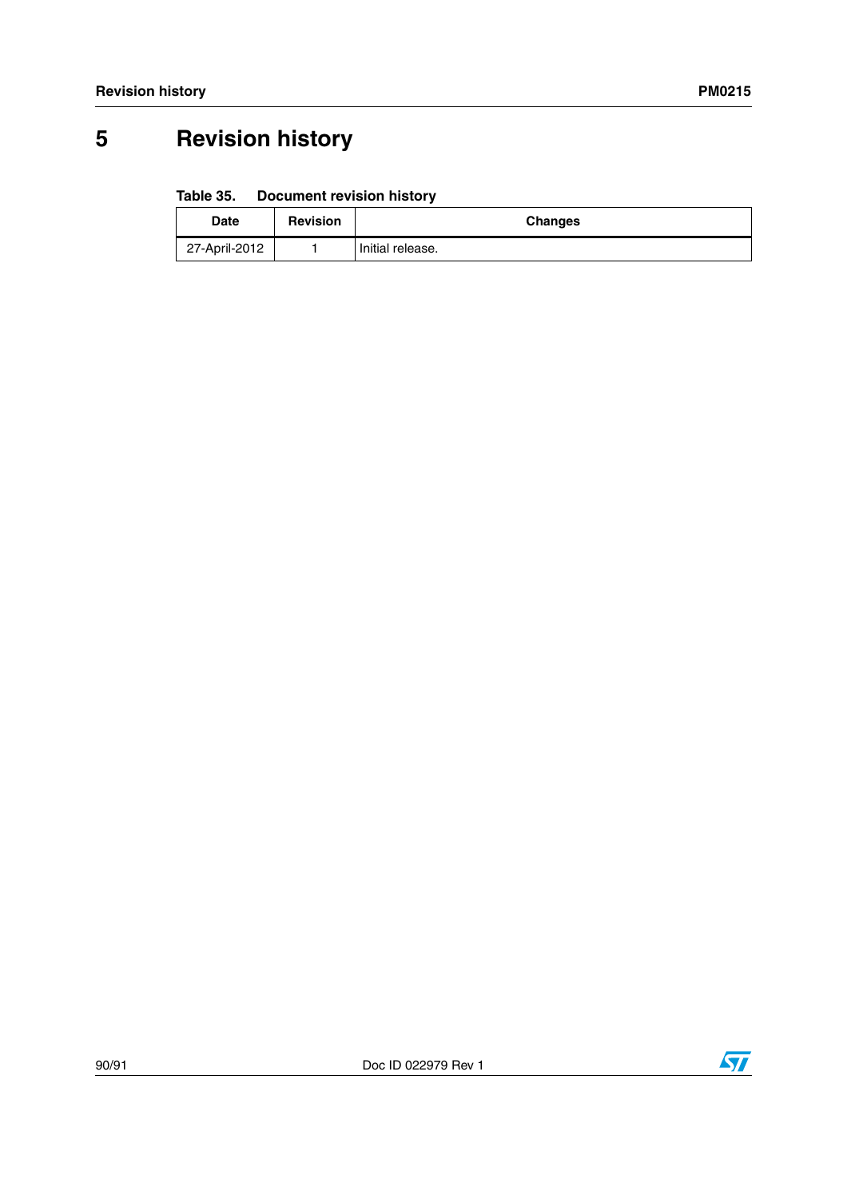# 5 Revision history

**Table 35. Document revision history**

| Date | Revision | Changes |
|---|---|---|
| 27-April-2012 | 1 | Initial release. |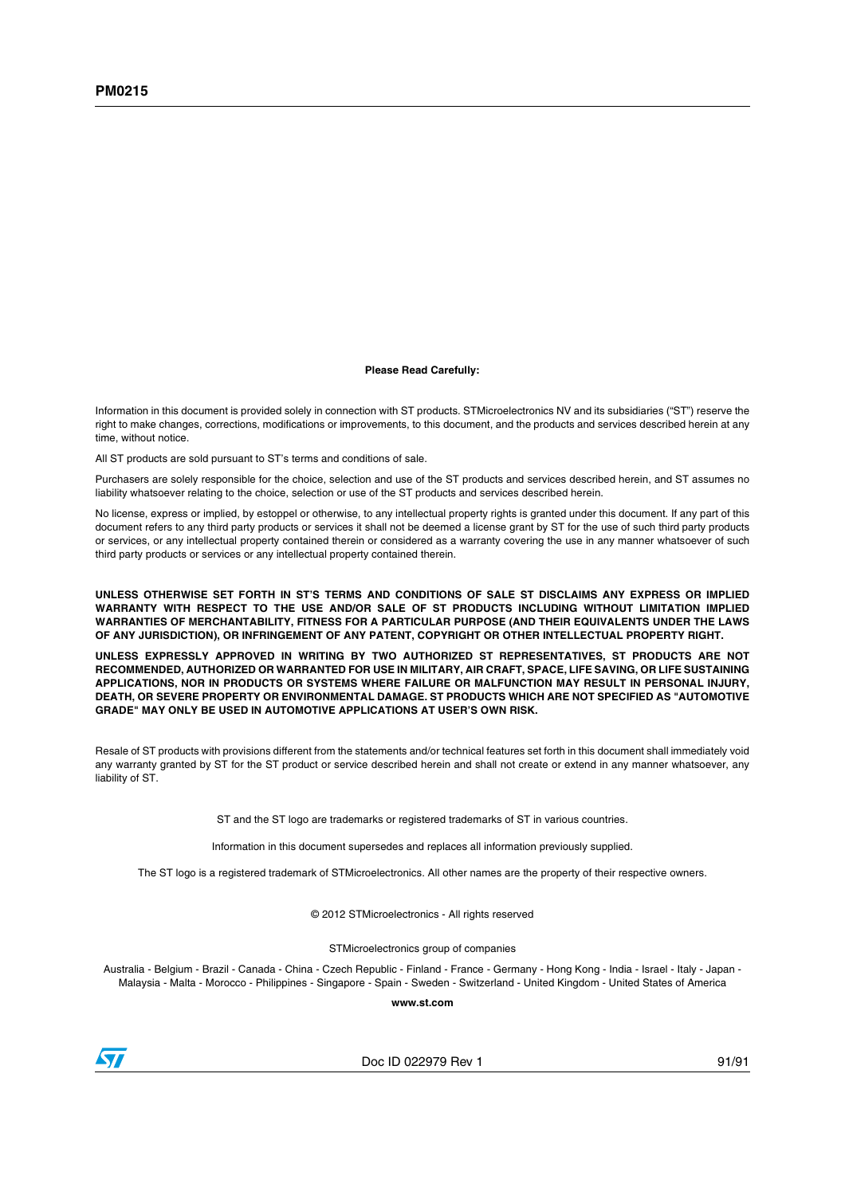**Please Read Carefully:**

Information in this document is provided solely in connection with ST products. STMicroelectronics NV and its subsidiaries (“ST”) reserve the right to make changes, corrections, modifications or improvements, to this document, and the products and services described herein at any time, without notice.

All ST products are sold pursuant to ST’s terms and conditions of sale.

Purchasers are solely responsible for the choice, selection and use of the ST products and services described herein, and ST assumes no liability whatsoever relating to the choice, selection or use of the ST products and services described herein.

No license, express or implied, by estoppel or otherwise, to any intellectual property rights is granted under this document. If any part of this document refers to any third party products or services it shall not be deemed a license grant by ST for the use of such third party products or services, or any intellectual property contained therein or considered as a warranty covering the use in any manner whatsoever of such third party products or services or any intellectual property contained therein.

**UNLESS OTHERWISE SET FORTH IN ST’S TERMS AND CONDITIONS OF SALE ST DISCLAIMS ANY EXPRESS OR IMPLIED WARRANTY WITH RESPECT TO THE USE AND/OR SALE OF ST PRODUCTS INCLUDING WITHOUT LIMITATION IMPLIED WARRANTIES OF MERCHANTABILITY, FITNESS FOR A PARTICULAR PURPOSE (AND THEIR EQUIVALENTS UNDER THE LAWS OF ANY JURISDICTION), OR INFRINGEMENT OF ANY PATENT, COPYRIGHT OR OTHER INTELLECTUAL PROPERTY RIGHT.**

**UNLESS EXPRESSLY APPROVED IN WRITING BY TWO AUTHORIZED ST REPRESENTATIVES, ST PRODUCTS ARE NOT RECOMMENDED, AUTHORIZED OR WARRANTED FOR USE IN MILITARY, AIR CRAFT, SPACE, LIFE SAVING, OR LIFE SUSTAINING APPLICATIONS, NOR IN PRODUCTS OR SYSTEMS WHERE FAILURE OR MALFUNCTION MAY RESULT IN PERSONAL INJURY, DEATH, OR SEVERE PROPERTY OR ENVIRONMENTAL DAMAGE. ST PRODUCTS WHICH ARE NOT SPECIFIED AS "AUTOMOTIVE GRADE" MAY ONLY BE USED IN AUTOMOTIVE APPLICATIONS AT USER’S OWN RISK.**

Resale of ST products with provisions different from the statements and/or technical features set forth in this document shall immediately void any warranty granted by ST for the ST product or service described herein and shall not create or extend in any manner whatsoever, any liability of ST.

ST and the ST logo are trademarks or registered trademarks of ST in various countries.

Information in this document supersedes and replaces all information previously supplied.

The ST logo is a registered trademark of STMicroelectronics. All other names are the property of their respective owners.

© 2012 STMicroelectronics - All rights reserved

STMicroelectronics group of companies

Australia - Belgium - Brazil - Canada - China - Czech Republic - Finland - France - Germany - Hong Kong - India - Israel - Italy - Japan - Malaysia - Malta - Morocco - Philippines - Singapore - Spain - Sweden - Switzerland - United Kingdom - United States of America

**www.st.com**